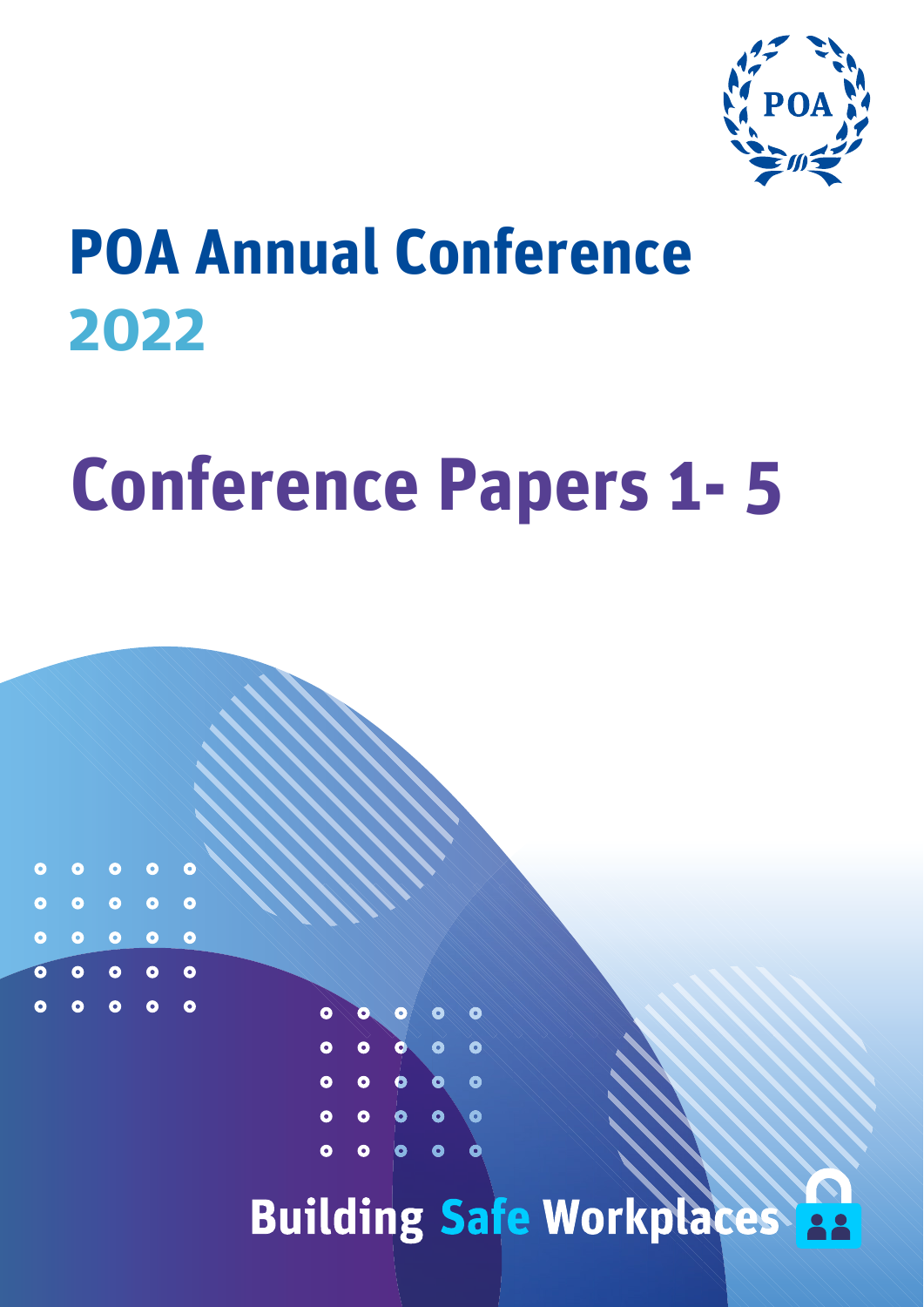POA

# POA Annual Conference 2022

# Conference Papers 1- 5

**Building Safe Workplaces**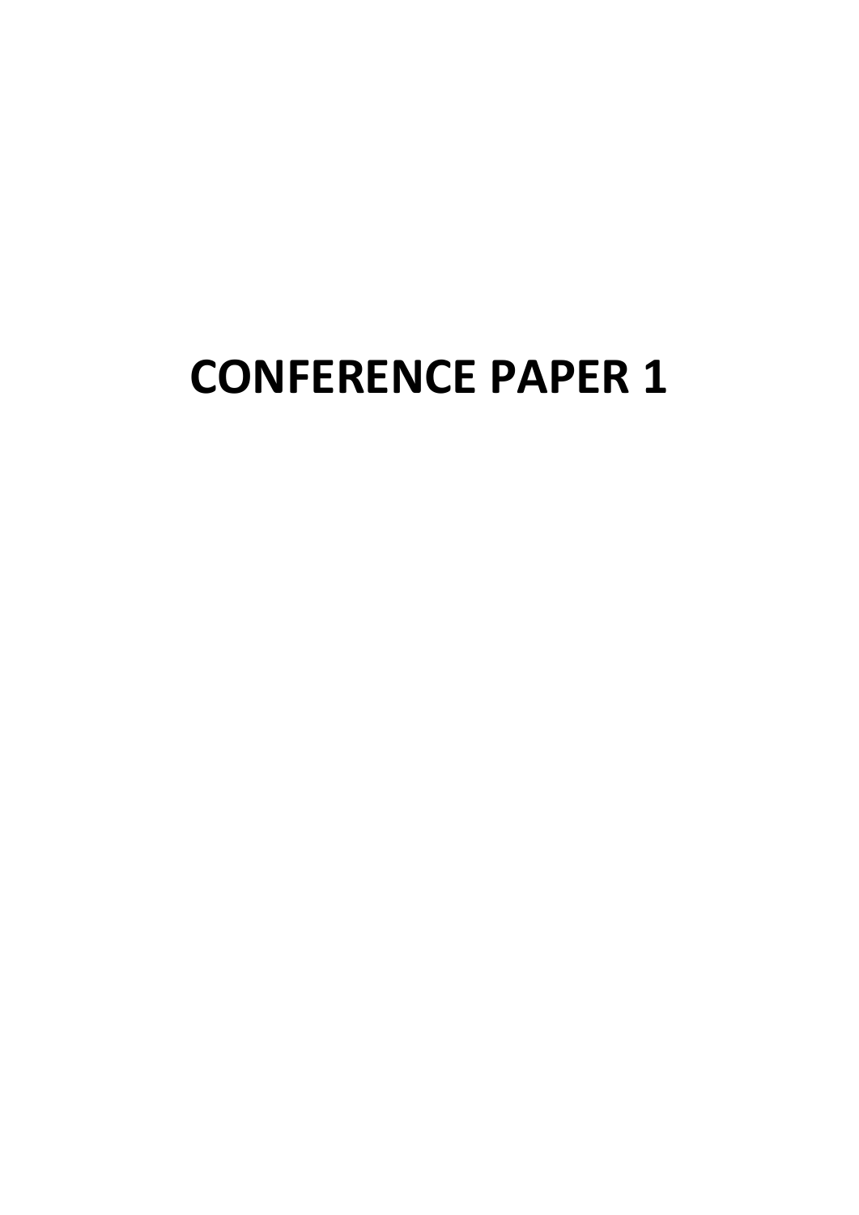# CONFERENCE PAPER 1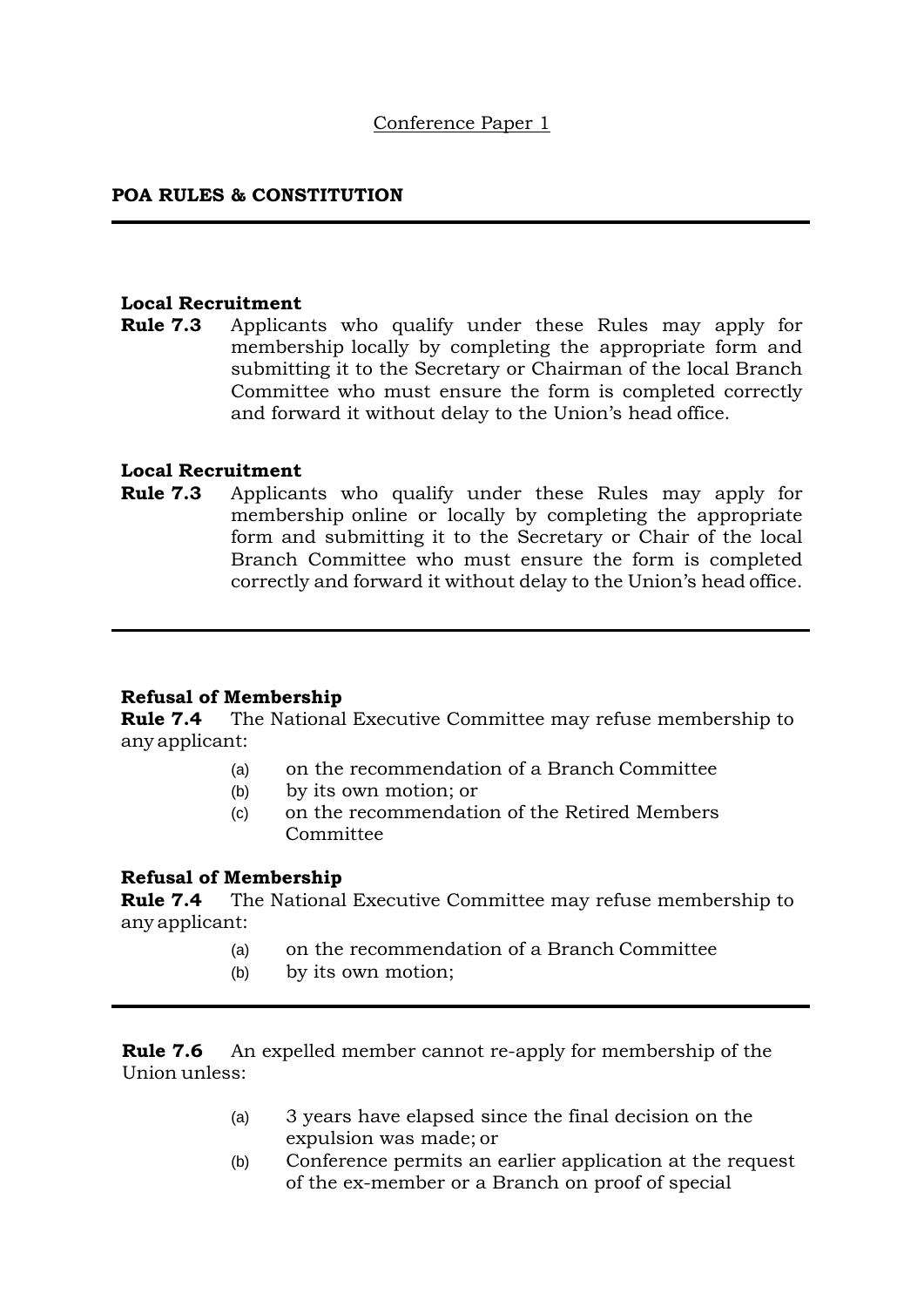Conference Paper 1

**POA RULES & CONSTITUTION**

---

**Local Recruitment**

**Rule 7.3** Applicants who qualify under these Rules may apply for membership locally by completing the appropriate form and submitting it to the Secretary or Chairman of the local Branch Committee who must ensure the form is completed correctly and forward it without delay to the Union's head office.

**Local Recruitment**

**Rule 7.3** Applicants who qualify under these Rules may apply for membership online or locally by completing the appropriate form and submitting it to the Secretary or Chair of the local Branch Committee who must ensure the form is completed correctly and forward it without delay to the Union's head office.

---

**Refusal of Membership**

**Rule 7.4** The National Executive Committee may refuse membership to any applicant:

(a) on the recommendation of a Branch Committee
(b) by its own motion; or
(c) on the recommendation of the Retired Members Committee

**Refusal of Membership**

**Rule 7.4** The National Executive Committee may refuse membership to any applicant:

(a) on the recommendation of a Branch Committee
(b) by its own motion;

---

**Rule 7.6** An expelled member cannot re-apply for membership of the Union unless:

(a) 3 years have elapsed since the final decision on the expulsion was made; or
(b) Conference permits an earlier application at the request of the ex-member or a Branch on proof of special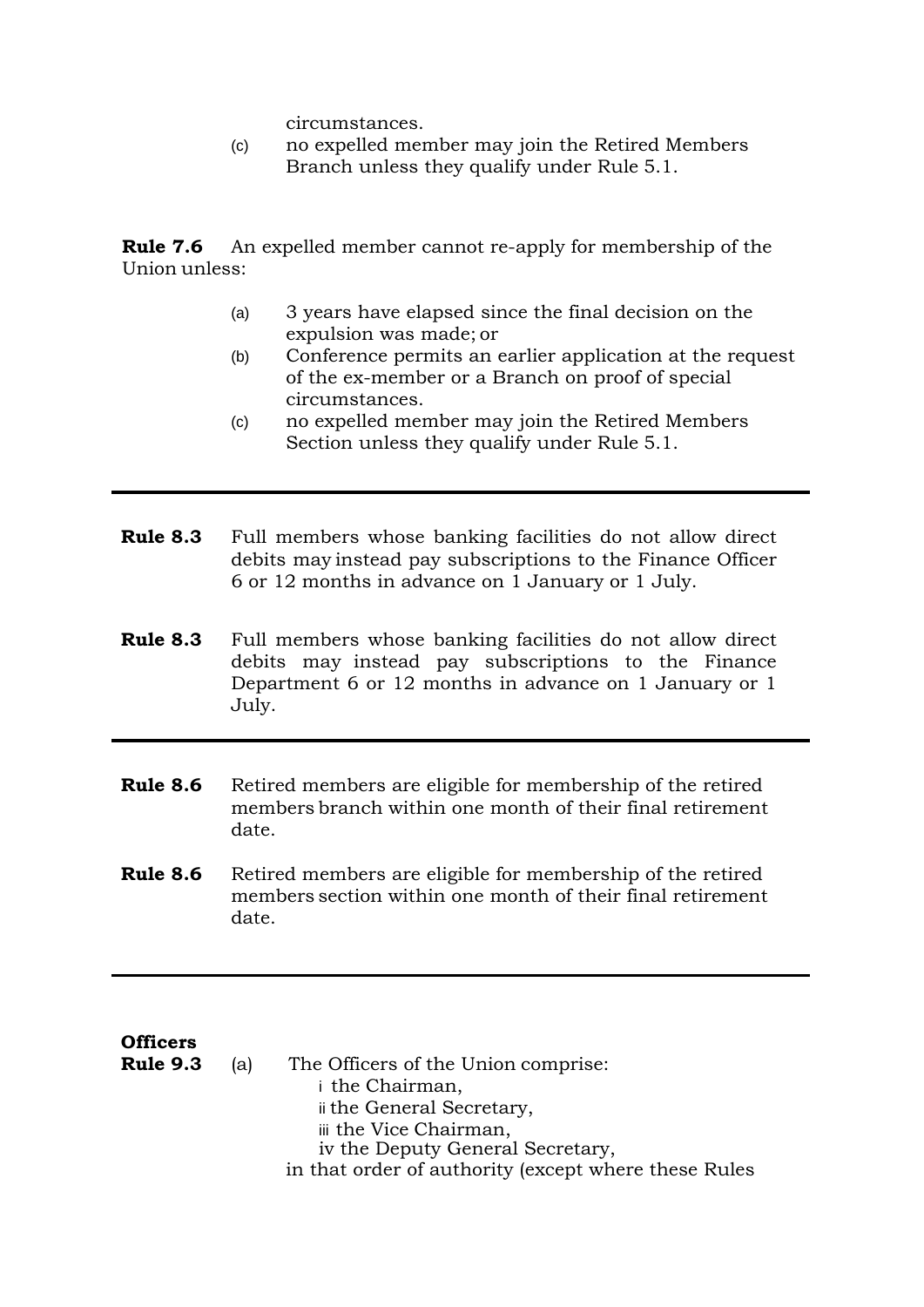circumstances.

(c) no expelled member may join the Retired Members Branch unless they qualify under Rule 5.1.

**Rule 7.6** An expelled member cannot re-apply for membership of the Union unless:

(a) 3 years have elapsed since the final decision on the expulsion was made; or

(b) Conference permits an earlier application at the request of the ex-member or a Branch on proof of special circumstances.

(c) no expelled member may join the Retired Members Section unless they qualify under Rule 5.1.

---

**Rule 8.3** Full members whose banking facilities do not allow direct debits may instead pay subscriptions to the Finance Officer 6 or 12 months in advance on 1 January or 1 July.

**Rule 8.3** Full members whose banking facilities do not allow direct debits may instead pay subscriptions to the Finance Department 6 or 12 months in advance on 1 January or 1 July.

---

**Rule 8.6** Retired members are eligible for membership of the retired members branch within one month of their final retirement date.

**Rule 8.6** Retired members are eligible for membership of the retired members section within one month of their final retirement date.

---

**Officers**

**Rule 9.3** (a) The Officers of the Union comprise:

i the Chairman,
ii the General Secretary,
iii the Vice Chairman,
iv the Deputy General Secretary,

in that order of authority (except where these Rules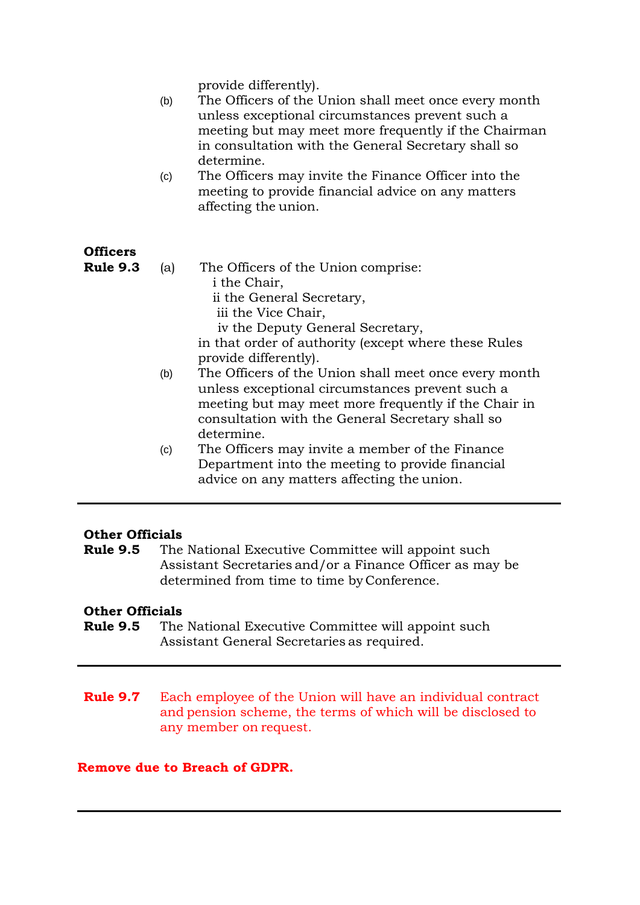provide differently).

(b) The Officers of the Union shall meet once every month unless exceptional circumstances prevent such a meeting but may meet more frequently if the Chairman in consultation with the General Secretary shall so determine.

(c) The Officers may invite the Finance Officer into the meeting to provide financial advice on any matters affecting the union.

**Officers**

**Rule 9.3** (a) The Officers of the Union comprise:

i the Chair,
ii the General Secretary,
iii the Vice Chair,
iv the Deputy General Secretary,

in that order of authority (except where these Rules provide differently).

(b) The Officers of the Union shall meet once every month unless exceptional circumstances prevent such a meeting but may meet more frequently if the Chair in consultation with the General Secretary shall so determine.

(c) The Officers may invite a member of the Finance Department into the meeting to provide financial advice on any matters affecting the union.

---

**Other Officials**

**Rule 9.5** The National Executive Committee will appoint such Assistant Secretaries and/or a Finance Officer as may be determined from time to time by Conference.

**Other Officials**

**Rule 9.5** The National Executive Committee will appoint such Assistant General Secretaries as required.

---

**Rule 9.7** Each employee of the Union will have an individual contract and pension scheme, the terms of which will be disclosed to any member on request.

**Remove due to Breach of GDPR.**

---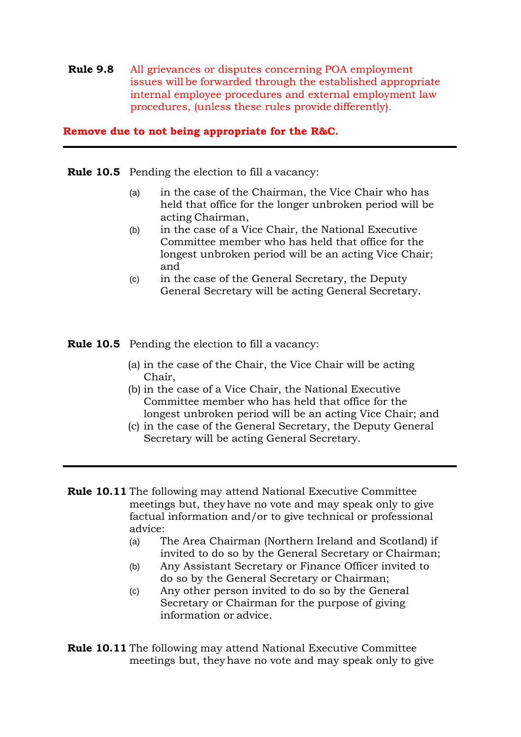**Rule 9.8** All grievances or disputes concerning POA employment issues will be forwarded through the established appropriate internal employee procedures and external employment law procedures, (unless these rules provide differently).

**Remove due to not being appropriate for the R&C.**

---

**Rule 10.5** Pending the election to fill a vacancy:

(a) in the case of the Chairman, the Vice Chair who has held that office for the longer unbroken period will be acting Chairman,

(b) in the case of a Vice Chair, the National Executive Committee member who has held that office for the longest unbroken period will be an acting Vice Chair; and

(c) in the case of the General Secretary, the Deputy General Secretary will be acting General Secretary.

**Rule 10.5** Pending the election to fill a vacancy:

(a) in the case of the Chair, the Vice Chair will be acting Chair,

(b) in the case of a Vice Chair, the National Executive Committee member who has held that office for the longest unbroken period will be an acting Vice Chair; and

(c) in the case of the General Secretary, the Deputy General Secretary will be acting General Secretary.

---

**Rule 10.11** The following may attend National Executive Committee meetings but, they have no vote and may speak only to give factual information and/or to give technical or professional advice:

(a) The Area Chairman (Northern Ireland and Scotland) if invited to do so by the General Secretary or Chairman;

(b) Any Assistant Secretary or Finance Officer invited to do so by the General Secretary or Chairman;

(c) Any other person invited to do so by the General Secretary or Chairman for the purpose of giving information or advice.

**Rule 10.11** The following may attend National Executive Committee meetings but, they have no vote and may speak only to give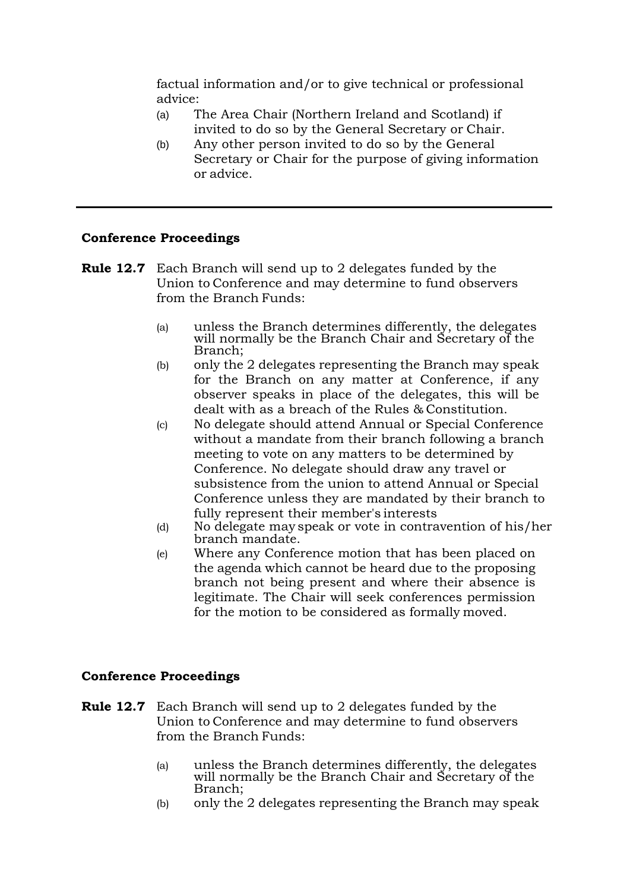factual information and/or to give technical or professional advice:

(a) The Area Chair (Northern Ireland and Scotland) if invited to do so by the General Secretary or Chair.

(b) Any other person invited to do so by the General Secretary or Chair for the purpose of giving information or advice.

---

**Conference Proceedings**

**Rule 12.7** Each Branch will send up to 2 delegates funded by the Union to Conference and may determine to fund observers from the Branch Funds:

(a) unless the Branch determines differently, the delegates will normally be the Branch Chair and Secretary of the Branch;

(b) only the 2 delegates representing the Branch may speak for the Branch on any matter at Conference, if any observer speaks in place of the delegates, this will be dealt with as a breach of the Rules & Constitution.

(c) No delegate should attend Annual or Special Conference without a mandate from their branch following a branch meeting to vote on any matters to be determined by Conference. No delegate should draw any travel or subsistence from the union to attend Annual or Special Conference unless they are mandated by their branch to fully represent their member's interests

(d) No delegate may speak or vote in contravention of his/her branch mandate.

(e) Where any Conference motion that has been placed on the agenda which cannot be heard due to the proposing branch not being present and where their absence is legitimate. The Chair will seek conferences permission for the motion to be considered as formally moved.

**Conference Proceedings**

**Rule 12.7** Each Branch will send up to 2 delegates funded by the Union to Conference and may determine to fund observers from the Branch Funds:

(a) unless the Branch determines differently, the delegates will normally be the Branch Chair and Secretary of the Branch;

(b) only the 2 delegates representing the Branch may speak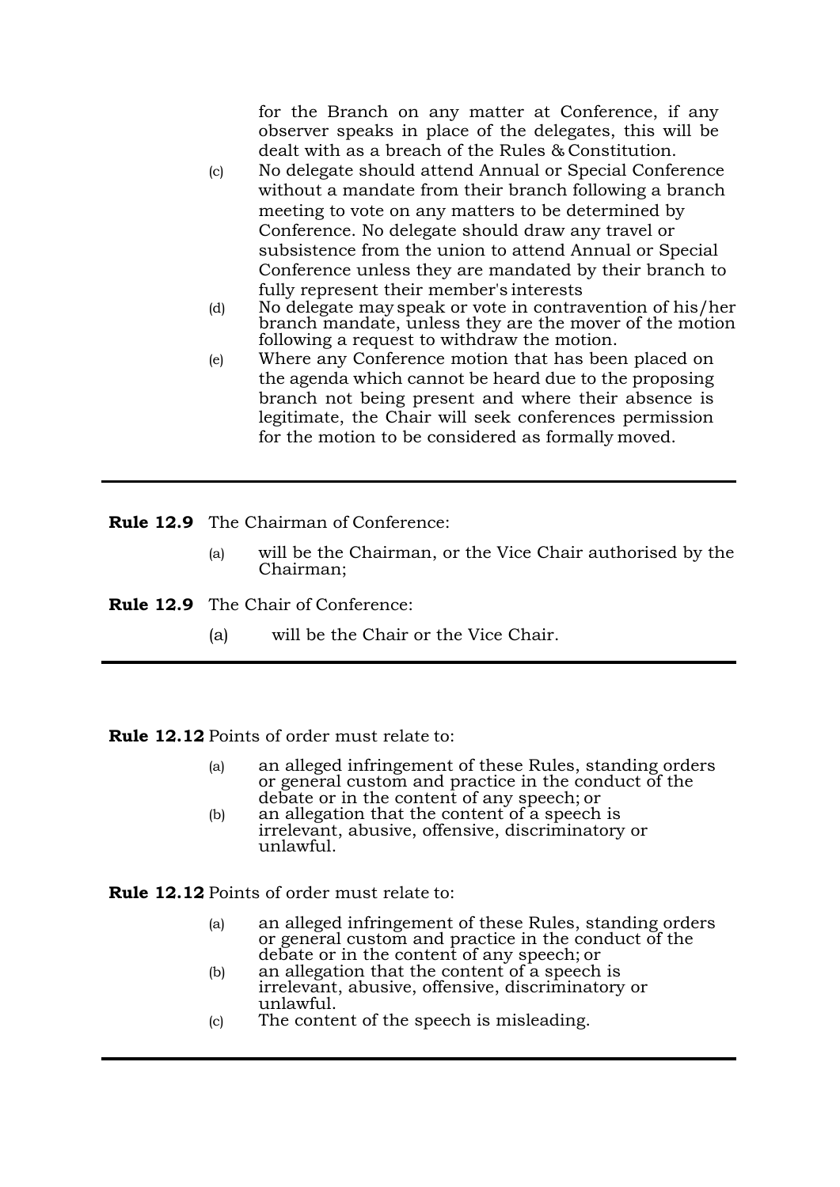for the Branch on any matter at Conference, if any observer speaks in place of the delegates, this will be dealt with as a breach of the Rules & Constitution.

(c) No delegate should attend Annual or Special Conference without a mandate from their branch following a branch meeting to vote on any matters to be determined by Conference. No delegate should draw any travel or subsistence from the union to attend Annual or Special Conference unless they are mandated by their branch to fully represent their member's interests

(d) No delegate may speak or vote in contravention of his/her branch mandate, unless they are the mover of the motion following a request to withdraw the motion.

(e) Where any Conference motion that has been placed on the agenda which cannot be heard due to the proposing branch not being present and where their absence is legitimate, the Chair will seek conferences permission for the motion to be considered as formally moved.

---

**Rule 12.9** The Chairman of Conference:

(a) will be the Chairman, or the Vice Chair authorised by the Chairman;

**Rule 12.9** The Chair of Conference:

(a) will be the Chair or the Vice Chair.

---

**Rule 12.12** Points of order must relate to:

(a) an alleged infringement of these Rules, standing orders or general custom and practice in the conduct of the debate or in the content of any speech; or

(b) an allegation that the content of a speech is irrelevant, abusive, offensive, discriminatory or unlawful.

**Rule 12.12** Points of order must relate to:

(a) an alleged infringement of these Rules, standing orders or general custom and practice in the conduct of the debate or in the content of any speech; or

(b) an allegation that the content of a speech is irrelevant, abusive, offensive, discriminatory or unlawful.

(c) The content of the speech is misleading.

---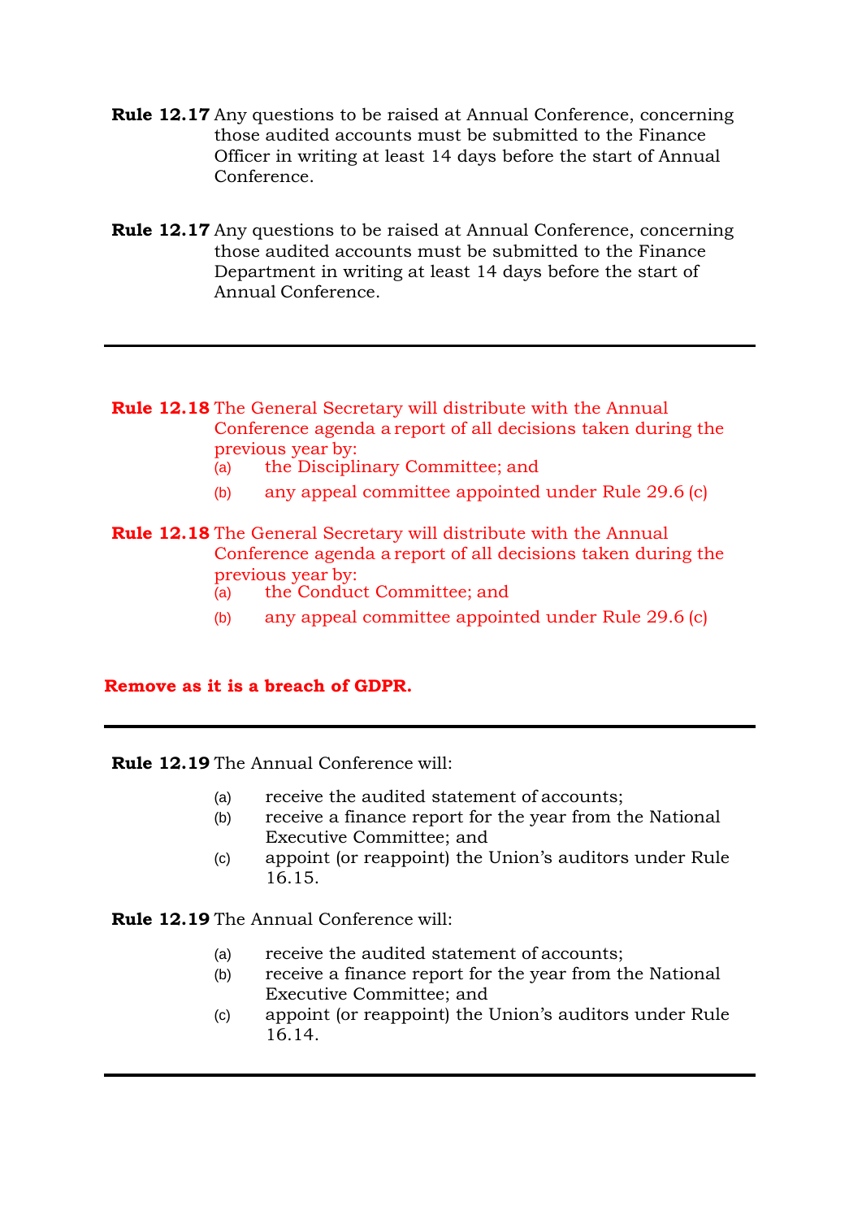**Rule 12.17** Any questions to be raised at Annual Conference, concerning those audited accounts must be submitted to the Finance Officer in writing at least 14 days before the start of Annual Conference.

**Rule 12.17** Any questions to be raised at Annual Conference, concerning those audited accounts must be submitted to the Finance Department in writing at least 14 days before the start of Annual Conference.

---

**Rule 12.18** The General Secretary will distribute with the Annual Conference agenda a report of all decisions taken during the previous year by:

(a) the Disciplinary Committee; and

(b) any appeal committee appointed under Rule 29.6 (c)

**Rule 12.18** The General Secretary will distribute with the Annual Conference agenda a report of all decisions taken during the previous year by:

(a) the Conduct Committee; and

(b) any appeal committee appointed under Rule 29.6 (c)

**Remove as it is a breach of GDPR.**

---

**Rule 12.19** The Annual Conference will:

(a) receive the audited statement of accounts;

(b) receive a finance report for the year from the National Executive Committee; and

(c) appoint (or reappoint) the Union's auditors under Rule 16.15.

**Rule 12.19** The Annual Conference will:

(a) receive the audited statement of accounts;

(b) receive a finance report for the year from the National Executive Committee; and

(c) appoint (or reappoint) the Union's auditors under Rule 16.14.

---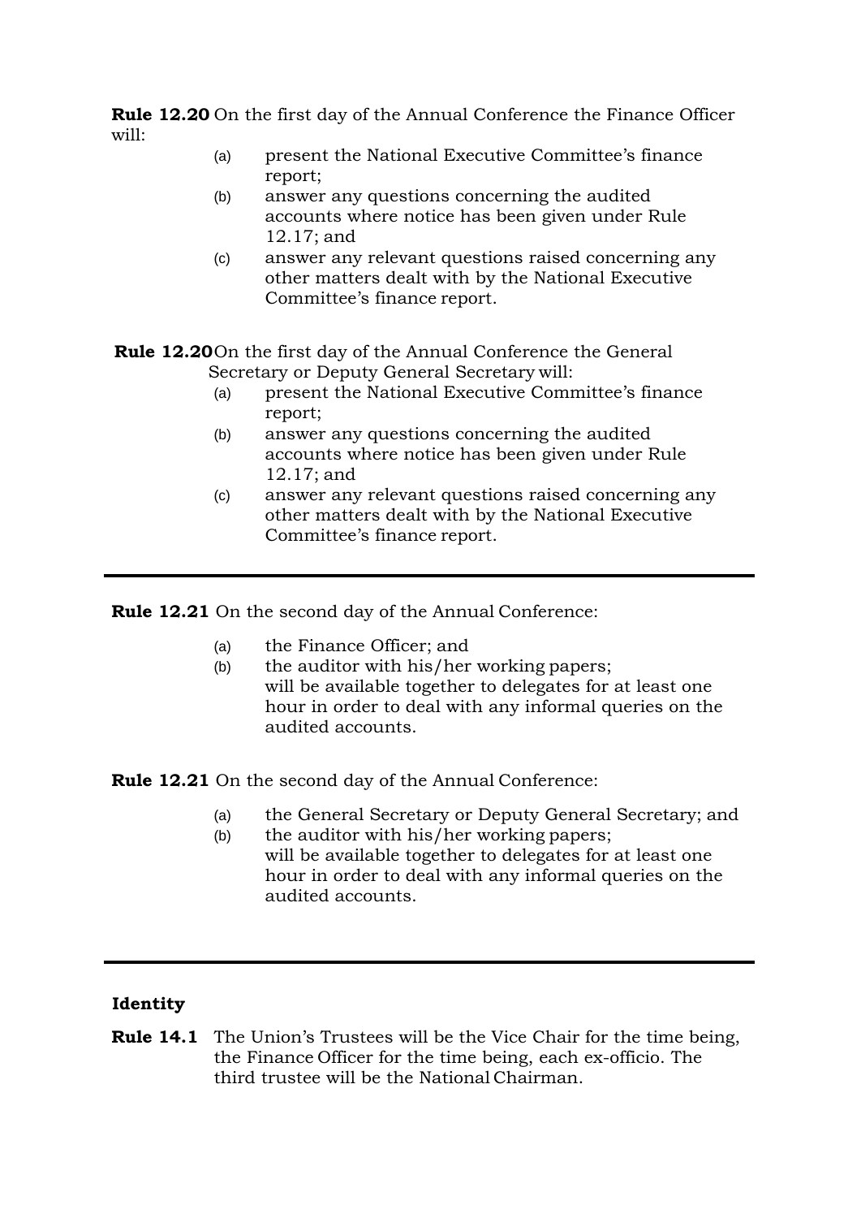**Rule 12.20** On the first day of the Annual Conference the Finance Officer will:

- (a) present the National Executive Committee's finance report;
- (b) answer any questions concerning the audited accounts where notice has been given under Rule 12.17; and
- (c) answer any relevant questions raised concerning any other matters dealt with by the National Executive Committee's finance report.

**Rule 12.20** On the first day of the Annual Conference the General Secretary or Deputy General Secretary will:

- (a) present the National Executive Committee's finance report;
- (b) answer any questions concerning the audited accounts where notice has been given under Rule 12.17; and
- (c) answer any relevant questions raised concerning any other matters dealt with by the National Executive Committee's finance report.

---

**Rule 12.21** On the second day of the Annual Conference:

- (a) the Finance Officer; and
- (b) the auditor with his/her working papers;

will be available together to delegates for at least one hour in order to deal with any informal queries on the audited accounts.

**Rule 12.21** On the second day of the Annual Conference:

- (a) the General Secretary or Deputy General Secretary; and
- (b) the auditor with his/her working papers;

will be available together to delegates for at least one hour in order to deal with any informal queries on the audited accounts.

---

**Identity**

**Rule 14.1** The Union's Trustees will be the Vice Chair for the time being, the Finance Officer for the time being, each ex-officio. The third trustee will be the National Chairman.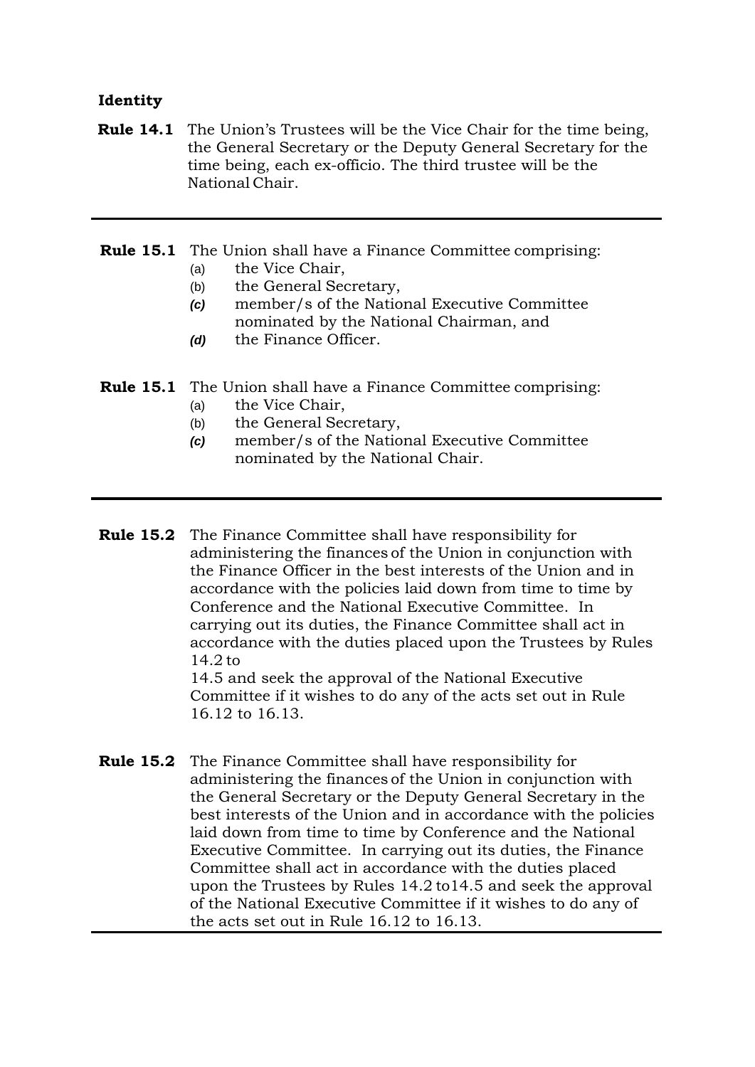**Identity**

**Rule 14.1** The Union's Trustees will be the Vice Chair for the time being, the General Secretary or the Deputy General Secretary for the time being, each ex-officio. The third trustee will be the National Chair.

---

**Rule 15.1** The Union shall have a Finance Committee comprising:

(a) the Vice Chair,

(b) the General Secretary,

***(c)*** member/s of the National Executive Committee nominated by the National Chairman, and

***(d)*** the Finance Officer.

**Rule 15.1** The Union shall have a Finance Committee comprising:

(a) the Vice Chair,

(b) the General Secretary,

***(c)*** member/s of the National Executive Committee nominated by the National Chair.

---

**Rule 15.2** The Finance Committee shall have responsibility for administering the finances of the Union in conjunction with the Finance Officer in the best interests of the Union and in accordance with the policies laid down from time to time by Conference and the National Executive Committee. In carrying out its duties, the Finance Committee shall act in accordance with the duties placed upon the Trustees by Rules 14.2 to 14.5 and seek the approval of the National Executive Committee if it wishes to do any of the acts set out in Rule 16.12 to 16.13.

**Rule 15.2** The Finance Committee shall have responsibility for administering the finances of the Union in conjunction with the General Secretary or the Deputy General Secretary in the best interests of the Union and in accordance with the policies laid down from time to time by Conference and the National Executive Committee. In carrying out its duties, the Finance Committee shall act in accordance with the duties placed upon the Trustees by Rules 14.2 to14.5 and seek the approval of the National Executive Committee if it wishes to do any of the acts set out in Rule 16.12 to 16.13.

---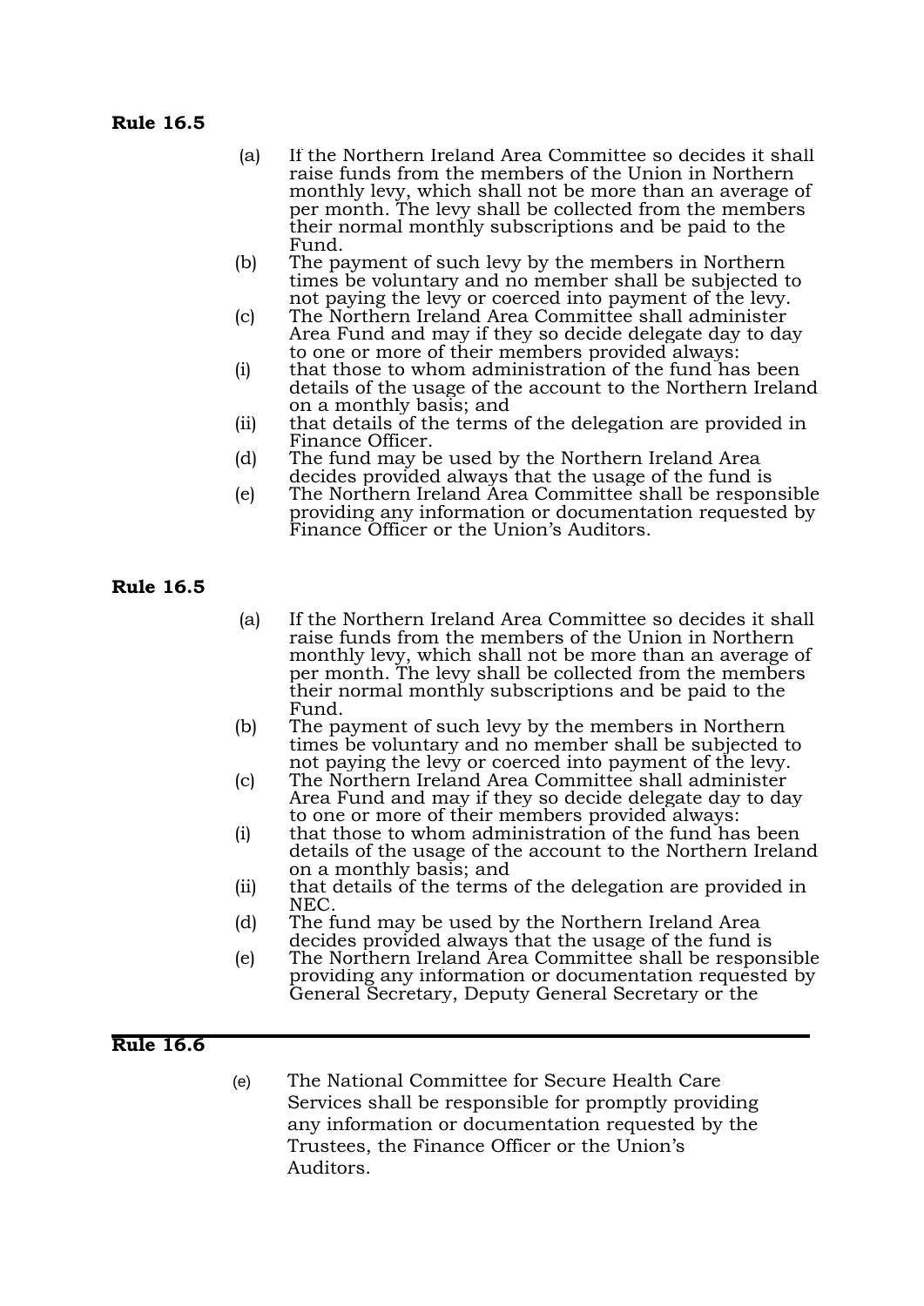**Rule 16.5**

(a) If the Northern Ireland Area Committee so decides it shall raise funds from the members of the Union in Northern monthly levy, which shall not be more than an average of per month. The levy shall be collected from the members their normal monthly subscriptions and be paid to the Fund.

(b) The payment of such levy by the members in Northern times be voluntary and no member shall be subjected to not paying the levy or coerced into payment of the levy.

(c) The Northern Ireland Area Committee shall administer Area Fund and may if they so decide delegate day to day to one or more of their members provided always:

(i) that those to whom administration of the fund has been details of the usage of the account to the Northern Ireland on a monthly basis; and

(ii) that details of the terms of the delegation are provided in Finance Officer.

(d) The fund may be used by the Northern Ireland Area decides provided always that the usage of the fund is

(e) The Northern Ireland Area Committee shall be responsible providing any information or documentation requested by Finance Officer or the Union's Auditors.

**Rule 16.5**

(a) If the Northern Ireland Area Committee so decides it shall raise funds from the members of the Union in Northern monthly levy, which shall not be more than an average of per month. The levy shall be collected from the members their normal monthly subscriptions and be paid to the Fund.

(b) The payment of such levy by the members in Northern times be voluntary and no member shall be subjected to not paying the levy or coerced into payment of the levy.

(c) The Northern Ireland Area Committee shall administer Area Fund and may if they so decide delegate day to day to one or more of their members provided always:

(i) that those to whom administration of the fund has been details of the usage of the account to the Northern Ireland on a monthly basis; and

(ii) that details of the terms of the delegation are provided in NEC.

(d) The fund may be used by the Northern Ireland Area decides provided always that the usage of the fund is

(e) The Northern Ireland Area Committee shall be responsible providing any information or documentation requested by General Secretary, Deputy General Secretary or the

---

**Rule 16.6**

(e) The National Committee for Secure Health Care Services shall be responsible for promptly providing any information or documentation requested by the Trustees, the Finance Officer or the Union's Auditors.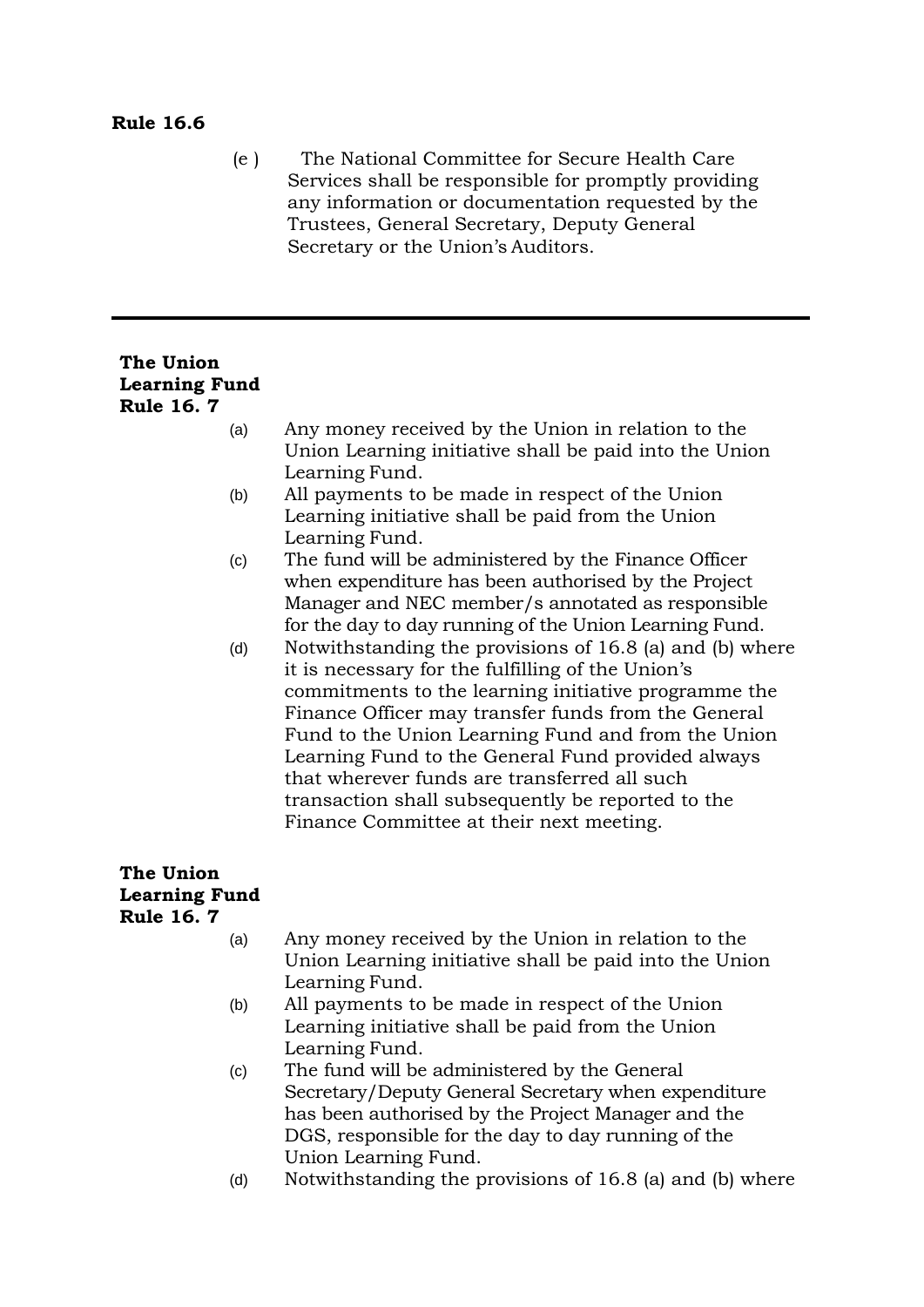**Rule 16.6**

(e ) The National Committee for Secure Health Care Services shall be responsible for promptly providing any information or documentation requested by the Trustees, General Secretary, Deputy General Secretary or the Union's Auditors.

---

**The Union Learning Fund Rule 16. 7**

(a) Any money received by the Union in relation to the Union Learning initiative shall be paid into the Union Learning Fund.

(b) All payments to be made in respect of the Union Learning initiative shall be paid from the Union Learning Fund.

(c) The fund will be administered by the Finance Officer when expenditure has been authorised by the Project Manager and NEC member/s annotated as responsible for the day to day running of the Union Learning Fund.

(d) Notwithstanding the provisions of 16.8 (a) and (b) where it is necessary for the fulfilling of the Union's commitments to the learning initiative programme the Finance Officer may transfer funds from the General Fund to the Union Learning Fund and from the Union Learning Fund to the General Fund provided always that wherever funds are transferred all such transaction shall subsequently be reported to the Finance Committee at their next meeting.

**The Union Learning Fund Rule 16. 7**

(a) Any money received by the Union in relation to the Union Learning initiative shall be paid into the Union Learning Fund.

(b) All payments to be made in respect of the Union Learning initiative shall be paid from the Union Learning Fund.

(c) The fund will be administered by the General Secretary/Deputy General Secretary when expenditure has been authorised by the Project Manager and the DGS, responsible for the day to day running of the Union Learning Fund.

(d) Notwithstanding the provisions of 16.8 (a) and (b) where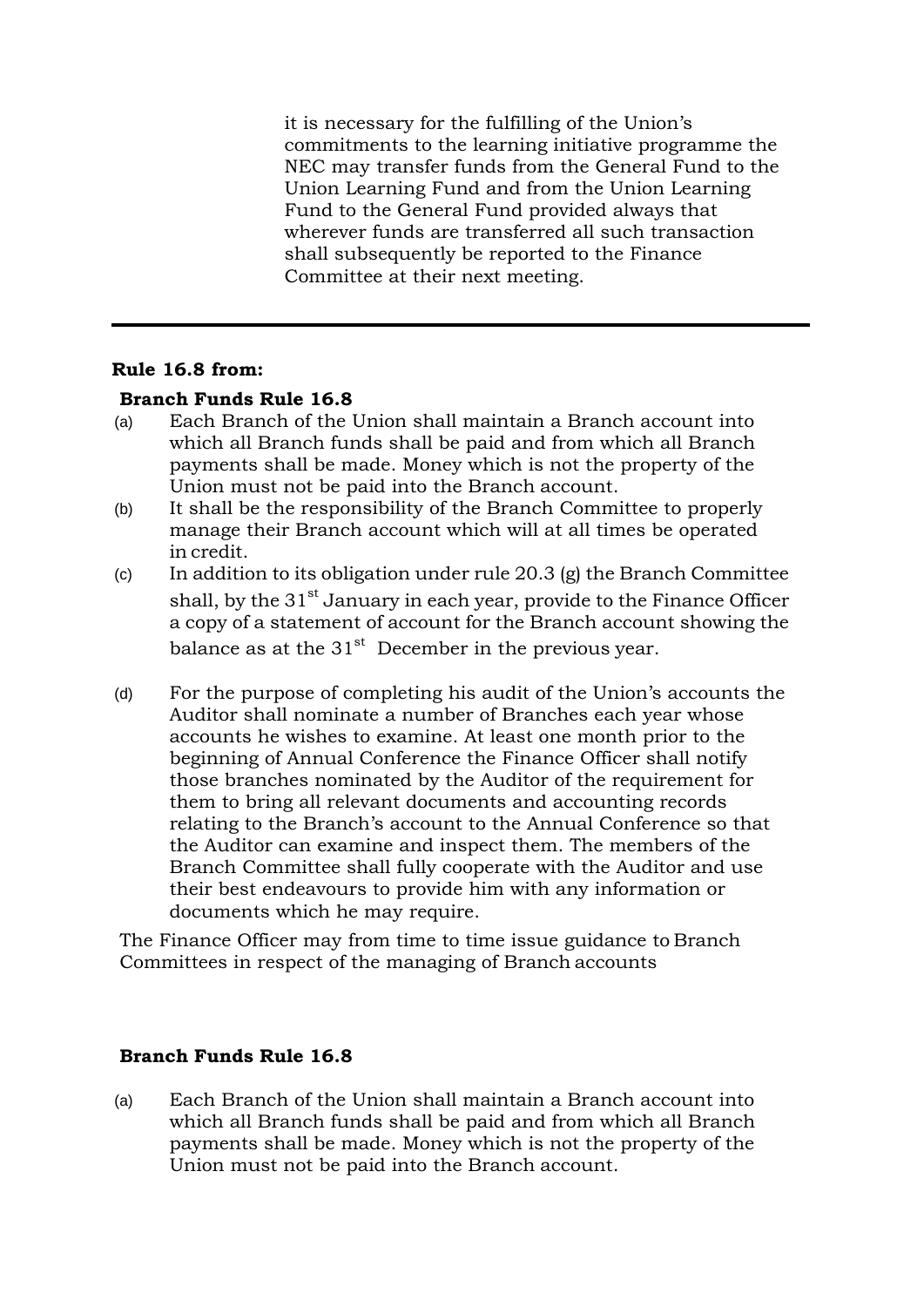it is necessary for the fulfilling of the Union's commitments to the learning initiative programme the NEC may transfer funds from the General Fund to the Union Learning Fund and from the Union Learning Fund to the General Fund provided always that wherever funds are transferred all such transaction shall subsequently be reported to the Finance Committee at their next meeting.

---

**Rule 16.8 from:**

**Branch Funds Rule 16.8**

(a) Each Branch of the Union shall maintain a Branch account into which all Branch funds shall be paid and from which all Branch payments shall be made. Money which is not the property of the Union must not be paid into the Branch account.

(b) It shall be the responsibility of the Branch Committee to properly manage their Branch account which will at all times be operated in credit.

(c) In addition to its obligation under rule 20.3 (g) the Branch Committee shall, by the 31st January in each year, provide to the Finance Officer a copy of a statement of account for the Branch account showing the balance as at the 31st December in the previous year.

(d) For the purpose of completing his audit of the Union's accounts the Auditor shall nominate a number of Branches each year whose accounts he wishes to examine. At least one month prior to the beginning of Annual Conference the Finance Officer shall notify those branches nominated by the Auditor of the requirement for them to bring all relevant documents and accounting records relating to the Branch's account to the Annual Conference so that the Auditor can examine and inspect them. The members of the Branch Committee shall fully cooperate with the Auditor and use their best endeavours to provide him with any information or documents which he may require.

The Finance Officer may from time to time issue guidance to Branch Committees in respect of the managing of Branch accounts

**Branch Funds Rule 16.8**

(a) Each Branch of the Union shall maintain a Branch account into which all Branch funds shall be paid and from which all Branch payments shall be made. Money which is not the property of the Union must not be paid into the Branch account.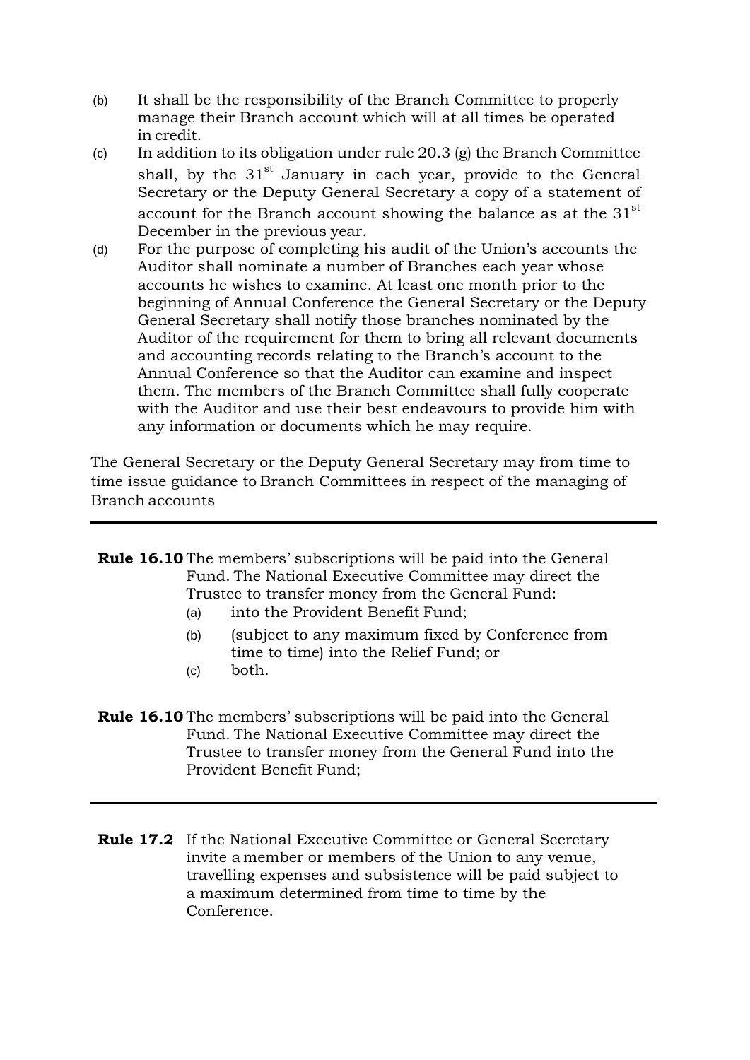(b) It shall be the responsibility of the Branch Committee to properly manage their Branch account which will at all times be operated in credit.

(c) In addition to its obligation under rule 20.3 (g) the Branch Committee shall, by the 31st January in each year, provide to the General Secretary or the Deputy General Secretary a copy of a statement of account for the Branch account showing the balance as at the 31st December in the previous year.

(d) For the purpose of completing his audit of the Union's accounts the Auditor shall nominate a number of Branches each year whose accounts he wishes to examine. At least one month prior to the beginning of Annual Conference the General Secretary or the Deputy General Secretary shall notify those branches nominated by the Auditor of the requirement for them to bring all relevant documents and accounting records relating to the Branch's account to the Annual Conference so that the Auditor can examine and inspect them. The members of the Branch Committee shall fully cooperate with the Auditor and use their best endeavours to provide him with any information or documents which he may require.

The General Secretary or the Deputy General Secretary may from time to time issue guidance to Branch Committees in respect of the managing of Branch accounts

---

**Rule 16.10** The members' subscriptions will be paid into the General Fund. The National Executive Committee may direct the Trustee to transfer money from the General Fund:

(a) into the Provident Benefit Fund;

(b) (subject to any maximum fixed by Conference from time to time) into the Relief Fund; or

(c) both.

**Rule 16.10** The members' subscriptions will be paid into the General Fund. The National Executive Committee may direct the Trustee to transfer money from the General Fund into the Provident Benefit Fund;

---

**Rule 17.2** If the National Executive Committee or General Secretary invite a member or members of the Union to any venue, travelling expenses and subsistence will be paid subject to a maximum determined from time to time by the Conference.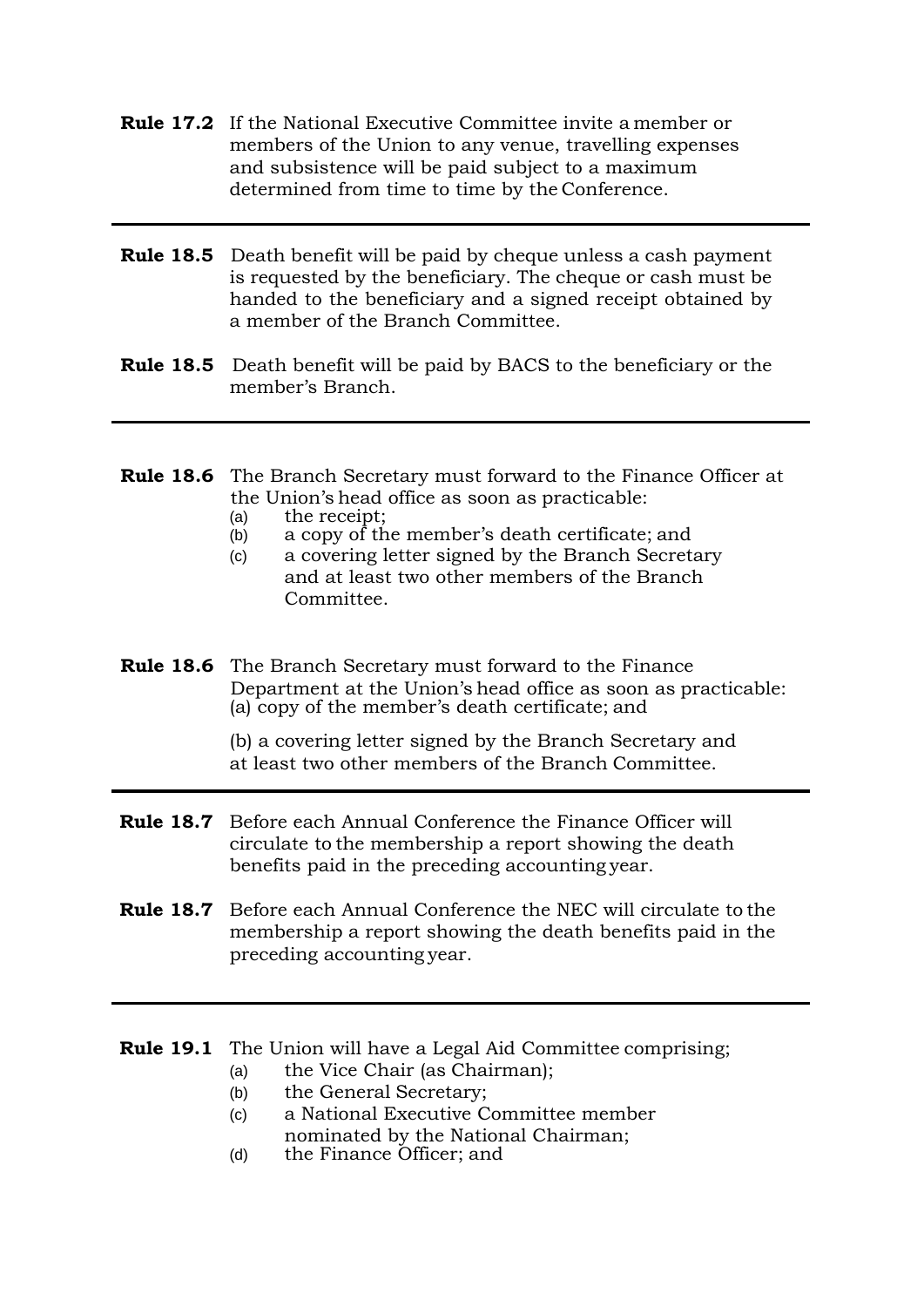**Rule 17.2** If the National Executive Committee invite a member or members of the Union to any venue, travelling expenses and subsistence will be paid subject to a maximum determined from time to time by the Conference.

---

**Rule 18.5** Death benefit will be paid by cheque unless a cash payment is requested by the beneficiary. The cheque or cash must be handed to the beneficiary and a signed receipt obtained by a member of the Branch Committee.

**Rule 18.5** Death benefit will be paid by BACS to the beneficiary or the member's Branch.

---

**Rule 18.6** The Branch Secretary must forward to the Finance Officer at the Union's head office as soon as practicable:

(a) the receipt;
(b) a copy of the member's death certificate; and
(c) a covering letter signed by the Branch Secretary and at least two other members of the Branch Committee.

**Rule 18.6** The Branch Secretary must forward to the Finance Department at the Union's head office as soon as practicable:
(a) copy of the member's death certificate; and

(b) a covering letter signed by the Branch Secretary and at least two other members of the Branch Committee.

---

**Rule 18.7** Before each Annual Conference the Finance Officer will circulate to the membership a report showing the death benefits paid in the preceding accounting year.

**Rule 18.7** Before each Annual Conference the NEC will circulate to the membership a report showing the death benefits paid in the preceding accounting year.

---

**Rule 19.1** The Union will have a Legal Aid Committee comprising;

(a) the Vice Chair (as Chairman);
(b) the General Secretary;
(c) a National Executive Committee member nominated by the National Chairman;
(d) the Finance Officer; and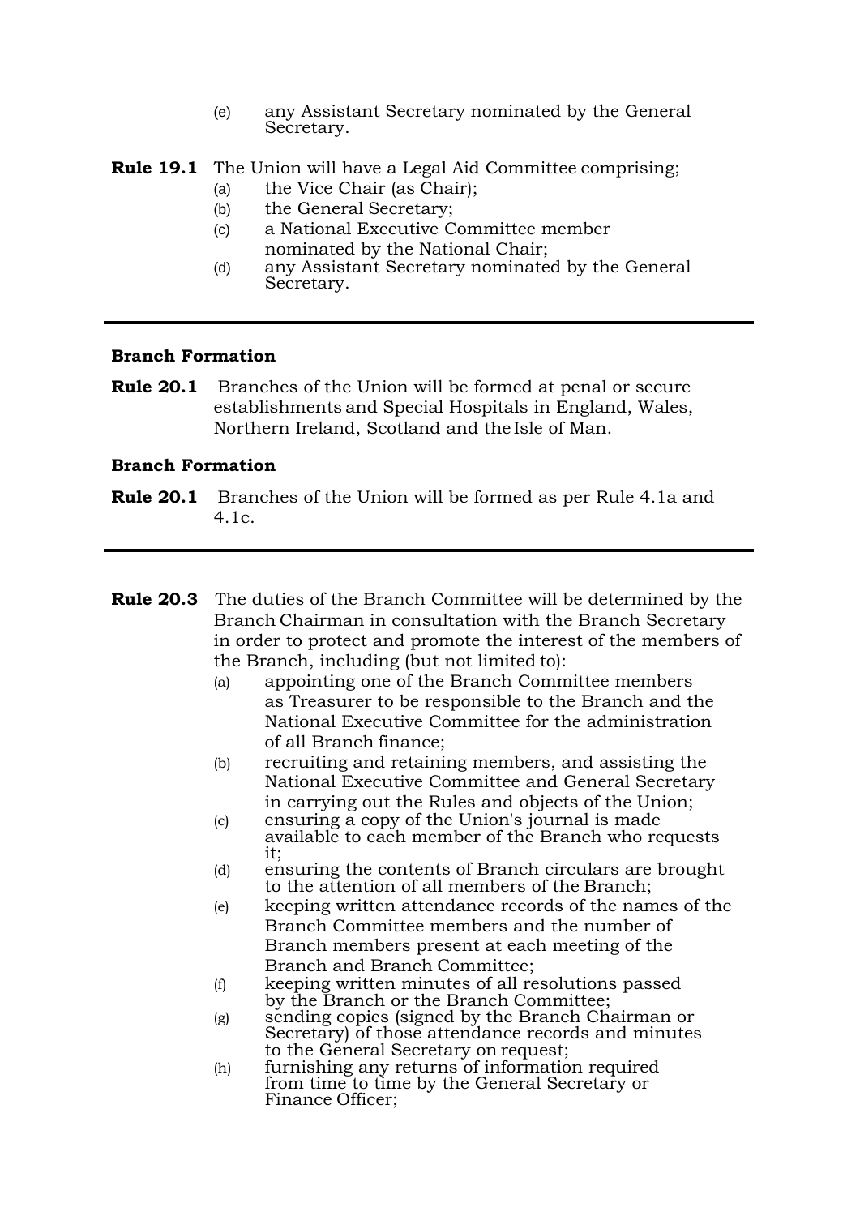(e) any Assistant Secretary nominated by the General Secretary.

**Rule 19.1** The Union will have a Legal Aid Committee comprising;

(a) the Vice Chair (as Chair);
(b) the General Secretary;
(c) a National Executive Committee member nominated by the National Chair;
(d) any Assistant Secretary nominated by the General Secretary.

---

**Branch Formation**

**Rule 20.1** Branches of the Union will be formed at penal or secure establishments and Special Hospitals in England, Wales, Northern Ireland, Scotland and the Isle of Man.

**Branch Formation**

**Rule 20.1** Branches of the Union will be formed as per Rule 4.1a and 4.1c.

---

**Rule 20.3** The duties of the Branch Committee will be determined by the Branch Chairman in consultation with the Branch Secretary in order to protect and promote the interest of the members of the Branch, including (but not limited to):

(a) appointing one of the Branch Committee members as Treasurer to be responsible to the Branch and the National Executive Committee for the administration of all Branch finance;
(b) recruiting and retaining members, and assisting the National Executive Committee and General Secretary in carrying out the Rules and objects of the Union;
(c) ensuring a copy of the Union's journal is made available to each member of the Branch who requests it;
(d) ensuring the contents of Branch circulars are brought to the attention of all members of the Branch;
(e) keeping written attendance records of the names of the Branch Committee members and the number of Branch members present at each meeting of the Branch and Branch Committee;
(f) keeping written minutes of all resolutions passed by the Branch or the Branch Committee;
(g) sending copies (signed by the Branch Chairman or Secretary) of those attendance records and minutes to the General Secretary on request;
(h) furnishing any returns of information required from time to time by the General Secretary or Finance Officer;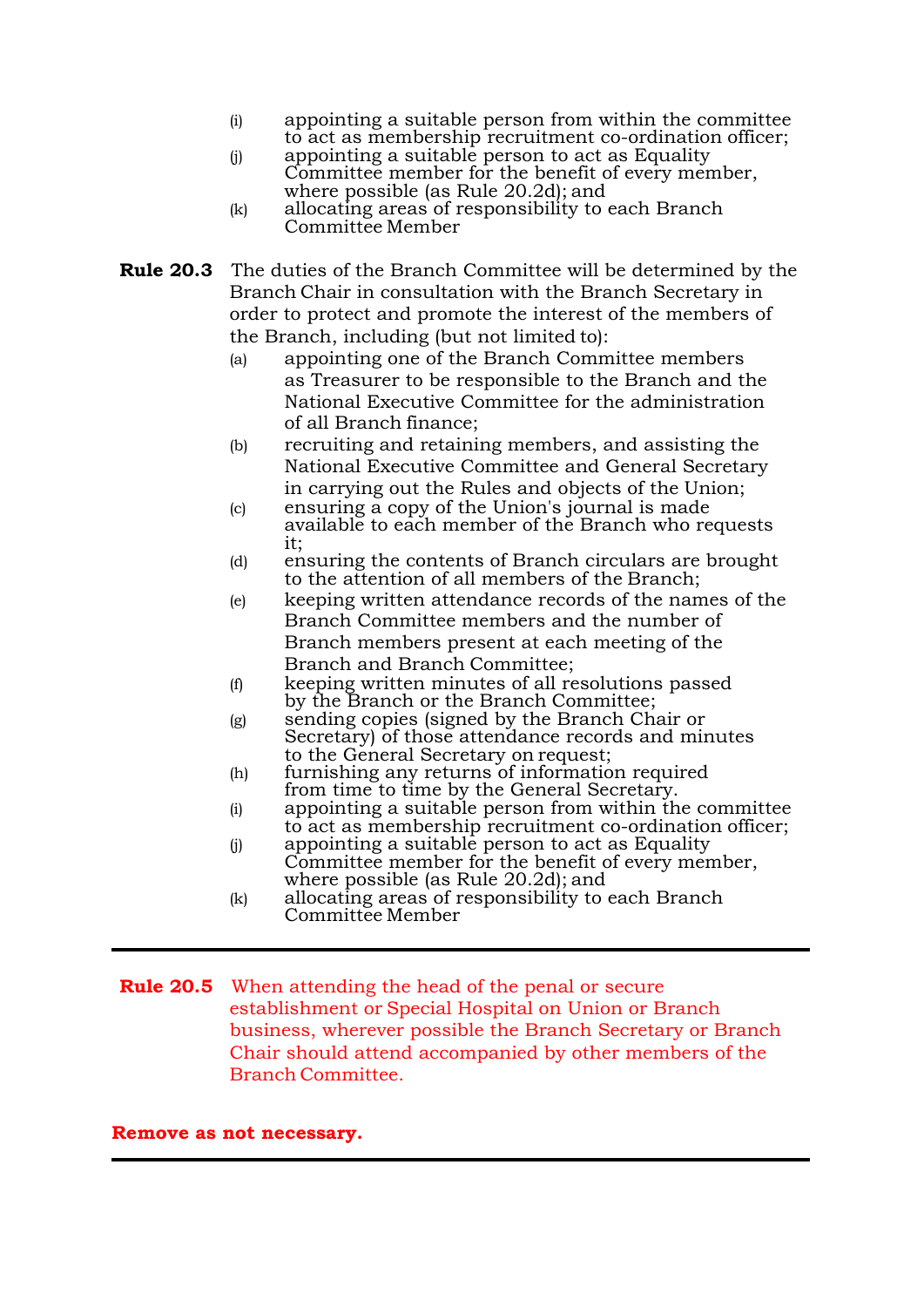(i) appointing a suitable person from within the committee to act as membership recruitment co-ordination officer;
(j) appointing a suitable person to act as Equality Committee member for the benefit of every member, where possible (as Rule 20.2d); and
(k) allocating areas of responsibility to each Branch Committee Member

**Rule 20.3** The duties of the Branch Committee will be determined by the Branch Chair in consultation with the Branch Secretary in order to protect and promote the interest of the members of the Branch, including (but not limited to):

(a) appointing one of the Branch Committee members as Treasurer to be responsible to the Branch and the National Executive Committee for the administration of all Branch finance;
(b) recruiting and retaining members, and assisting the National Executive Committee and General Secretary in carrying out the Rules and objects of the Union;
(c) ensuring a copy of the Union's journal is made available to each member of the Branch who requests it;
(d) ensuring the contents of Branch circulars are brought to the attention of all members of the Branch;
(e) keeping written attendance records of the names of the Branch Committee members and the number of Branch members present at each meeting of the Branch and Branch Committee;
(f) keeping written minutes of all resolutions passed by the Branch or the Branch Committee;
(g) sending copies (signed by the Branch Chair or Secretary) of those attendance records and minutes to the General Secretary on request;
(h) furnishing any returns of information required from time to time by the General Secretary.
(i) appointing a suitable person from within the committee to act as membership recruitment co-ordination officer;
(j) appointing a suitable person to act as Equality Committee member for the benefit of every member, where possible (as Rule 20.2d); and
(k) allocating areas of responsibility to each Branch Committee Member

---

**Rule 20.5** When attending the head of the penal or secure establishment or Special Hospital on Union or Branch business, wherever possible the Branch Secretary or Branch Chair should attend accompanied by other members of the Branch Committee.

**Remove as not necessary.**

---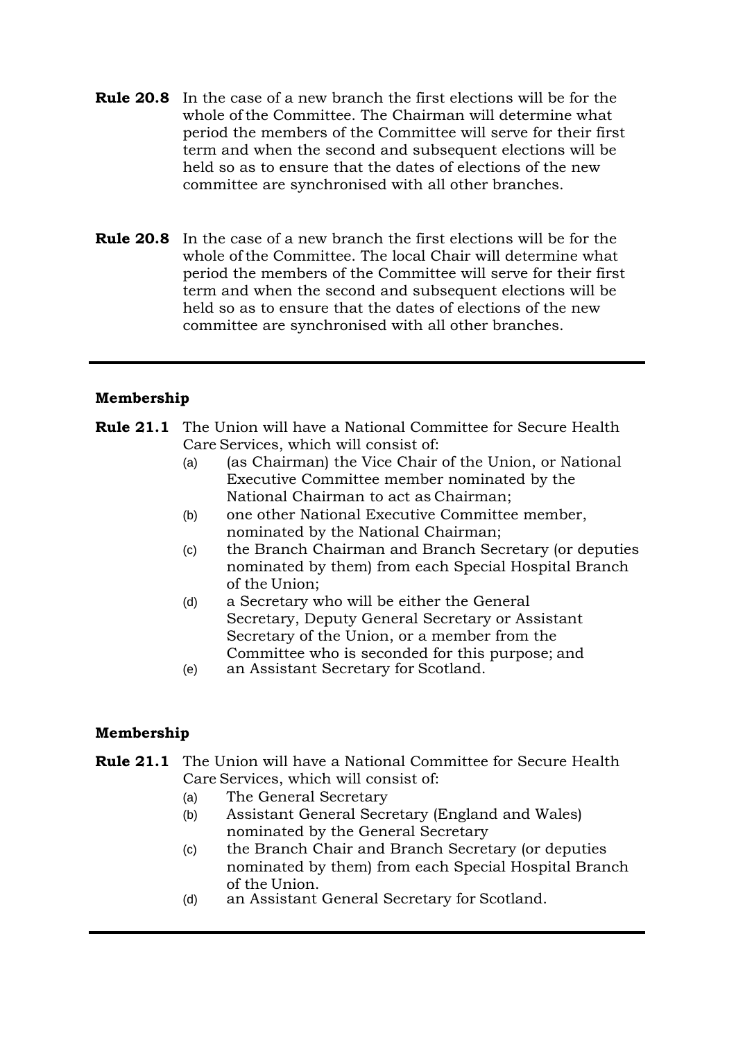**Rule 20.8** In the case of a new branch the first elections will be for the whole of the Committee. The Chairman will determine what period the members of the Committee will serve for their first term and when the second and subsequent elections will be held so as to ensure that the dates of elections of the new committee are synchronised with all other branches.

**Rule 20.8** In the case of a new branch the first elections will be for the whole of the Committee. The local Chair will determine what period the members of the Committee will serve for their first term and when the second and subsequent elections will be held so as to ensure that the dates of elections of the new committee are synchronised with all other branches.

---

**Membership**

**Rule 21.1** The Union will have a National Committee for Secure Health Care Services, which will consist of:

(a) (as Chairman) the Vice Chair of the Union, or National Executive Committee member nominated by the National Chairman to act as Chairman;

(b) one other National Executive Committee member, nominated by the National Chairman;

(c) the Branch Chairman and Branch Secretary (or deputies nominated by them) from each Special Hospital Branch of the Union;

(d) a Secretary who will be either the General Secretary, Deputy General Secretary or Assistant Secretary of the Union, or a member from the Committee who is seconded for this purpose; and

(e) an Assistant Secretary for Scotland.

**Membership**

**Rule 21.1** The Union will have a National Committee for Secure Health Care Services, which will consist of:

(a) The General Secretary

(b) Assistant General Secretary (England and Wales) nominated by the General Secretary

(c) the Branch Chair and Branch Secretary (or deputies nominated by them) from each Special Hospital Branch of the Union.

(d) an Assistant General Secretary for Scotland.

---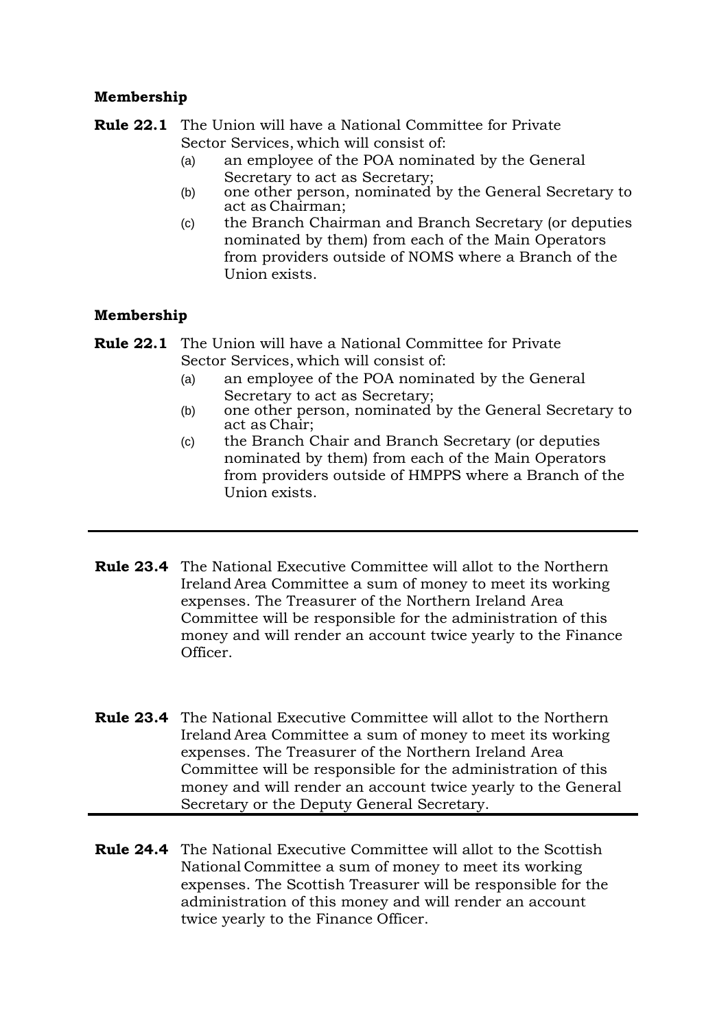**Membership**

**Rule 22.1** The Union will have a National Committee for Private Sector Services, which will consist of:

- (a) an employee of the POA nominated by the General Secretary to act as Secretary;
- (b) one other person, nominated by the General Secretary to act as Chairman;
- (c) the Branch Chairman and Branch Secretary (or deputies nominated by them) from each of the Main Operators from providers outside of NOMS where a Branch of the Union exists.

**Membership**

**Rule 22.1** The Union will have a National Committee for Private Sector Services, which will consist of:

- (a) an employee of the POA nominated by the General Secretary to act as Secretary;
- (b) one other person, nominated by the General Secretary to act as Chair;
- (c) the Branch Chair and Branch Secretary (or deputies nominated by them) from each of the Main Operators from providers outside of HMPPS where a Branch of the Union exists.

---

**Rule 23.4** The National Executive Committee will allot to the Northern Ireland Area Committee a sum of money to meet its working expenses. The Treasurer of the Northern Ireland Area Committee will be responsible for the administration of this money and will render an account twice yearly to the Finance Officer.

**Rule 23.4** The National Executive Committee will allot to the Northern Ireland Area Committee a sum of money to meet its working expenses. The Treasurer of the Northern Ireland Area Committee will be responsible for the administration of this money and will render an account twice yearly to the General Secretary or the Deputy General Secretary.

---

**Rule 24.4** The National Executive Committee will allot to the Scottish National Committee a sum of money to meet its working expenses. The Scottish Treasurer will be responsible for the administration of this money and will render an account twice yearly to the Finance Officer.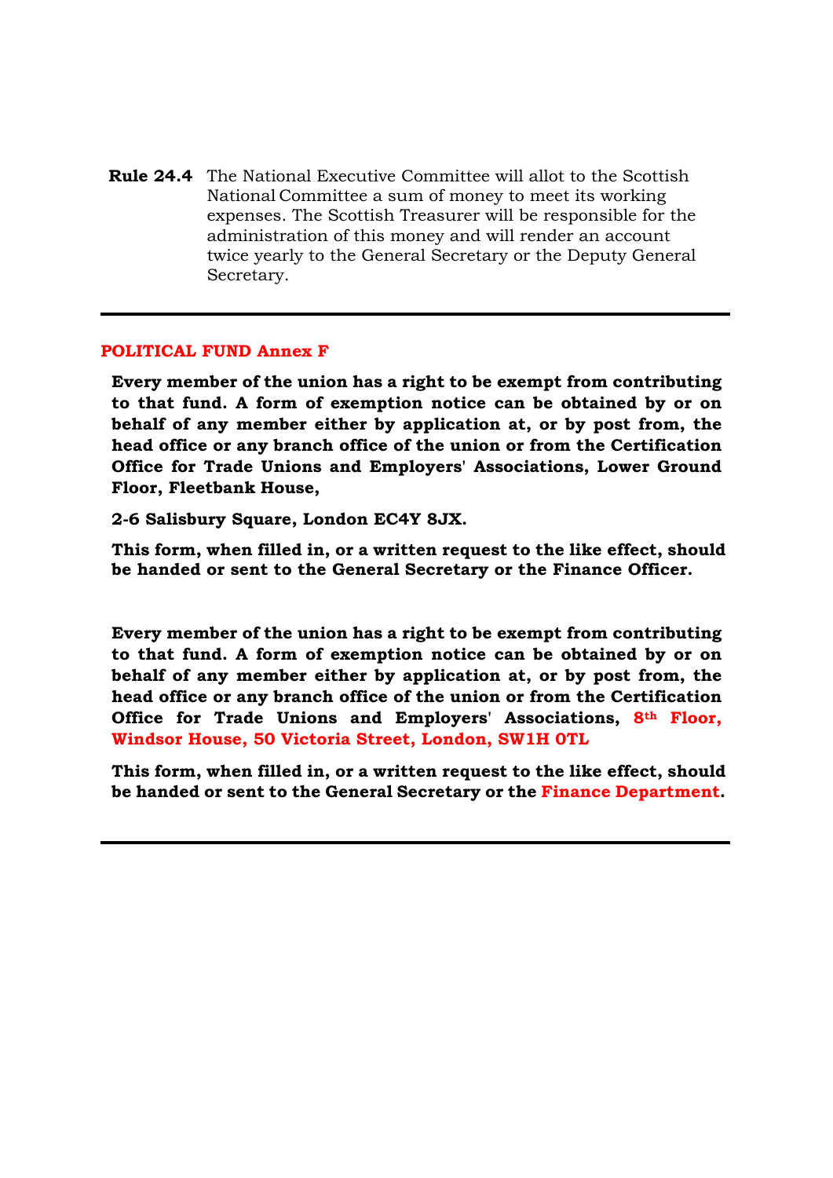**Rule 24.4** The National Executive Committee will allot to the Scottish National Committee a sum of money to meet its working expenses. The Scottish Treasurer will be responsible for the administration of this money and will render an account twice yearly to the General Secretary or the Deputy General Secretary.

---

**POLITICAL FUND Annex F**

**Every member of the union has a right to be exempt from contributing to that fund. A form of exemption notice can be obtained by or on behalf of any member either by application at, or by post from, the head office or any branch office of the union or from the Certification Office for Trade Unions and Employers' Associations, Lower Ground Floor, Fleetbank House,**

**2-6 Salisbury Square, London EC4Y 8JX.**

**This form, when filled in, or a written request to the like effect, should be handed or sent to the General Secretary or the Finance Officer.**

**Every member of the union has a right to be exempt from contributing to that fund. A form of exemption notice can be obtained by or on behalf of any member either by application at, or by post from, the head office or any branch office of the union or from the Certification Office for Trade Unions and Employers' Associations, 8th Floor, Windsor House, 50 Victoria Street, London, SW1H 0TL**

**This form, when filled in, or a written request to the like effect, should be handed or sent to the General Secretary or the Finance Department.**

---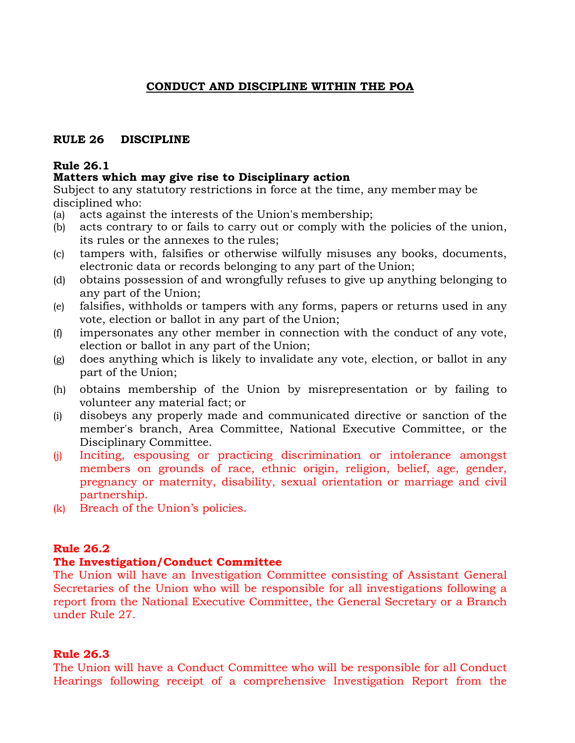# CONDUCT AND DISCIPLINE WITHIN THE POA

## RULE 26 DISCIPLINE

### Rule 26.1

**Matters which may give rise to Disciplinary action**

Subject to any statutory restrictions in force at the time, any member may be disciplined who:

(a) acts against the interests of the Union's membership;

(b) acts contrary to or fails to carry out or comply with the policies of the union, its rules or the annexes to the rules;

(c) tampers with, falsifies or otherwise wilfully misuses any books, documents, electronic data or records belonging to any part of the Union;

(d) obtains possession of and wrongfully refuses to give up anything belonging to any part of the Union;

(e) falsifies, withholds or tampers with any forms, papers or returns used in any vote, election or ballot in any part of the Union;

(f) impersonates any other member in connection with the conduct of any vote, election or ballot in any part of the Union;

(g) does anything which is likely to invalidate any vote, election, or ballot in any part of the Union;

(h) obtains membership of the Union by misrepresentation or by failing to volunteer any material fact; or

(i) disobeys any properly made and communicated directive or sanction of the member's branch, Area Committee, National Executive Committee, or the Disciplinary Committee.

(j) Inciting, espousing or practicing discrimination or intolerance amongst members on grounds of race, ethnic origin, religion, belief, age, gender, pregnancy or maternity, disability, sexual orientation or marriage and civil partnership.

(k) Breach of the Union's policies.

### Rule 26.2

**The Investigation/Conduct Committee**

The Union will have an Investigation Committee consisting of Assistant General Secretaries of the Union who will be responsible for all investigations following a report from the National Executive Committee, the General Secretary or a Branch under Rule 27.

### Rule 26.3

The Union will have a Conduct Committee who will be responsible for all Conduct Hearings following receipt of a comprehensive Investigation Report from the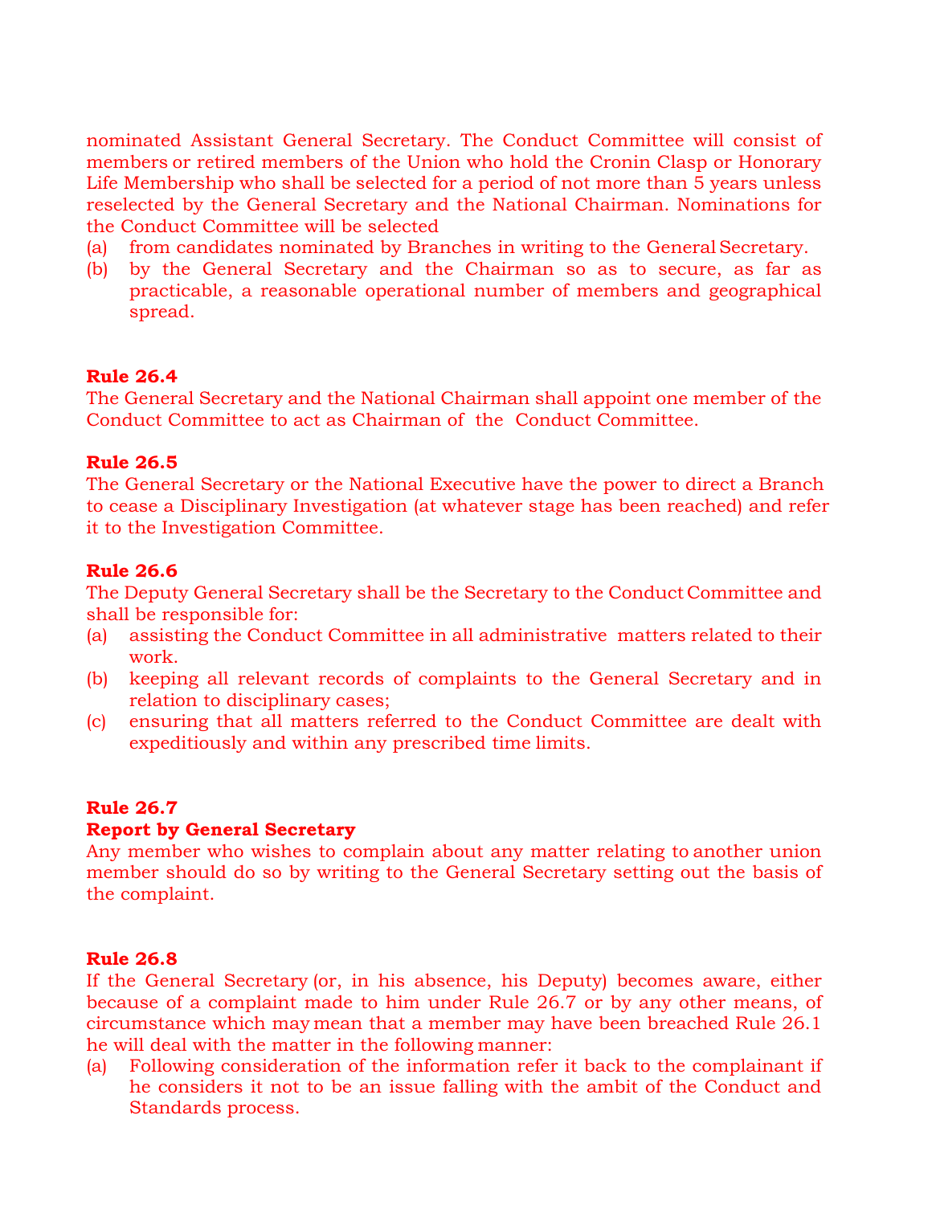nominated Assistant General Secretary. The Conduct Committee will consist of members or retired members of the Union who hold the Cronin Clasp or Honorary Life Membership who shall be selected for a period of not more than 5 years unless reselected by the General Secretary and the National Chairman. Nominations for the Conduct Committee will be selected

(a) from candidates nominated by Branches in writing to the General Secretary.
(b) by the General Secretary and the Chairman so as to secure, as far as practicable, a reasonable operational number of members and geographical spread.

**Rule 26.4**
The General Secretary and the National Chairman shall appoint one member of the Conduct Committee to act as Chairman of the Conduct Committee.

**Rule 26.5**
The General Secretary or the National Executive have the power to direct a Branch to cease a Disciplinary Investigation (at whatever stage has been reached) and refer it to the Investigation Committee.

**Rule 26.6**
The Deputy General Secretary shall be the Secretary to the Conduct Committee and shall be responsible for:

(a) assisting the Conduct Committee in all administrative matters related to their work.
(b) keeping all relevant records of complaints to the General Secretary and in relation to disciplinary cases;
(c) ensuring that all matters referred to the Conduct Committee are dealt with expeditiously and within any prescribed time limits.

**Rule 26.7**
**Report by General Secretary**
Any member who wishes to complain about any matter relating to another union member should do so by writing to the General Secretary setting out the basis of the complaint.

**Rule 26.8**
If the General Secretary (or, in his absence, his Deputy) becomes aware, either because of a complaint made to him under Rule 26.7 or by any other means, of circumstance which may mean that a member may have been breached Rule 26.1 he will deal with the matter in the following manner:

(a) Following consideration of the information refer it back to the complainant if he considers it not to be an issue falling with the ambit of the Conduct and Standards process.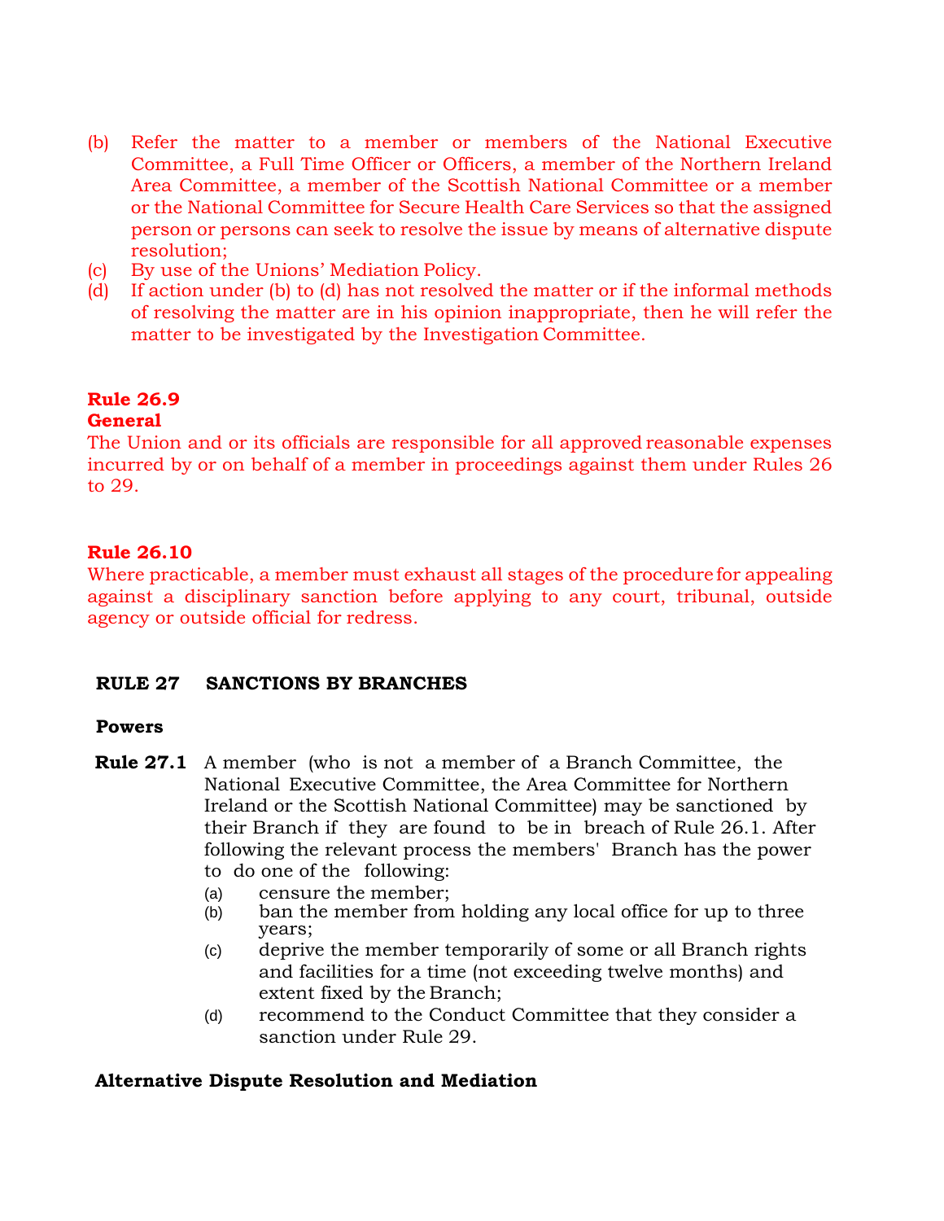(b) Refer the matter to a member or members of the National Executive Committee, a Full Time Officer or Officers, a member of the Northern Ireland Area Committee, a member of the Scottish National Committee or a member or the National Committee for Secure Health Care Services so that the assigned person or persons can seek to resolve the issue by means of alternative dispute resolution;

(c) By use of the Unions' Mediation Policy.

(d) If action under (b) to (d) has not resolved the matter or if the informal methods of resolving the matter are in his opinion inappropriate, then he will refer the matter to be investigated by the Investigation Committee.

**Rule 26.9**
**General**

The Union and or its officials are responsible for all approved reasonable expenses incurred by or on behalf of a member in proceedings against them under Rules 26 to 29.

**Rule 26.10**

Where practicable, a member must exhaust all stages of the procedure for appealing against a disciplinary sanction before applying to any court, tribunal, outside agency or outside official for redress.

## RULE 27 SANCTIONS BY BRANCHES

**Powers**

**Rule 27.1** A member (who is not a member of a Branch Committee, the National Executive Committee, the Area Committee for Northern Ireland or the Scottish National Committee) may be sanctioned by their Branch if they are found to be in breach of Rule 26.1. After following the relevant process the members' Branch has the power to do one of the following:

(a) censure the member;
(b) ban the member from holding any local office for up to three years;
(c) deprive the member temporarily of some or all Branch rights and facilities for a time (not exceeding twelve months) and extent fixed by the Branch;
(d) recommend to the Conduct Committee that they consider a sanction under Rule 29.

**Alternative Dispute Resolution and Mediation**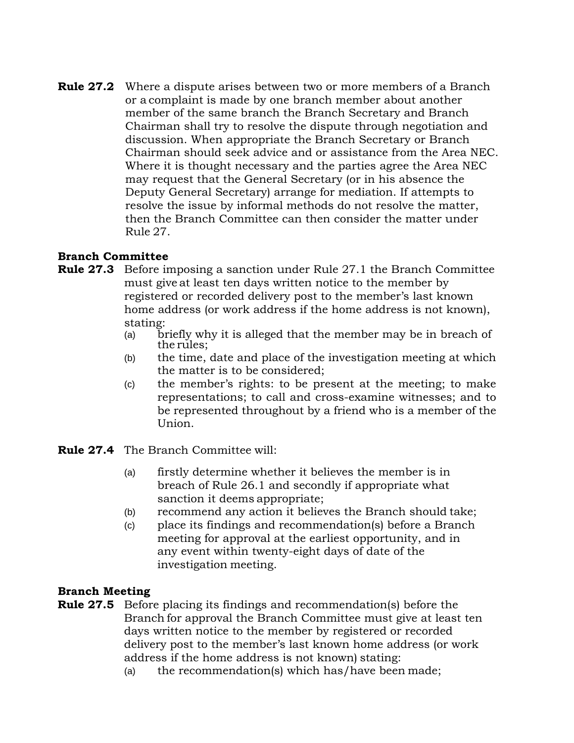**Rule 27.2** Where a dispute arises between two or more members of a Branch or a complaint is made by one branch member about another member of the same branch the Branch Secretary and Branch Chairman shall try to resolve the dispute through negotiation and discussion. When appropriate the Branch Secretary or Branch Chairman should seek advice and or assistance from the Area NEC. Where it is thought necessary and the parties agree the Area NEC may request that the General Secretary (or in his absence the Deputy General Secretary) arrange for mediation. If attempts to resolve the issue by informal methods do not resolve the matter, then the Branch Committee can then consider the matter under Rule 27.

### Branch Committee

**Rule 27.3** Before imposing a sanction under Rule 27.1 the Branch Committee must give at least ten days written notice to the member by registered or recorded delivery post to the member's last known home address (or work address if the home address is not known), stating:

(a) briefly why it is alleged that the member may be in breach of the rules;

(b) the time, date and place of the investigation meeting at which the matter is to be considered;

(c) the member's rights: to be present at the meeting; to make representations; to call and cross-examine witnesses; and to be represented throughout by a friend who is a member of the Union.

**Rule 27.4** The Branch Committee will:

(a) firstly determine whether it believes the member is in breach of Rule 26.1 and secondly if appropriate what sanction it deems appropriate;

(b) recommend any action it believes the Branch should take;

(c) place its findings and recommendation(s) before a Branch meeting for approval at the earliest opportunity, and in any event within twenty-eight days of date of the investigation meeting.

### Branch Meeting

**Rule 27.5** Before placing its findings and recommendation(s) before the Branch for approval the Branch Committee must give at least ten days written notice to the member by registered or recorded delivery post to the member's last known home address (or work address if the home address is not known) stating:

(a) the recommendation(s) which has/have been made;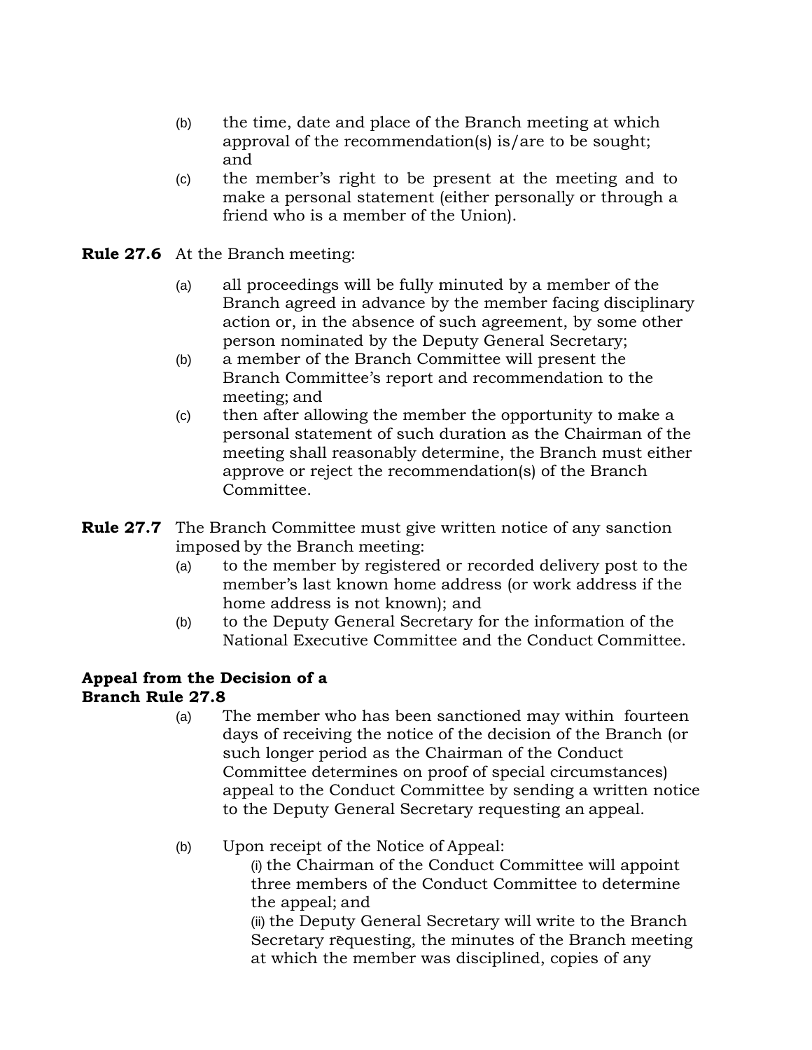(b) the time, date and place of the Branch meeting at which approval of the recommendation(s) is/are to be sought; and

(c) the member's right to be present at the meeting and to make a personal statement (either personally or through a friend who is a member of the Union).

**Rule 27.6** At the Branch meeting:

(a) all proceedings will be fully minuted by a member of the Branch agreed in advance by the member facing disciplinary action or, in the absence of such agreement, by some other person nominated by the Deputy General Secretary;

(b) a member of the Branch Committee will present the Branch Committee's report and recommendation to the meeting; and

(c) then after allowing the member the opportunity to make a personal statement of such duration as the Chairman of the meeting shall reasonably determine, the Branch must either approve or reject the recommendation(s) of the Branch Committee.

**Rule 27.7** The Branch Committee must give written notice of any sanction imposed by the Branch meeting:

(a) to the member by registered or recorded delivery post to the member's last known home address (or work address if the home address is not known); and

(b) to the Deputy General Secretary for the information of the National Executive Committee and the Conduct Committee.

**Appeal from the Decision of a Branch Rule 27.8**

(a) The member who has been sanctioned may within fourteen days of receiving the notice of the decision of the Branch (or such longer period as the Chairman of the Conduct Committee determines on proof of special circumstances) appeal to the Conduct Committee by sending a written notice to the Deputy General Secretary requesting an appeal.

(b) Upon receipt of the Notice of Appeal:

(i) the Chairman of the Conduct Committee will appoint three members of the Conduct Committee to determine the appeal; and

(ii) the Deputy General Secretary will write to the Branch Secretary rēquesting, the minutes of the Branch meeting at which the member was disciplined, copies of any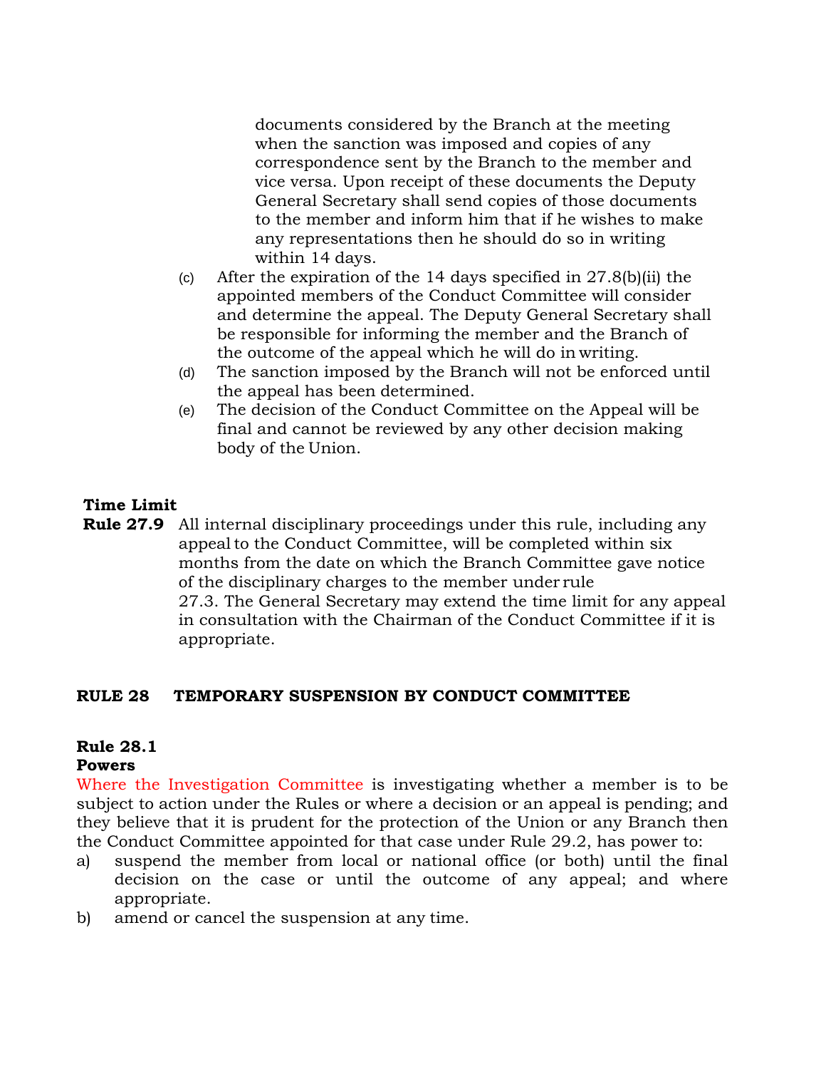documents considered by the Branch at the meeting when the sanction was imposed and copies of any correspondence sent by the Branch to the member and vice versa. Upon receipt of these documents the Deputy General Secretary shall send copies of those documents to the member and inform him that if he wishes to make any representations then he should do so in writing within 14 days.

(c) After the expiration of the 14 days specified in 27.8(b)(ii) the appointed members of the Conduct Committee will consider and determine the appeal. The Deputy General Secretary shall be responsible for informing the member and the Branch of the outcome of the appeal which he will do in writing.

(d) The sanction imposed by the Branch will not be enforced until the appeal has been determined.

(e) The decision of the Conduct Committee on the Appeal will be final and cannot be reviewed by any other decision making body of the Union.

**Time Limit**

**Rule 27.9** All internal disciplinary proceedings under this rule, including any appeal to the Conduct Committee, will be completed within six months from the date on which the Branch Committee gave notice of the disciplinary charges to the member under rule 27.3. The General Secretary may extend the time limit for any appeal in consultation with the Chairman of the Conduct Committee if it is appropriate.

## RULE 28 TEMPORARY SUSPENSION BY CONDUCT COMMITTEE

**Rule 28.1**
**Powers**

Where the Investigation Committee is investigating whether a member is to be subject to action under the Rules or where a decision or an appeal is pending; and they believe that it is prudent for the protection of the Union or any Branch then the Conduct Committee appointed for that case under Rule 29.2, has power to:

a) suspend the member from local or national office (or both) until the final decision on the case or until the outcome of any appeal; and where appropriate.
b) amend or cancel the suspension at any time.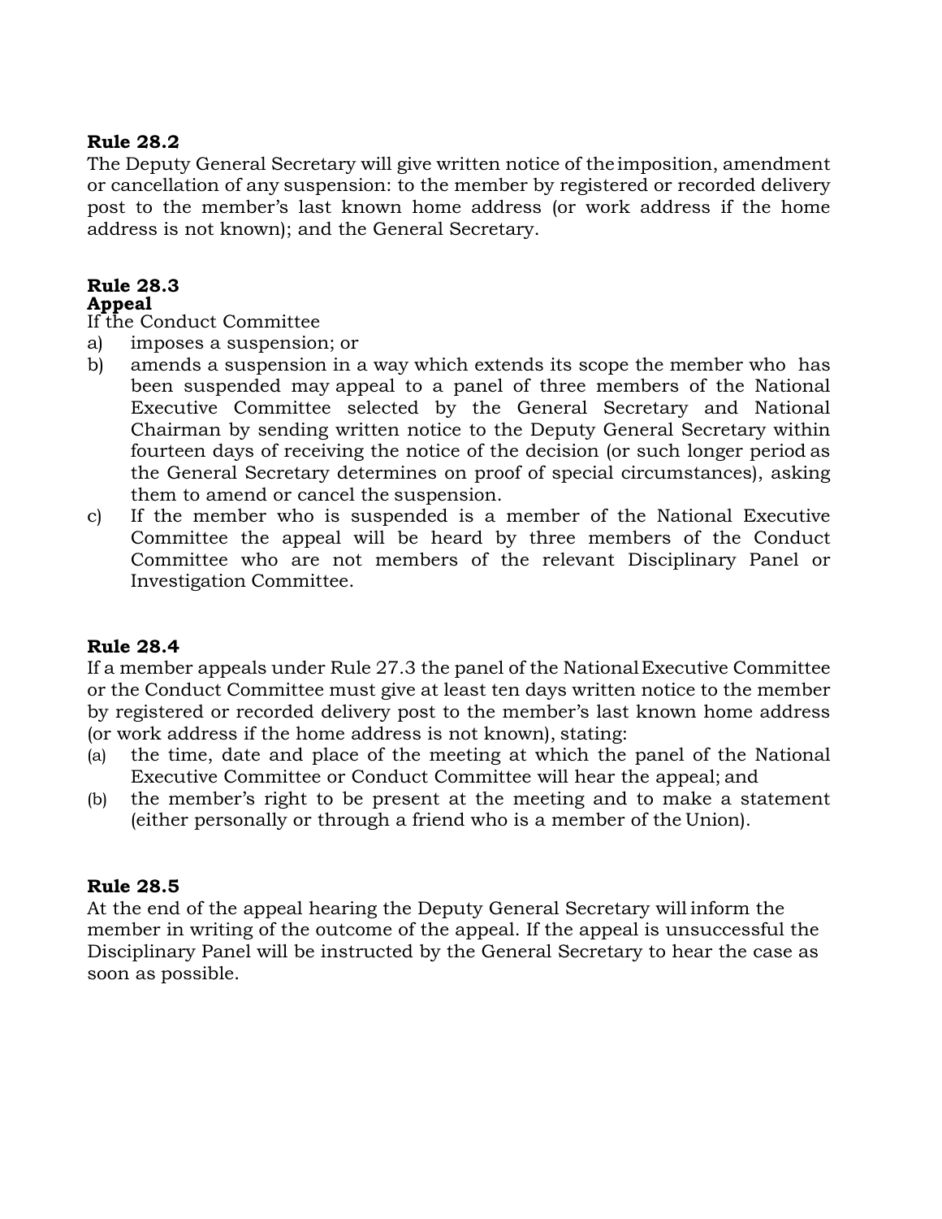**Rule 28.2**
The Deputy General Secretary will give written notice of the imposition, amendment or cancellation of any suspension: to the member by registered or recorded delivery post to the member's last known home address (or work address if the home address is not known); and the General Secretary.

**Rule 28.3**
**Appeal**
If the Conduct Committee

a) imposes a suspension; or
b) amends a suspension in a way which extends its scope the member who has been suspended may appeal to a panel of three members of the National Executive Committee selected by the General Secretary and National Chairman by sending written notice to the Deputy General Secretary within fourteen days of receiving the notice of the decision (or such longer period as the General Secretary determines on proof of special circumstances), asking them to amend or cancel the suspension.
c) If the member who is suspended is a member of the National Executive Committee the appeal will be heard by three members of the Conduct Committee who are not members of the relevant Disciplinary Panel or Investigation Committee.

**Rule 28.4**
If a member appeals under Rule 27.3 the panel of the National Executive Committee or the Conduct Committee must give at least ten days written notice to the member by registered or recorded delivery post to the member's last known home address (or work address if the home address is not known), stating:

(a) the time, date and place of the meeting at which the panel of the National Executive Committee or Conduct Committee will hear the appeal; and
(b) the member's right to be present at the meeting and to make a statement (either personally or through a friend who is a member of the Union).

**Rule 28.5**
At the end of the appeal hearing the Deputy General Secretary will inform the member in writing of the outcome of the appeal. If the appeal is unsuccessful the Disciplinary Panel will be instructed by the General Secretary to hear the case as soon as possible.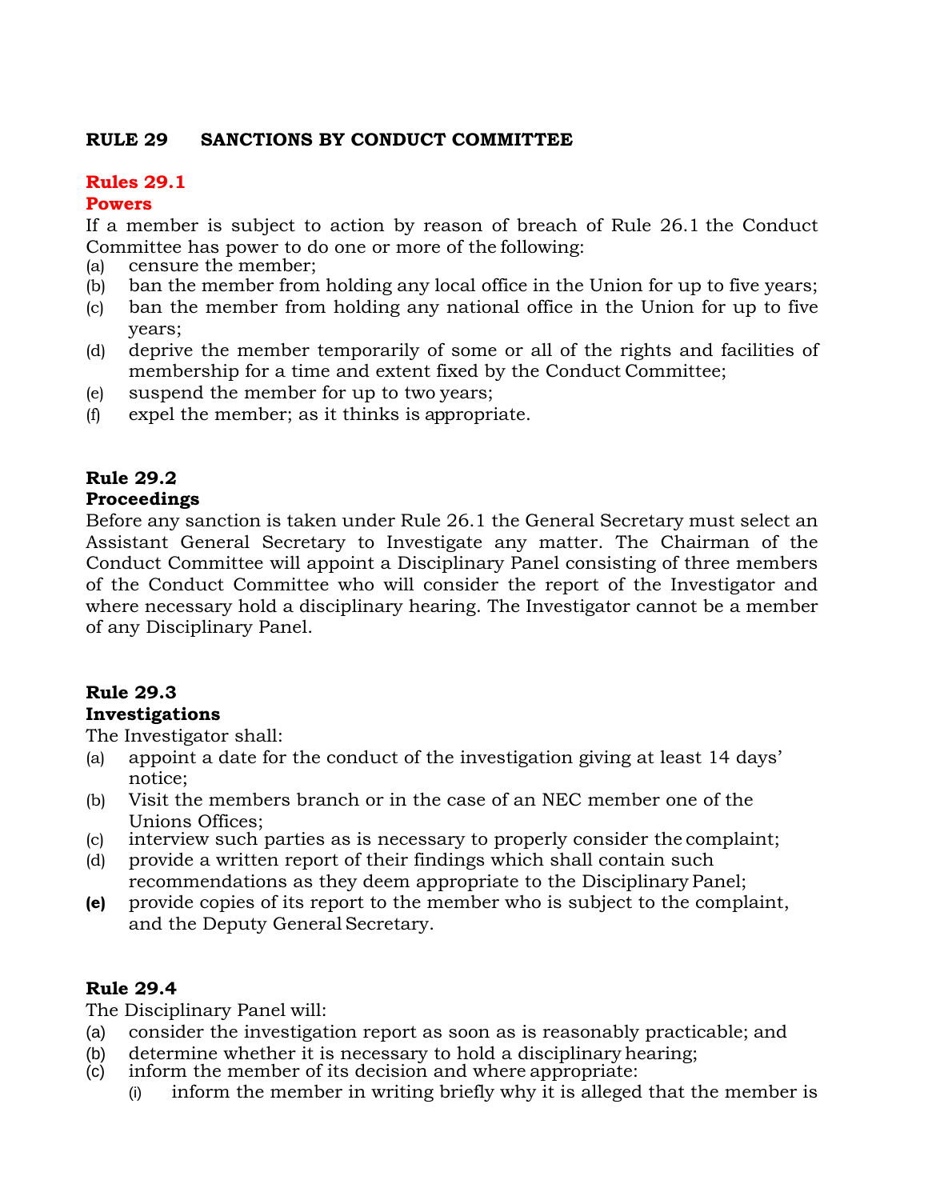## RULE 29 SANCTIONS BY CONDUCT COMMITTEE

### Rules 29.1
### Powers

If a member is subject to action by reason of breach of Rule 26.1 the Conduct Committee has power to do one or more of the following:

(a) censure the member;
(b) ban the member from holding any local office in the Union for up to five years;
(c) ban the member from holding any national office in the Union for up to five years;
(d) deprive the member temporarily of some or all of the rights and facilities of membership for a time and extent fixed by the Conduct Committee;
(e) suspend the member for up to two years;
(f) expel the member; as it thinks is appropriate.

### Rule 29.2
### Proceedings

Before any sanction is taken under Rule 26.1 the General Secretary must select an Assistant General Secretary to Investigate any matter. The Chairman of the Conduct Committee will appoint a Disciplinary Panel consisting of three members of the Conduct Committee who will consider the report of the Investigator and where necessary hold a disciplinary hearing. The Investigator cannot be a member of any Disciplinary Panel.

### Rule 29.3
### Investigations

The Investigator shall:

(a) appoint a date for the conduct of the investigation giving at least 14 days' notice;
(b) Visit the members branch or in the case of an NEC member one of the Unions Offices;
(c) interview such parties as is necessary to properly consider the complaint;
(d) provide a written report of their findings which shall contain such recommendations as they deem appropriate to the Disciplinary Panel;
**(e)** provide copies of its report to the member who is subject to the complaint, and the Deputy General Secretary.

### Rule 29.4

The Disciplinary Panel will:

(a) consider the investigation report as soon as is reasonably practicable; and
(b) determine whether it is necessary to hold a disciplinary hearing;
(c) inform the member of its decision and where appropriate:
    (i) inform the member in writing briefly why it is alleged that the member is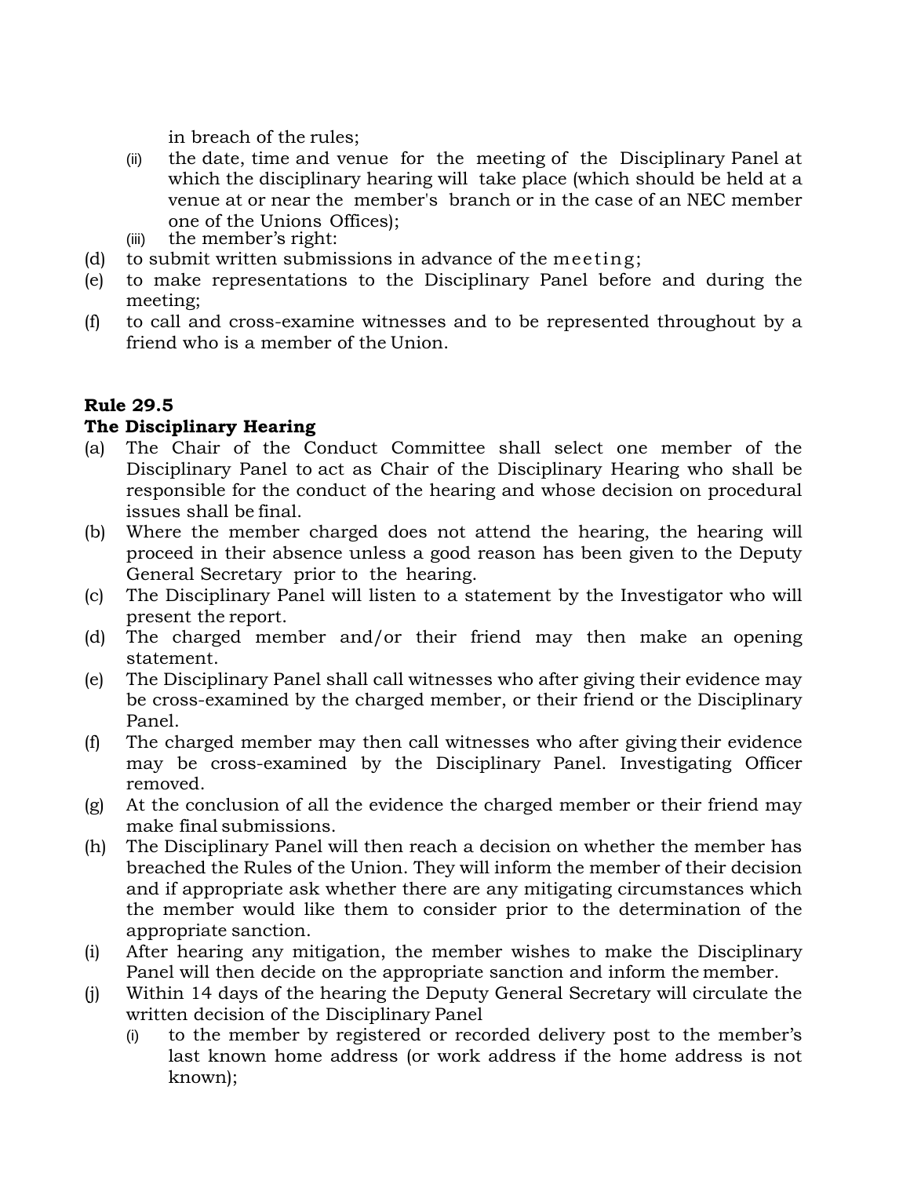in breach of the rules;

(ii) the date, time and venue for the meeting of the Disciplinary Panel at which the disciplinary hearing will take place (which should be held at a venue at or near the member's branch or in the case of an NEC member one of the Unions Offices);

(iii) the member's right:

(d) to submit written submissions in advance of the meeting;

(e) to make representations to the Disciplinary Panel before and during the meeting;

(f) to call and cross-examine witnesses and to be represented throughout by a friend who is a member of the Union.

**Rule 29.5**

**The Disciplinary Hearing**

(a) The Chair of the Conduct Committee shall select one member of the Disciplinary Panel to act as Chair of the Disciplinary Hearing who shall be responsible for the conduct of the hearing and whose decision on procedural issues shall be final.

(b) Where the member charged does not attend the hearing, the hearing will proceed in their absence unless a good reason has been given to the Deputy General Secretary prior to the hearing.

(c) The Disciplinary Panel will listen to a statement by the Investigator who will present the report.

(d) The charged member and/or their friend may then make an opening statement.

(e) The Disciplinary Panel shall call witnesses who after giving their evidence may be cross-examined by the charged member, or their friend or the Disciplinary Panel.

(f) The charged member may then call witnesses who after giving their evidence may be cross-examined by the Disciplinary Panel. Investigating Officer removed.

(g) At the conclusion of all the evidence the charged member or their friend may make final submissions.

(h) The Disciplinary Panel will then reach a decision on whether the member has breached the Rules of the Union. They will inform the member of their decision and if appropriate ask whether there are any mitigating circumstances which the member would like them to consider prior to the determination of the appropriate sanction.

(i) After hearing any mitigation, the member wishes to make the Disciplinary Panel will then decide on the appropriate sanction and inform the member.

(j) Within 14 days of the hearing the Deputy General Secretary will circulate the written decision of the Disciplinary Panel

(i) to the member by registered or recorded delivery post to the member's last known home address (or work address if the home address is not known);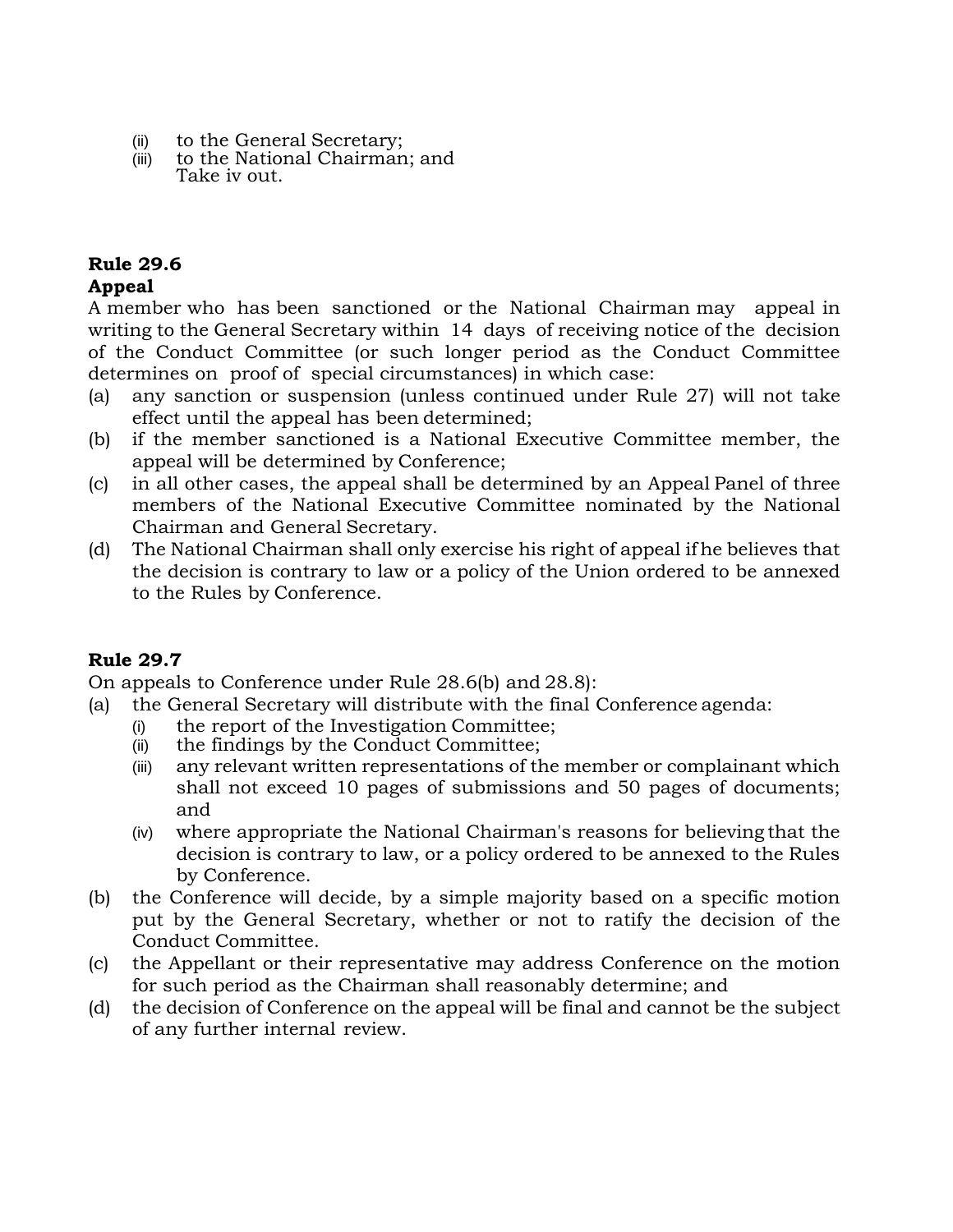(ii) to the General Secretary;
(iii) to the National Chairman; and
Take iv out.

**Rule 29.6**
**Appeal**

A member who has been sanctioned or the National Chairman may appeal in writing to the General Secretary within 14 days of receiving notice of the decision of the Conduct Committee (or such longer period as the Conduct Committee determines on proof of special circumstances) in which case:

(a) any sanction or suspension (unless continued under Rule 27) will not take effect until the appeal has been determined;
(b) if the member sanctioned is a National Executive Committee member, the appeal will be determined by Conference;
(c) in all other cases, the appeal shall be determined by an Appeal Panel of three members of the National Executive Committee nominated by the National Chairman and General Secretary.
(d) The National Chairman shall only exercise his right of appeal if he believes that the decision is contrary to law or a policy of the Union ordered to be annexed to the Rules by Conference.

**Rule 29.7**

On appeals to Conference under Rule 28.6(b) and 28.8):

(a) the General Secretary will distribute with the final Conference agenda:
    (i) the report of the Investigation Committee;
    (ii) the findings by the Conduct Committee;
    (iii) any relevant written representations of the member or complainant which shall not exceed 10 pages of submissions and 50 pages of documents; and
    (iv) where appropriate the National Chairman's reasons for believing that the decision is contrary to law, or a policy ordered to be annexed to the Rules by Conference.
(b) the Conference will decide, by a simple majority based on a specific motion put by the General Secretary, whether or not to ratify the decision of the Conduct Committee.
(c) the Appellant or their representative may address Conference on the motion for such period as the Chairman shall reasonably determine; and
(d) the decision of Conference on the appeal will be final and cannot be the subject of any further internal review.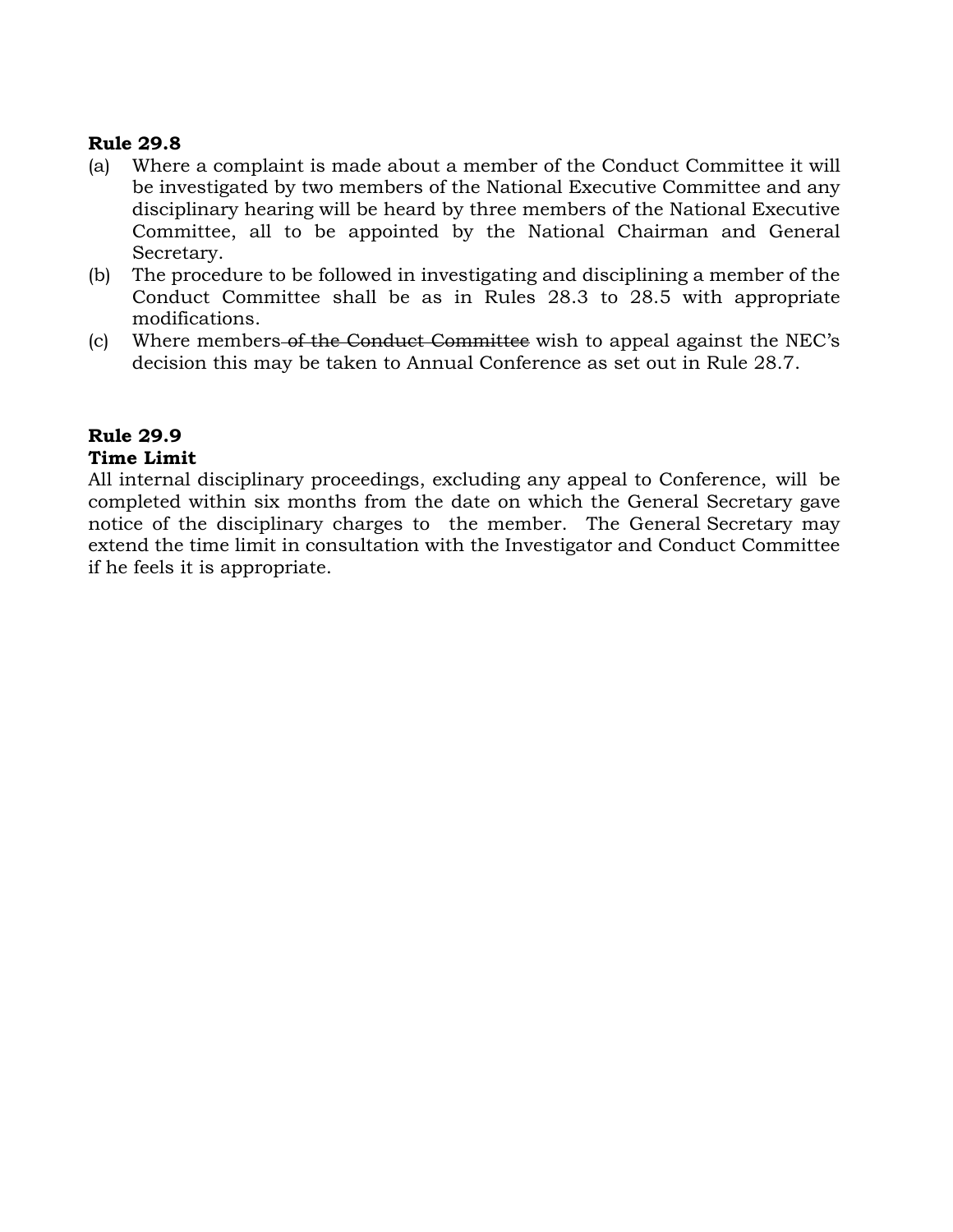**Rule 29.8**

(a) Where a complaint is made about a member of the Conduct Committee it will be investigated by two members of the National Executive Committee and any disciplinary hearing will be heard by three members of the National Executive Committee, all to be appointed by the National Chairman and General Secretary.

(b) The procedure to be followed in investigating and disciplining a member of the Conduct Committee shall be as in Rules 28.3 to 28.5 with appropriate modifications.

(c) Where members ~~of the Conduct Committee~~ wish to appeal against the NEC's decision this may be taken to Annual Conference as set out in Rule 28.7.

**Rule 29.9**
**Time Limit**

All internal disciplinary proceedings, excluding any appeal to Conference, will be completed within six months from the date on which the General Secretary gave notice of the disciplinary charges to the member. The General Secretary may extend the time limit in consultation with the Investigator and Conduct Committee if he feels it is appropriate.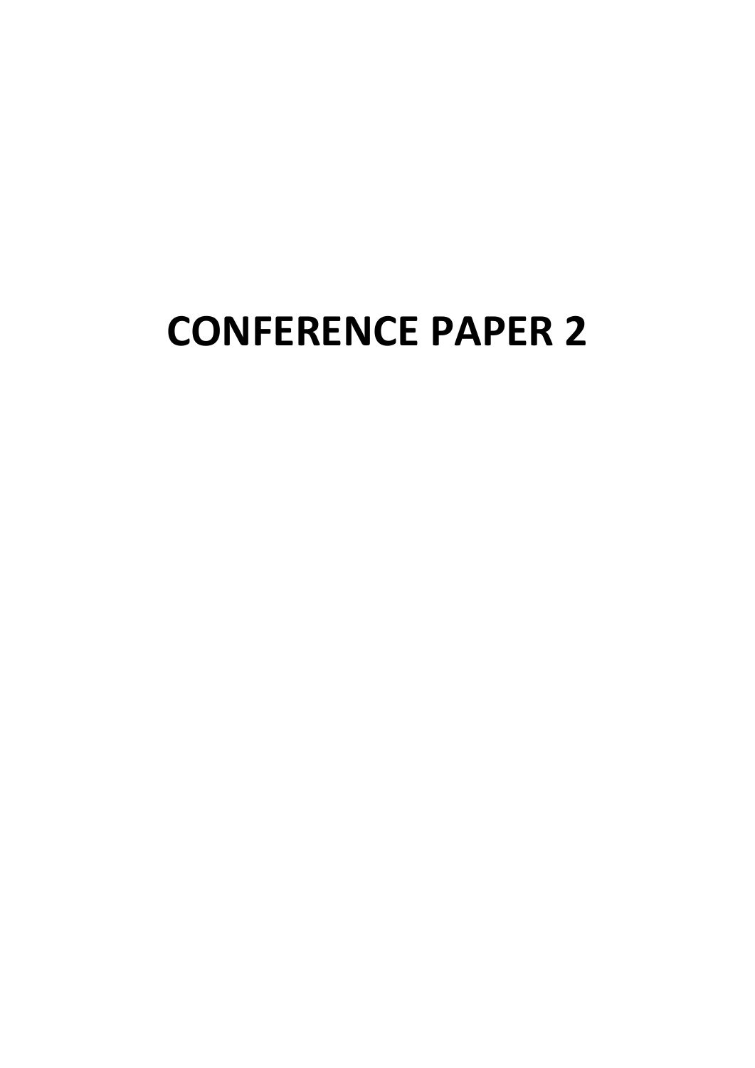# CONFERENCE PAPER 2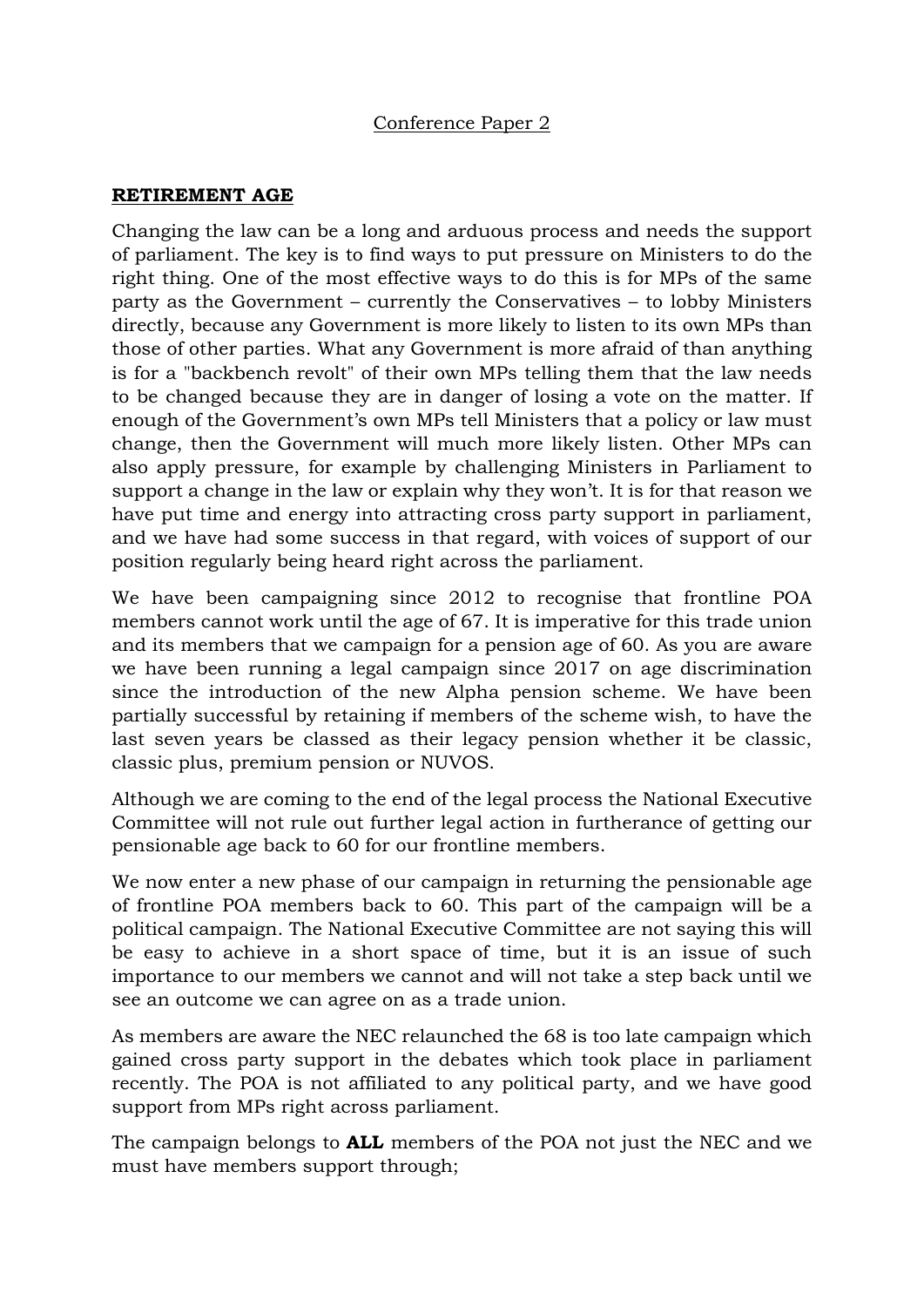Conference Paper 2

**RETIREMENT AGE**

Changing the law can be a long and arduous process and needs the support of parliament. The key is to find ways to put pressure on Ministers to do the right thing. One of the most effective ways to do this is for MPs of the same party as the Government – currently the Conservatives – to lobby Ministers directly, because any Government is more likely to listen to its own MPs than those of other parties. What any Government is more afraid of than anything is for a "backbench revolt" of their own MPs telling them that the law needs to be changed because they are in danger of losing a vote on the matter. If enough of the Government's own MPs tell Ministers that a policy or law must change, then the Government will much more likely listen. Other MPs can also apply pressure, for example by challenging Ministers in Parliament to support a change in the law or explain why they won't. It is for that reason we have put time and energy into attracting cross party support in parliament, and we have had some success in that regard, with voices of support of our position regularly being heard right across the parliament.

We have been campaigning since 2012 to recognise that frontline POA members cannot work until the age of 67. It is imperative for this trade union and its members that we campaign for a pension age of 60. As you are aware we have been running a legal campaign since 2017 on age discrimination since the introduction of the new Alpha pension scheme. We have been partially successful by retaining if members of the scheme wish, to have the last seven years be classed as their legacy pension whether it be classic, classic plus, premium pension or NUVOS.

Although we are coming to the end of the legal process the National Executive Committee will not rule out further legal action in furtherance of getting our pensionable age back to 60 for our frontline members.

We now enter a new phase of our campaign in returning the pensionable age of frontline POA members back to 60. This part of the campaign will be a political campaign. The National Executive Committee are not saying this will be easy to achieve in a short space of time, but it is an issue of such importance to our members we cannot and will not take a step back until we see an outcome we can agree on as a trade union.

As members are aware the NEC relaunched the 68 is too late campaign which gained cross party support in the debates which took place in parliament recently. The POA is not affiliated to any political party, and we have good support from MPs right across parliament.

The campaign belongs to **ALL** members of the POA not just the NEC and we must have members support through;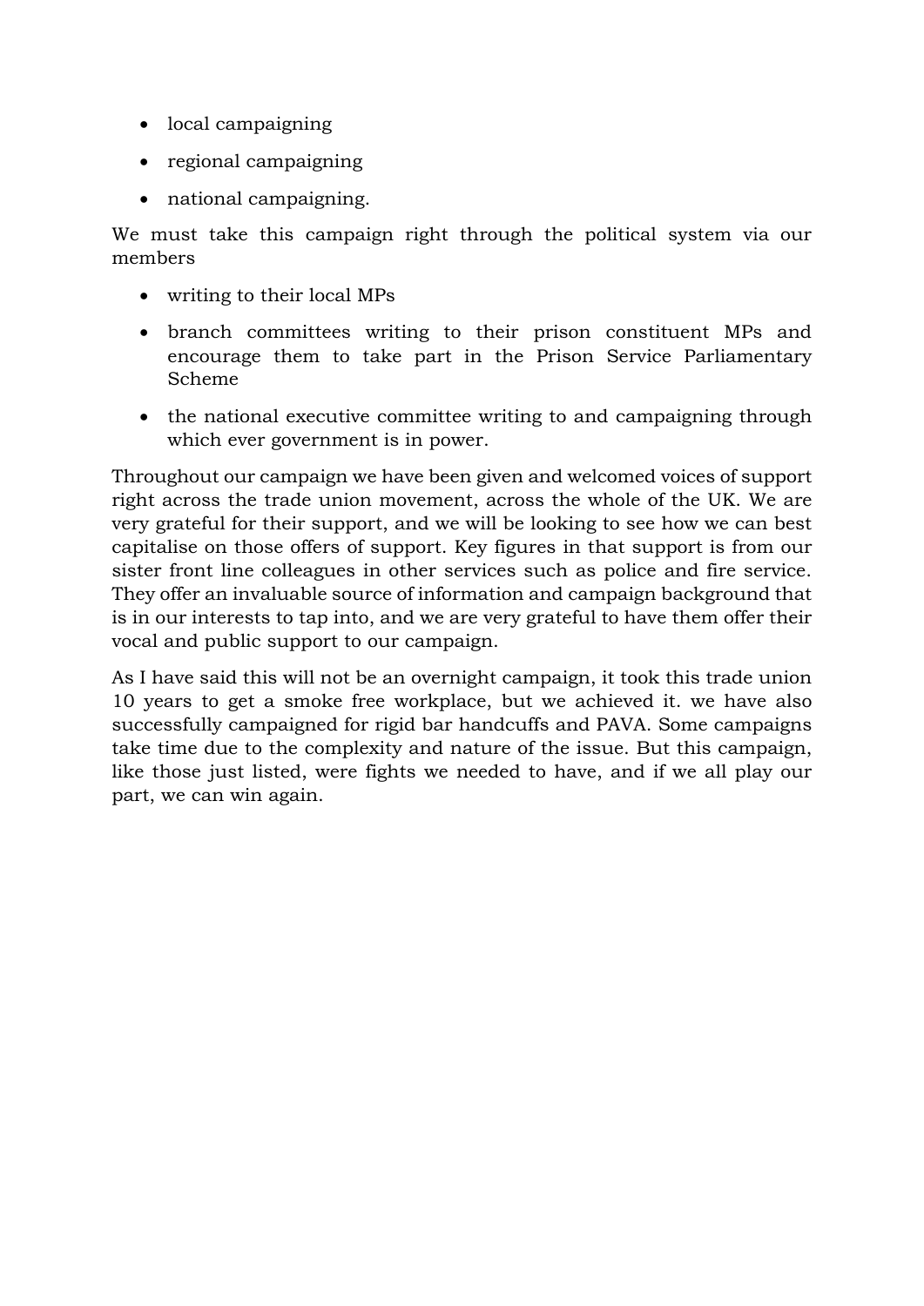- local campaigning
- regional campaigning
- national campaigning.

We must take this campaign right through the political system via our members

- writing to their local MPs
- branch committees writing to their prison constituent MPs and encourage them to take part in the Prison Service Parliamentary Scheme
- the national executive committee writing to and campaigning through which ever government is in power.

Throughout our campaign we have been given and welcomed voices of support right across the trade union movement, across the whole of the UK. We are very grateful for their support, and we will be looking to see how we can best capitalise on those offers of support. Key figures in that support is from our sister front line colleagues in other services such as police and fire service. They offer an invaluable source of information and campaign background that is in our interests to tap into, and we are very grateful to have them offer their vocal and public support to our campaign.

As I have said this will not be an overnight campaign, it took this trade union 10 years to get a smoke free workplace, but we achieved it. we have also successfully campaigned for rigid bar handcuffs and PAVA. Some campaigns take time due to the complexity and nature of the issue. But this campaign, like those just listed, were fights we needed to have, and if we all play our part, we can win again.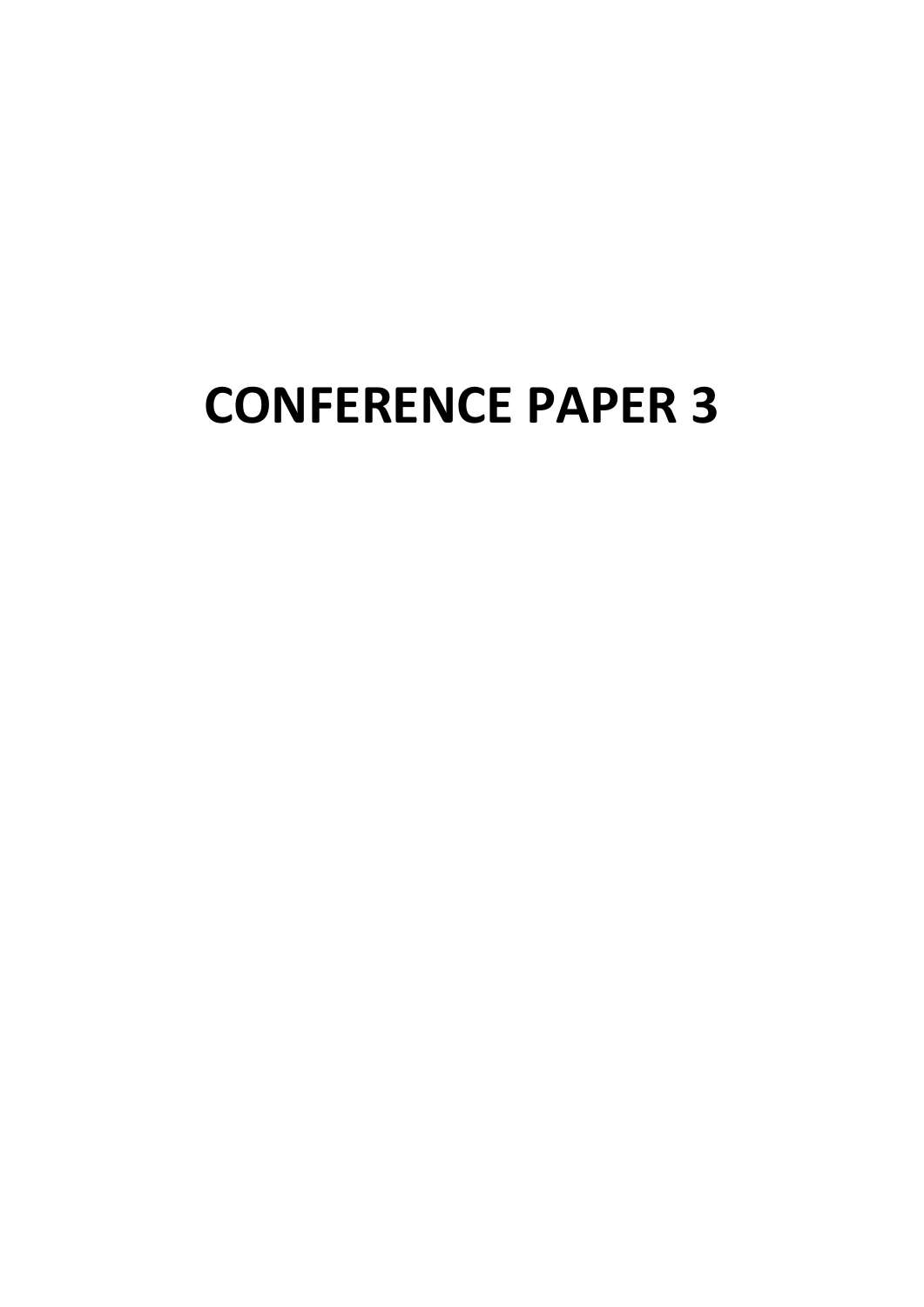# CONFERENCE PAPER 3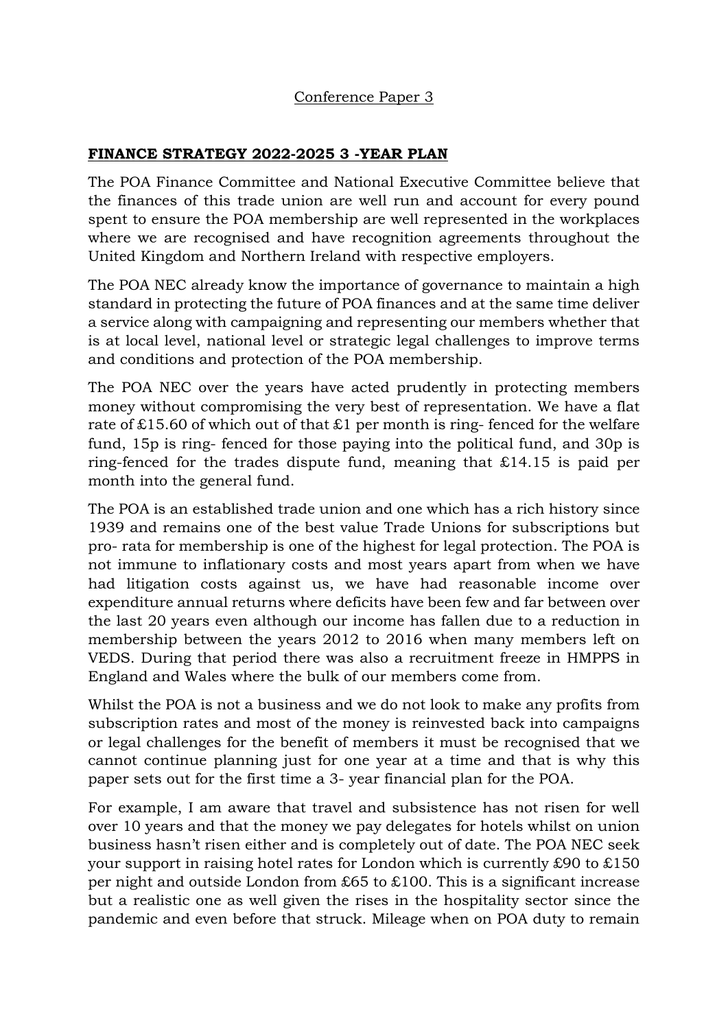<u>Conference Paper 3</u>

## **FINANCE STRATEGY 2022-2025 3 -YEAR PLAN**

The POA Finance Committee and National Executive Committee believe that the finances of this trade union are well run and account for every pound spent to ensure the POA membership are well represented in the workplaces where we are recognised and have recognition agreements throughout the United Kingdom and Northern Ireland with respective employers.

The POA NEC already know the importance of governance to maintain a high standard in protecting the future of POA finances and at the same time deliver a service along with campaigning and representing our members whether that is at local level, national level or strategic legal challenges to improve terms and conditions and protection of the POA membership.

The POA NEC over the years have acted prudently in protecting members money without compromising the very best of representation. We have a flat rate of £15.60 of which out of that £1 per month is ring- fenced for the welfare fund, 15p is ring- fenced for those paying into the political fund, and 30p is ring-fenced for the trades dispute fund, meaning that £14.15 is paid per month into the general fund.

The POA is an established trade union and one which has a rich history since 1939 and remains one of the best value Trade Unions for subscriptions but pro- rata for membership is one of the highest for legal protection. The POA is not immune to inflationary costs and most years apart from when we have had litigation costs against us, we have had reasonable income over expenditure annual returns where deficits have been few and far between over the last 20 years even although our income has fallen due to a reduction in membership between the years 2012 to 2016 when many members left on VEDS. During that period there was also a recruitment freeze in HMPPS in England and Wales where the bulk of our members come from.

Whilst the POA is not a business and we do not look to make any profits from subscription rates and most of the money is reinvested back into campaigns or legal challenges for the benefit of members it must be recognised that we cannot continue planning just for one year at a time and that is why this paper sets out for the first time a 3- year financial plan for the POA.

For example, I am aware that travel and subsistence has not risen for well over 10 years and that the money we pay delegates for hotels whilst on union business hasn't risen either and is completely out of date. The POA NEC seek your support in raising hotel rates for London which is currently £90 to £150 per night and outside London from £65 to £100. This is a significant increase but a realistic one as well given the rises in the hospitality sector since the pandemic and even before that struck. Mileage when on POA duty to remain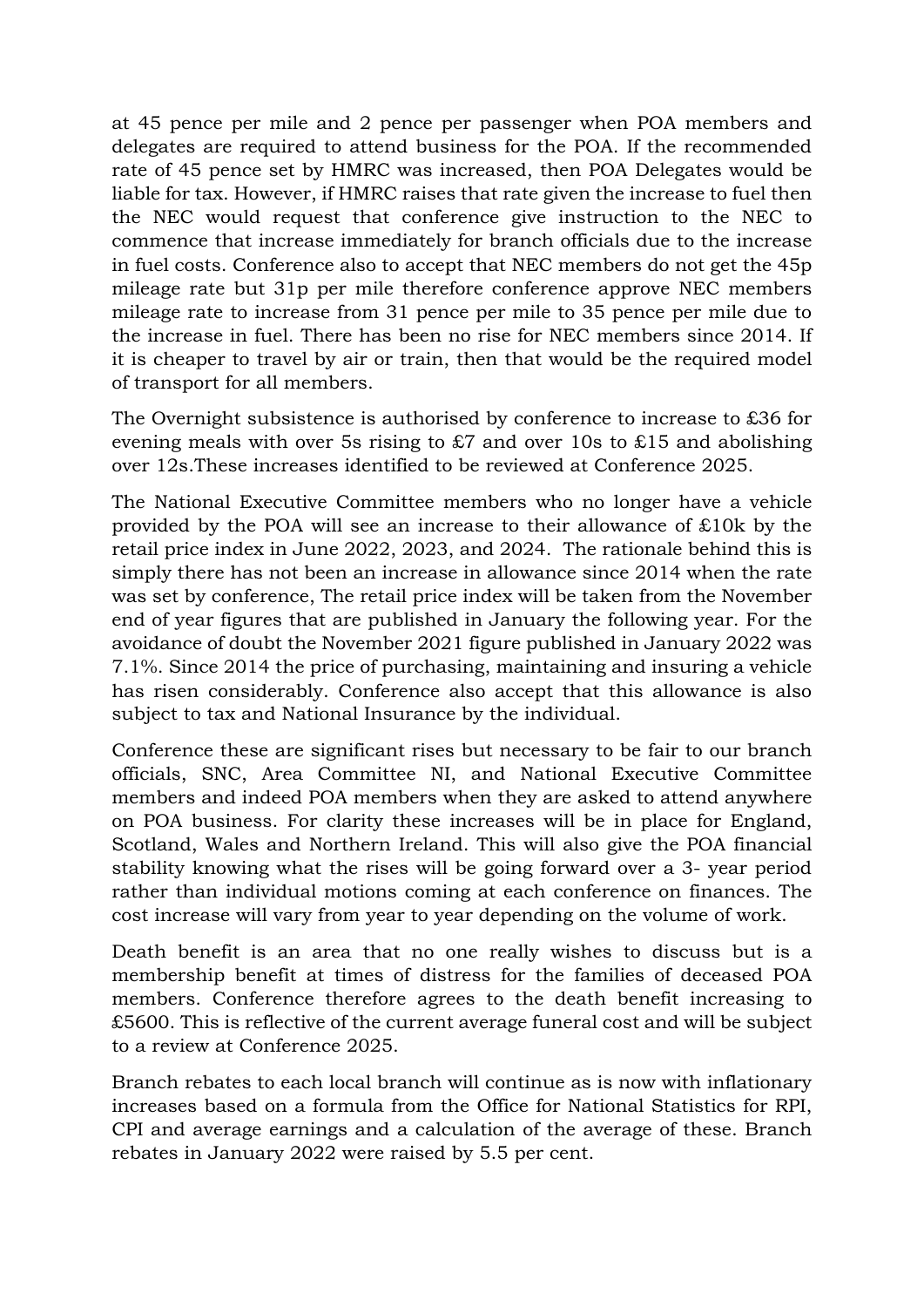at 45 pence per mile and 2 pence per passenger when POA members and delegates are required to attend business for the POA. If the recommended rate of 45 pence set by HMRC was increased, then POA Delegates would be liable for tax. However, if HMRC raises that rate given the increase to fuel then the NEC would request that conference give instruction to the NEC to commence that increase immediately for branch officials due to the increase in fuel costs. Conference also to accept that NEC members do not get the 45p mileage rate but 31p per mile therefore conference approve NEC members mileage rate to increase from 31 pence per mile to 35 pence per mile due to the increase in fuel. There has been no rise for NEC members since 2014. If it is cheaper to travel by air or train, then that would be the required model of transport for all members.

The Overnight subsistence is authorised by conference to increase to £36 for evening meals with over 5s rising to £7 and over 10s to £15 and abolishing over 12s.These increases identified to be reviewed at Conference 2025.

The National Executive Committee members who no longer have a vehicle provided by the POA will see an increase to their allowance of £10k by the retail price index in June 2022, 2023, and 2024. The rationale behind this is simply there has not been an increase in allowance since 2014 when the rate was set by conference, The retail price index will be taken from the November end of year figures that are published in January the following year. For the avoidance of doubt the November 2021 figure published in January 2022 was 7.1%. Since 2014 the price of purchasing, maintaining and insuring a vehicle has risen considerably. Conference also accept that this allowance is also subject to tax and National Insurance by the individual.

Conference these are significant rises but necessary to be fair to our branch officials, SNC, Area Committee NI, and National Executive Committee members and indeed POA members when they are asked to attend anywhere on POA business. For clarity these increases will be in place for England, Scotland, Wales and Northern Ireland. This will also give the POA financial stability knowing what the rises will be going forward over a 3- year period rather than individual motions coming at each conference on finances. The cost increase will vary from year to year depending on the volume of work.

Death benefit is an area that no one really wishes to discuss but is a membership benefit at times of distress for the families of deceased POA members. Conference therefore agrees to the death benefit increasing to £5600. This is reflective of the current average funeral cost and will be subject to a review at Conference 2025.

Branch rebates to each local branch will continue as is now with inflationary increases based on a formula from the Office for National Statistics for RPI, CPI and average earnings and a calculation of the average of these. Branch rebates in January 2022 were raised by 5.5 per cent.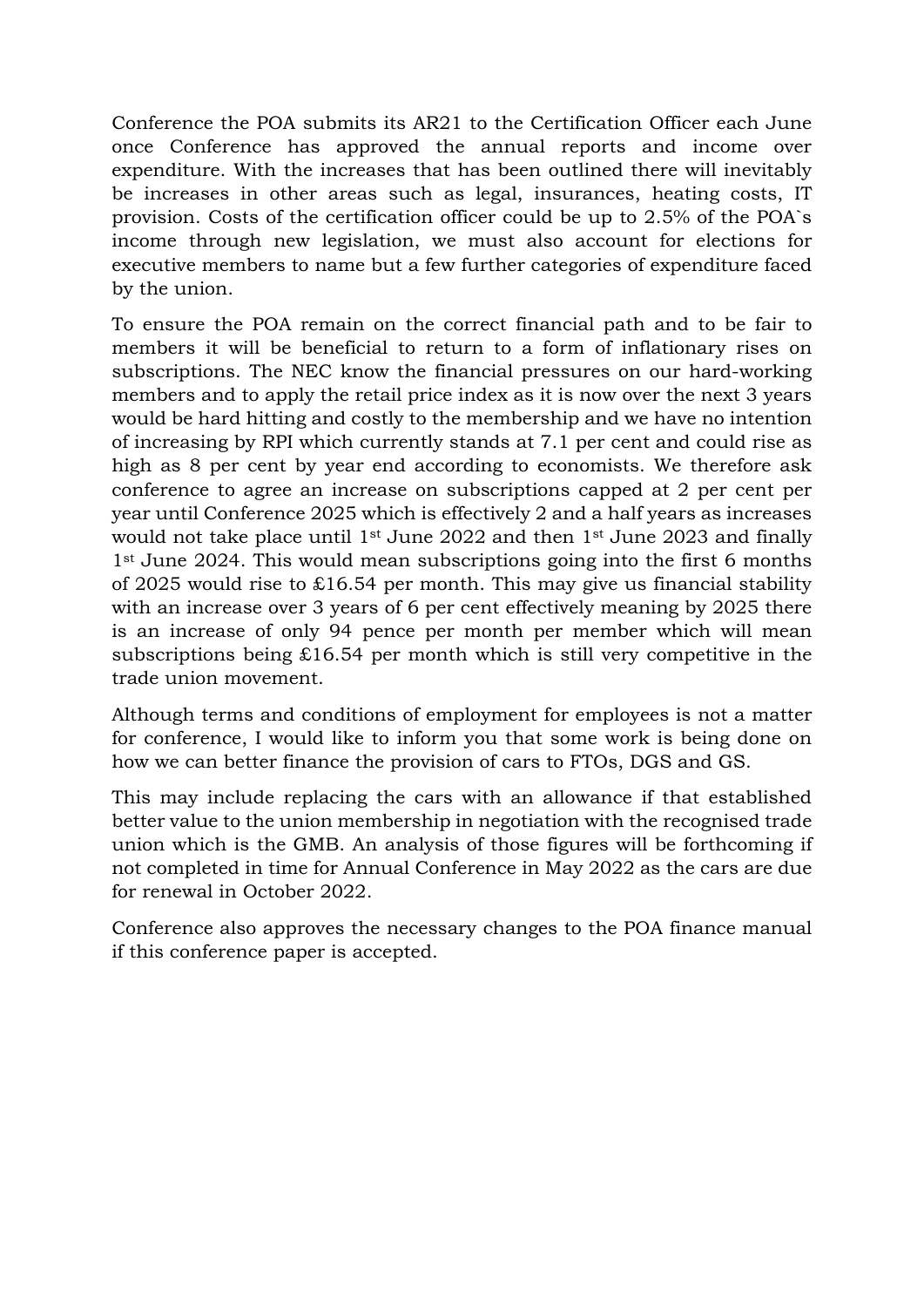Conference the POA submits its AR21 to the Certification Officer each June once Conference has approved the annual reports and income over expenditure. With the increases that has been outlined there will inevitably be increases in other areas such as legal, insurances, heating costs, IT provision. Costs of the certification officer could be up to 2.5% of the POA`s income through new legislation, we must also account for elections for executive members to name but a few further categories of expenditure faced by the union.

To ensure the POA remain on the correct financial path and to be fair to members it will be beneficial to return to a form of inflationary rises on subscriptions. The NEC know the financial pressures on our hard-working members and to apply the retail price index as it is now over the next 3 years would be hard hitting and costly to the membership and we have no intention of increasing by RPI which currently stands at 7.1 per cent and could rise as high as 8 per cent by year end according to economists. We therefore ask conference to agree an increase on subscriptions capped at 2 per cent per year until Conference 2025 which is effectively 2 and a half years as increases would not take place until 1st June 2022 and then 1st June 2023 and finally 1st June 2024. This would mean subscriptions going into the first 6 months of 2025 would rise to £16.54 per month. This may give us financial stability with an increase over 3 years of 6 per cent effectively meaning by 2025 there is an increase of only 94 pence per month per member which will mean subscriptions being £16.54 per month which is still very competitive in the trade union movement.

Although terms and conditions of employment for employees is not a matter for conference, I would like to inform you that some work is being done on how we can better finance the provision of cars to FTOs, DGS and GS.

This may include replacing the cars with an allowance if that established better value to the union membership in negotiation with the recognised trade union which is the GMB. An analysis of those figures will be forthcoming if not completed in time for Annual Conference in May 2022 as the cars are due for renewal in October 2022.

Conference also approves the necessary changes to the POA finance manual if this conference paper is accepted.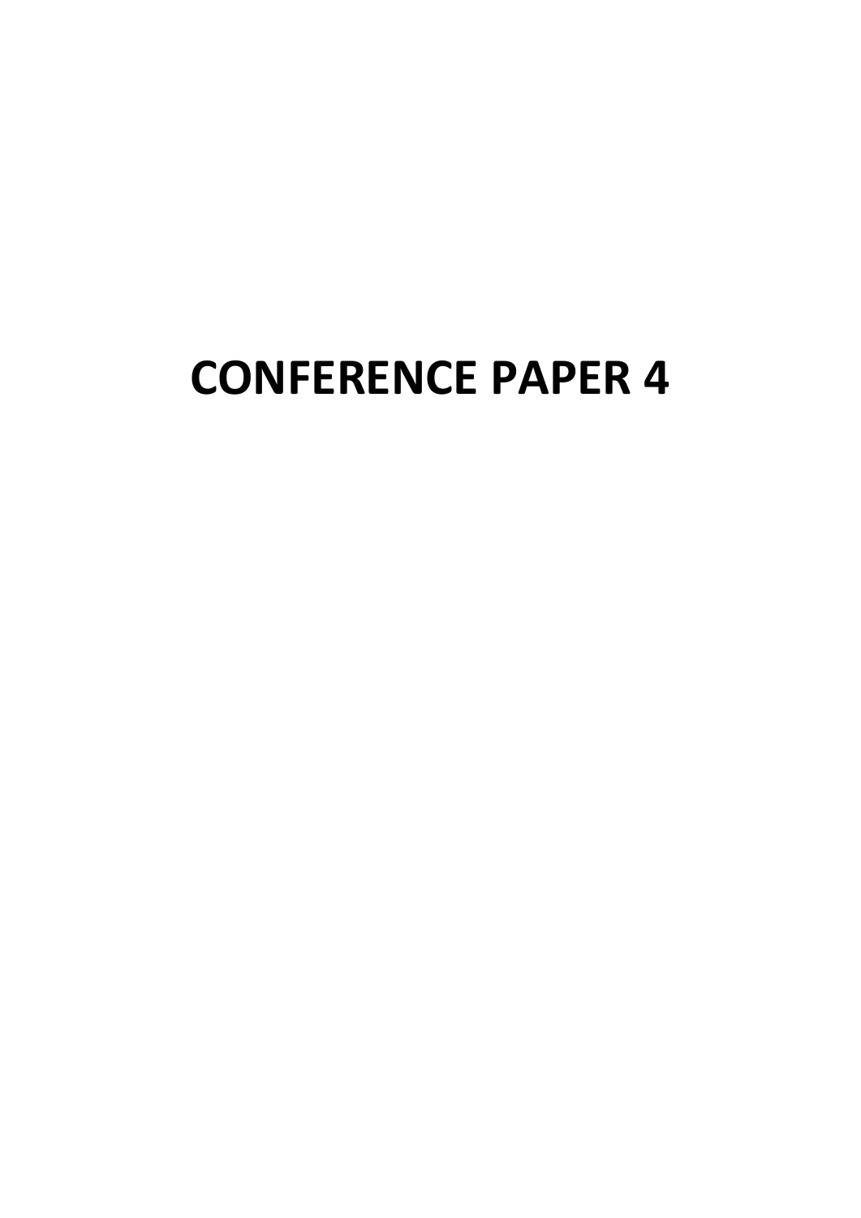# CONFERENCE PAPER 4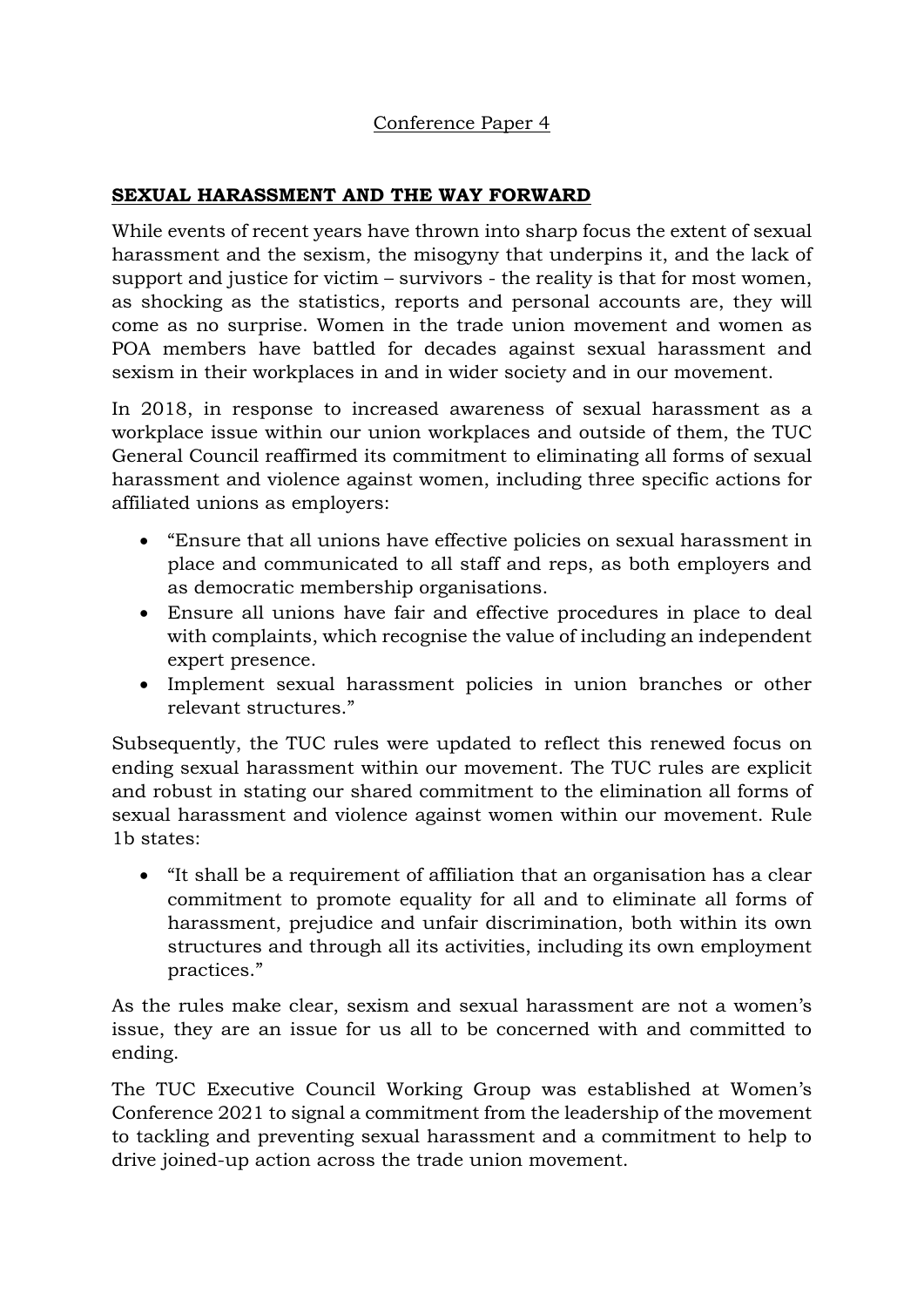Conference Paper 4

## SEXUAL HARASSMENT AND THE WAY FORWARD

While events of recent years have thrown into sharp focus the extent of sexual harassment and the sexism, the misogyny that underpins it, and the lack of support and justice for victim – survivors - the reality is that for most women, as shocking as the statistics, reports and personal accounts are, they will come as no surprise. Women in the trade union movement and women as POA members have battled for decades against sexual harassment and sexism in their workplaces in and in wider society and in our movement.

In 2018, in response to increased awareness of sexual harassment as a workplace issue within our union workplaces and outside of them, the TUC General Council reaffirmed its commitment to eliminating all forms of sexual harassment and violence against women, including three specific actions for affiliated unions as employers:

- "Ensure that all unions have effective policies on sexual harassment in place and communicated to all staff and reps, as both employers and as democratic membership organisations.
- Ensure all unions have fair and effective procedures in place to deal with complaints, which recognise the value of including an independent expert presence.
- Implement sexual harassment policies in union branches or other relevant structures."

Subsequently, the TUC rules were updated to reflect this renewed focus on ending sexual harassment within our movement. The TUC rules are explicit and robust in stating our shared commitment to the elimination all forms of sexual harassment and violence against women within our movement. Rule 1b states:

- "It shall be a requirement of affiliation that an organisation has a clear commitment to promote equality for all and to eliminate all forms of harassment, prejudice and unfair discrimination, both within its own structures and through all its activities, including its own employment practices."

As the rules make clear, sexism and sexual harassment are not a women's issue, they are an issue for us all to be concerned with and committed to ending.

The TUC Executive Council Working Group was established at Women's Conference 2021 to signal a commitment from the leadership of the movement to tackling and preventing sexual harassment and a commitment to help to drive joined-up action across the trade union movement.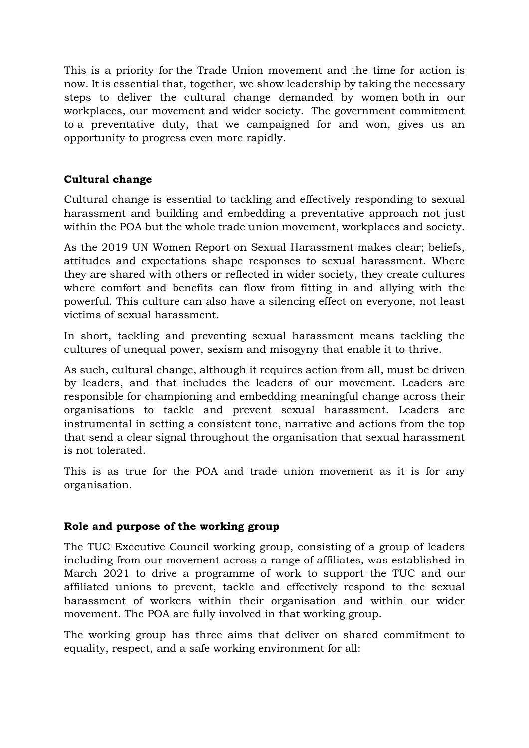This is a priority for the Trade Union movement and the time for action is now. It is essential that, together, we show leadership by taking the necessary steps to deliver the cultural change demanded by women both in our workplaces, our movement and wider society. The government commitment to a preventative duty, that we campaigned for and won, gives us an opportunity to progress even more rapidly.

**Cultural change**

Cultural change is essential to tackling and effectively responding to sexual harassment and building and embedding a preventative approach not just within the POA but the whole trade union movement, workplaces and society.

As the 2019 UN Women Report on Sexual Harassment makes clear; beliefs, attitudes and expectations shape responses to sexual harassment. Where they are shared with others or reflected in wider society, they create cultures where comfort and benefits can flow from fitting in and allying with the powerful. This culture can also have a silencing effect on everyone, not least victims of sexual harassment.

In short, tackling and preventing sexual harassment means tackling the cultures of unequal power, sexism and misogyny that enable it to thrive.

As such, cultural change, although it requires action from all, must be driven by leaders, and that includes the leaders of our movement. Leaders are responsible for championing and embedding meaningful change across their organisations to tackle and prevent sexual harassment. Leaders are instrumental in setting a consistent tone, narrative and actions from the top that send a clear signal throughout the organisation that sexual harassment is not tolerated.

This is as true for the POA and trade union movement as it is for any organisation.

**Role and purpose of the working group**

The TUC Executive Council working group, consisting of a group of leaders including from our movement across a range of affiliates, was established in March 2021 to drive a programme of work to support the TUC and our affiliated unions to prevent, tackle and effectively respond to the sexual harassment of workers within their organisation and within our wider movement. The POA are fully involved in that working group.

The working group has three aims that deliver on shared commitment to equality, respect, and a safe working environment for all: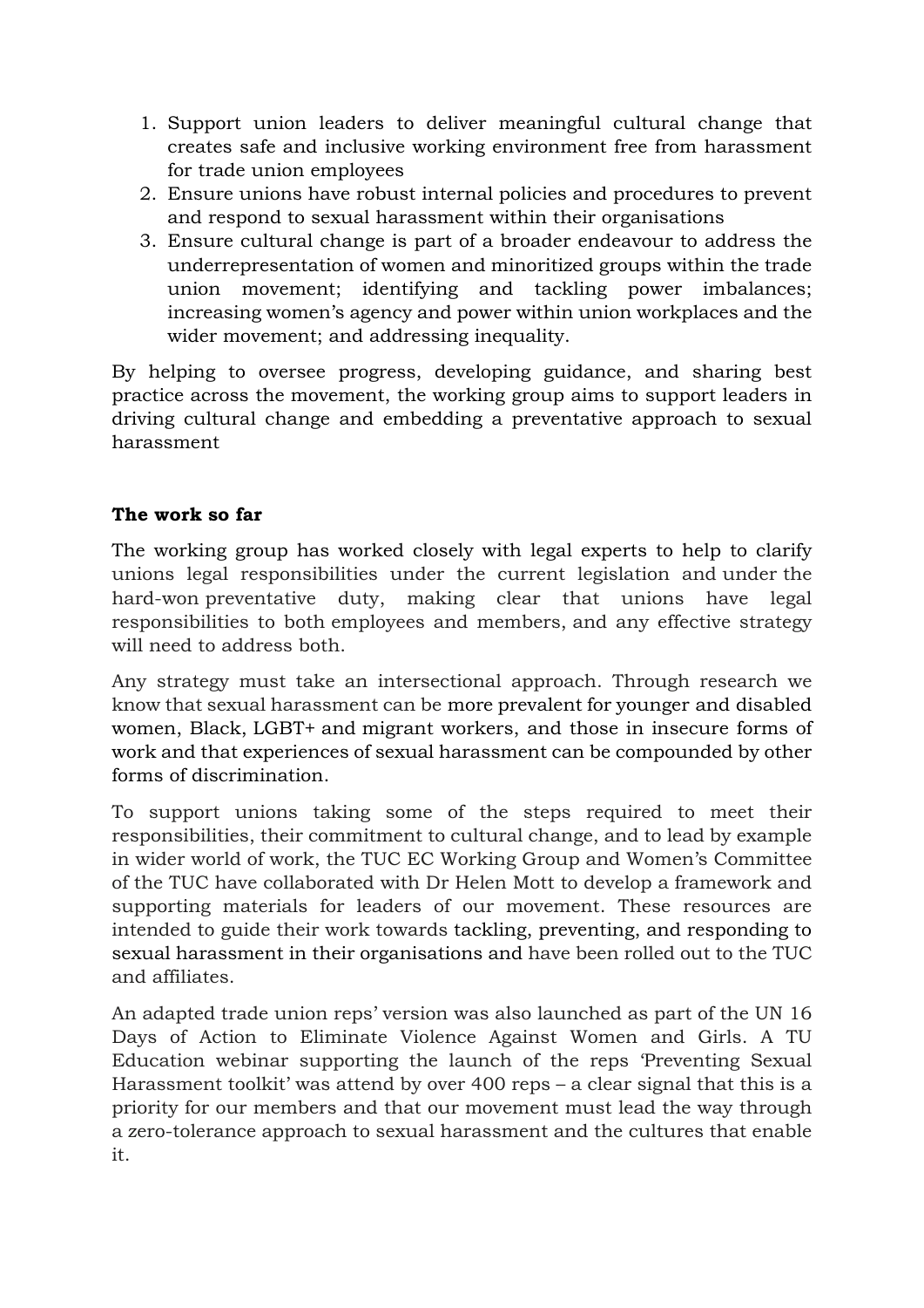1. Support union leaders to deliver meaningful cultural change that creates safe and inclusive working environment free from harassment for trade union employees
2. Ensure unions have robust internal policies and procedures to prevent and respond to sexual harassment within their organisations
3. Ensure cultural change is part of a broader endeavour to address the underrepresentation of women and minoritized groups within the trade union movement; identifying and tackling power imbalances; increasing women's agency and power within union workplaces and the wider movement; and addressing inequality.

By helping to oversee progress, developing guidance, and sharing best practice across the movement, the working group aims to support leaders in driving cultural change and embedding a preventative approach to sexual harassment

**The work so far**

The working group has worked closely with legal experts to help to clarify unions legal responsibilities under the current legislation and under the hard-won preventative duty, making clear that unions have legal responsibilities to both employees and members, and any effective strategy will need to address both.

Any strategy must take an intersectional approach. Through research we know that sexual harassment can be more prevalent for younger and disabled women, Black, LGBT+ and migrant workers, and those in insecure forms of work and that experiences of sexual harassment can be compounded by other forms of discrimination.

To support unions taking some of the steps required to meet their responsibilities, their commitment to cultural change, and to lead by example in wider world of work, the TUC EC Working Group and Women's Committee of the TUC have collaborated with Dr Helen Mott to develop a framework and supporting materials for leaders of our movement. These resources are intended to guide their work towards tackling, preventing, and responding to sexual harassment in their organisations and have been rolled out to the TUC and affiliates.

An adapted trade union reps' version was also launched as part of the UN 16 Days of Action to Eliminate Violence Against Women and Girls. A TU Education webinar supporting the launch of the reps 'Preventing Sexual Harassment toolkit' was attend by over 400 reps – a clear signal that this is a priority for our members and that our movement must lead the way through a zero-tolerance approach to sexual harassment and the cultures that enable it.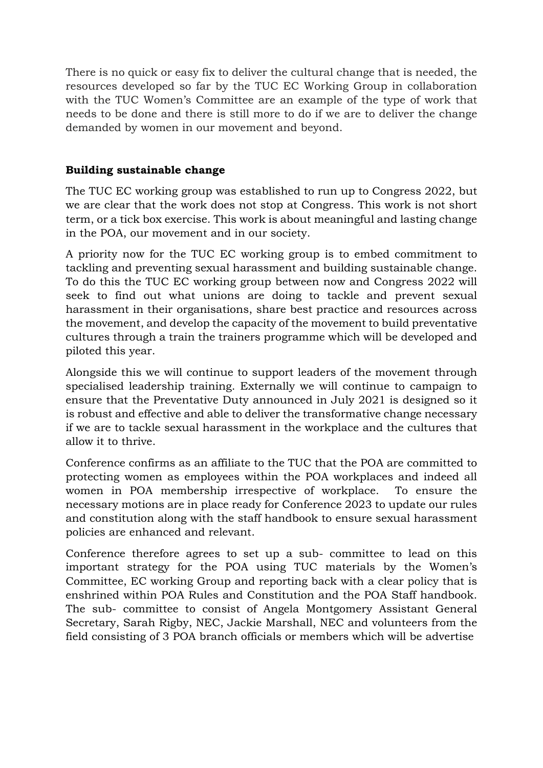There is no quick or easy fix to deliver the cultural change that is needed, the resources developed so far by the TUC EC Working Group in collaboration with the TUC Women's Committee are an example of the type of work that needs to be done and there is still more to do if we are to deliver the change demanded by women in our movement and beyond.

**Building sustainable change**

The TUC EC working group was established to run up to Congress 2022, but we are clear that the work does not stop at Congress. This work is not short term, or a tick box exercise. This work is about meaningful and lasting change in the POA, our movement and in our society.

A priority now for the TUC EC working group is to embed commitment to tackling and preventing sexual harassment and building sustainable change. To do this the TUC EC working group between now and Congress 2022 will seek to find out what unions are doing to tackle and prevent sexual harassment in their organisations, share best practice and resources across the movement, and develop the capacity of the movement to build preventative cultures through a train the trainers programme which will be developed and piloted this year.

Alongside this we will continue to support leaders of the movement through specialised leadership training. Externally we will continue to campaign to ensure that the Preventative Duty announced in July 2021 is designed so it is robust and effective and able to deliver the transformative change necessary if we are to tackle sexual harassment in the workplace and the cultures that allow it to thrive.

Conference confirms as an affiliate to the TUC that the POA are committed to protecting women as employees within the POA workplaces and indeed all women in POA membership irrespective of workplace. To ensure the necessary motions are in place ready for Conference 2023 to update our rules and constitution along with the staff handbook to ensure sexual harassment policies are enhanced and relevant.

Conference therefore agrees to set up a sub- committee to lead on this important strategy for the POA using TUC materials by the Women's Committee, EC working Group and reporting back with a clear policy that is enshrined within POA Rules and Constitution and the POA Staff handbook. The sub- committee to consist of Angela Montgomery Assistant General Secretary, Sarah Rigby, NEC, Jackie Marshall, NEC and volunteers from the field consisting of 3 POA branch officials or members which will be advertise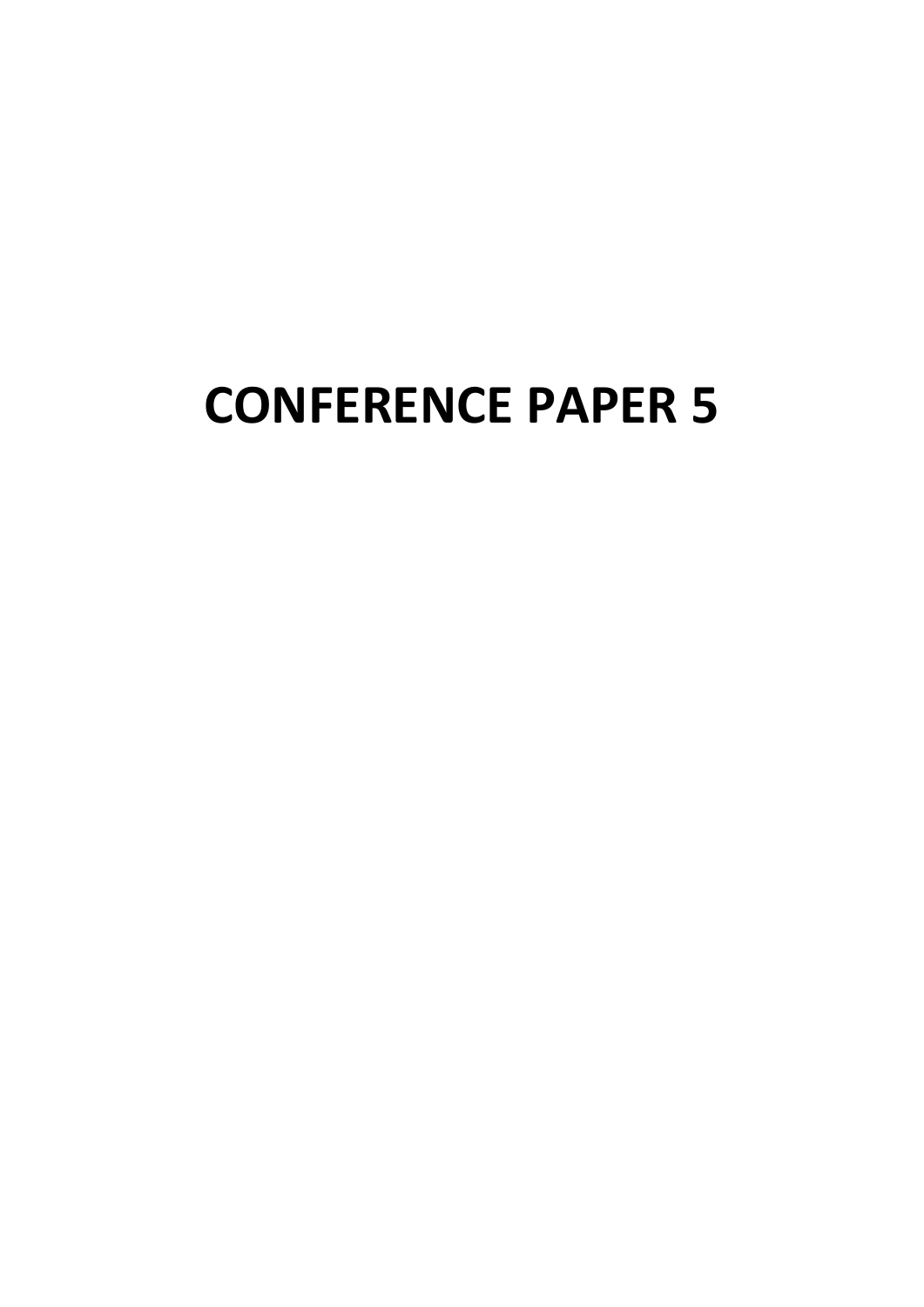# CONFERENCE PAPER 5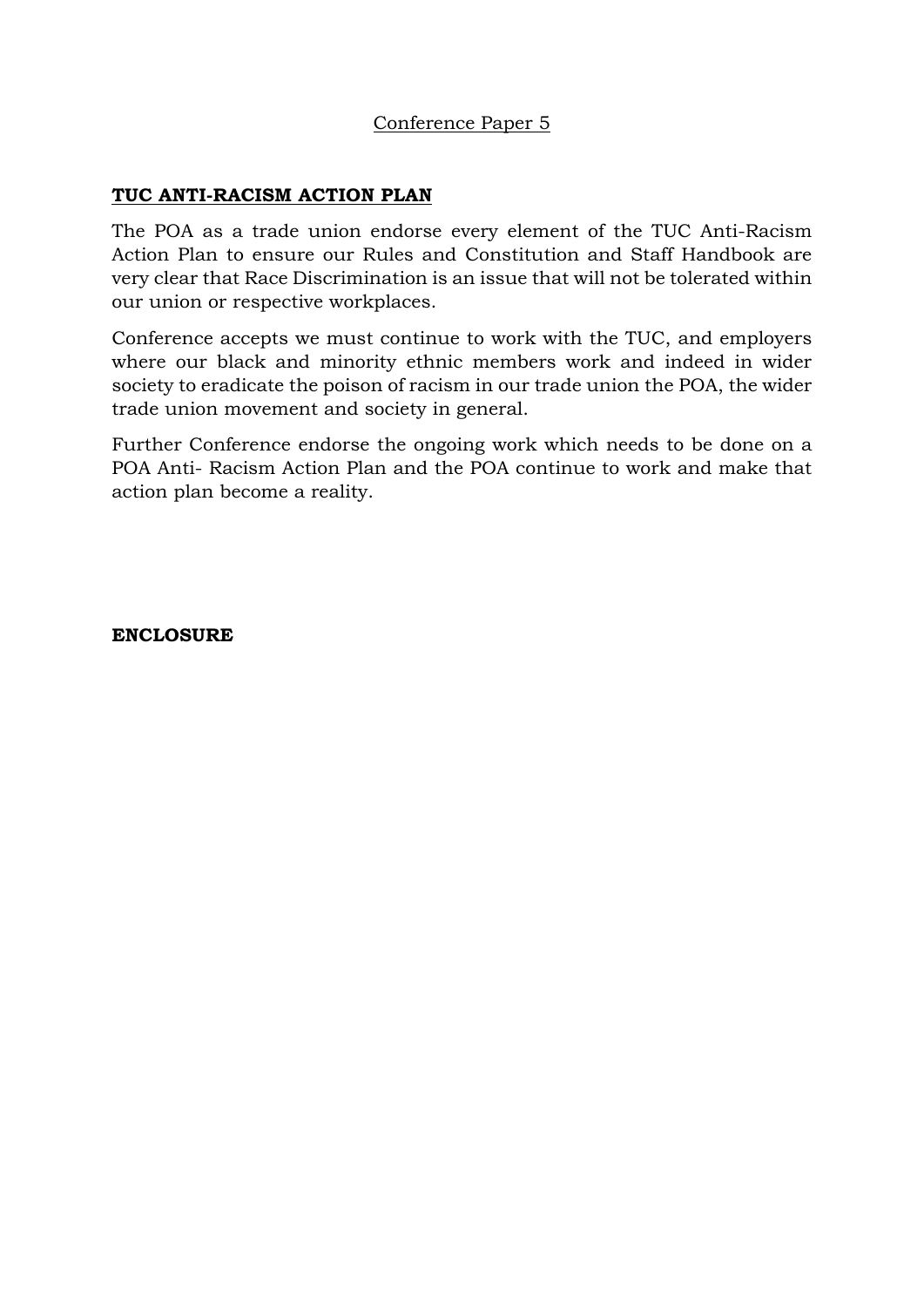Conference Paper 5

## **TUC ANTI-RACISM ACTION PLAN**

The POA as a trade union endorse every element of the TUC Anti-Racism Action Plan to ensure our Rules and Constitution and Staff Handbook are very clear that Race Discrimination is an issue that will not be tolerated within our union or respective workplaces.

Conference accepts we must continue to work with the TUC, and employers where our black and minority ethnic members work and indeed in wider society to eradicate the poison of racism in our trade union the POA, the wider trade union movement and society in general.

Further Conference endorse the ongoing work which needs to be done on a POA Anti- Racism Action Plan and the POA continue to work and make that action plan become a reality.

**ENCLOSURE**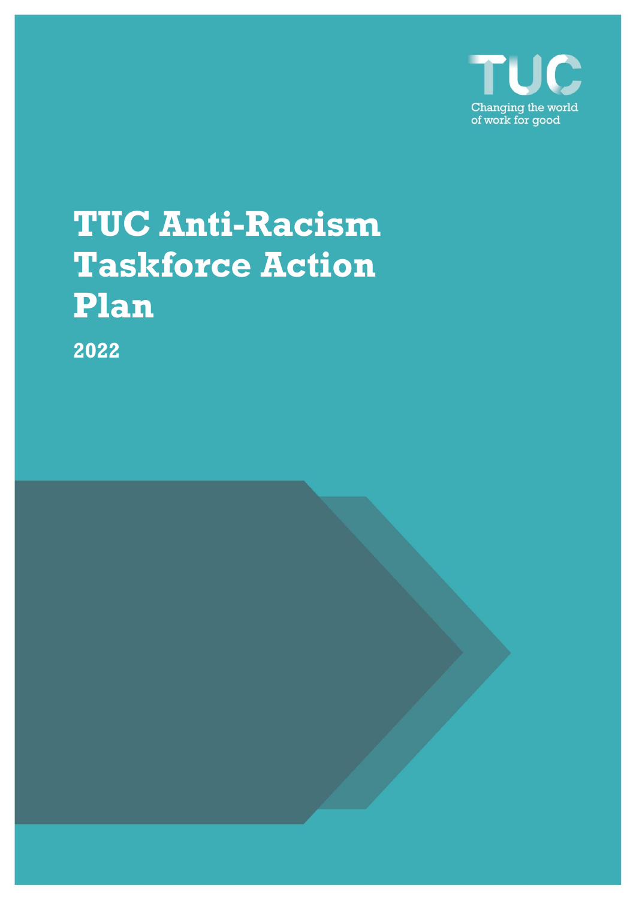# TUC Anti-Racism Taskforce Action Plan

**2022**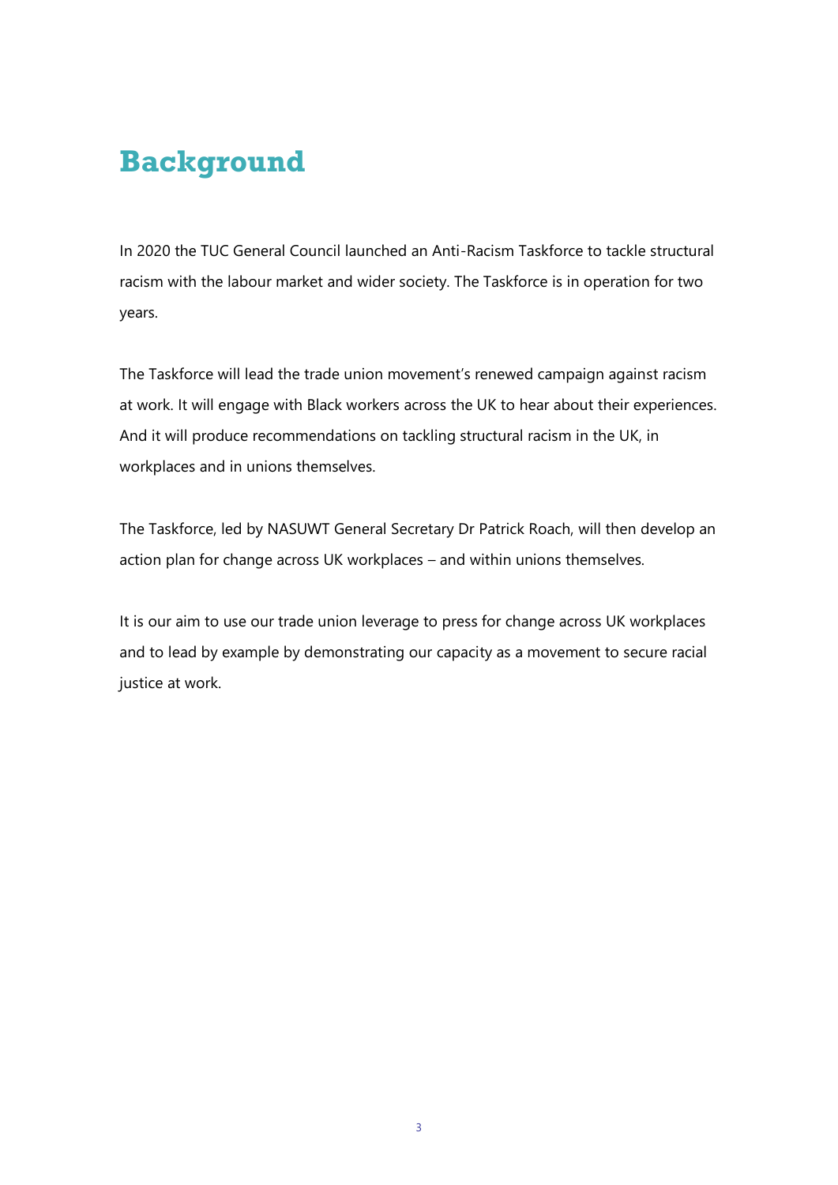# Background

In 2020 the TUC General Council launched an Anti-Racism Taskforce to tackle structural racism with the labour market and wider society. The Taskforce is in operation for two years.

The Taskforce will lead the trade union movement's renewed campaign against racism at work. It will engage with Black workers across the UK to hear about their experiences. And it will produce recommendations on tackling structural racism in the UK, in workplaces and in unions themselves.

The Taskforce, led by NASUWT General Secretary Dr Patrick Roach, will then develop an action plan for change across UK workplaces – and within unions themselves.

It is our aim to use our trade union leverage to press for change across UK workplaces and to lead by example by demonstrating our capacity as a movement to secure racial justice at work.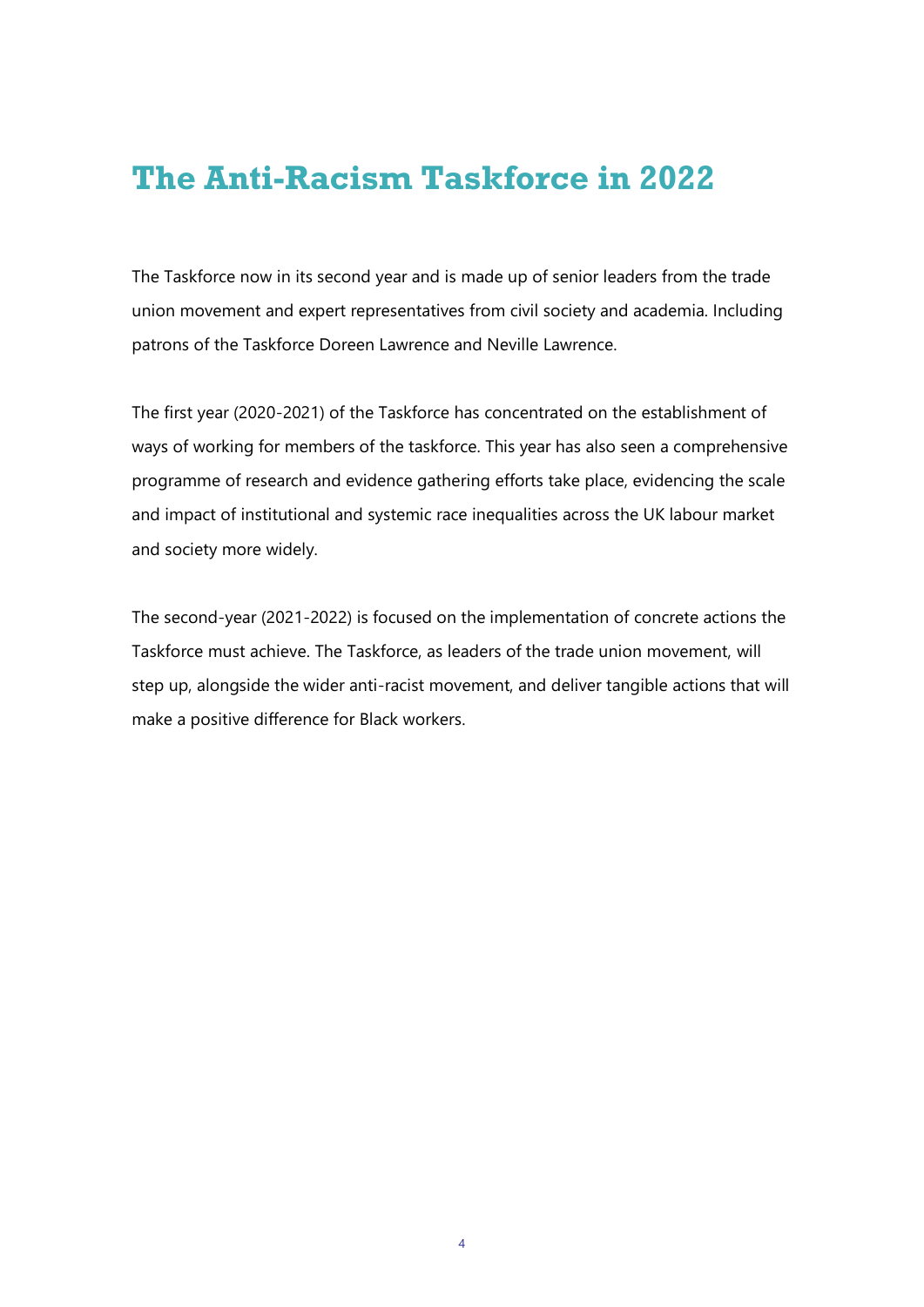# The Anti-Racism Taskforce in 2022

The Taskforce now in its second year and is made up of senior leaders from the trade union movement and expert representatives from civil society and academia. Including patrons of the Taskforce Doreen Lawrence and Neville Lawrence.

The first year (2020-2021) of the Taskforce has concentrated on the establishment of ways of working for members of the taskforce. This year has also seen a comprehensive programme of research and evidence gathering efforts take place, evidencing the scale and impact of institutional and systemic race inequalities across the UK labour market and society more widely.

The second-year (2021-2022) is focused on the implementation of concrete actions the Taskforce must achieve. The Taskforce, as leaders of the trade union movement, will step up, alongside the wider anti-racist movement, and deliver tangible actions that will make a positive difference for Black workers.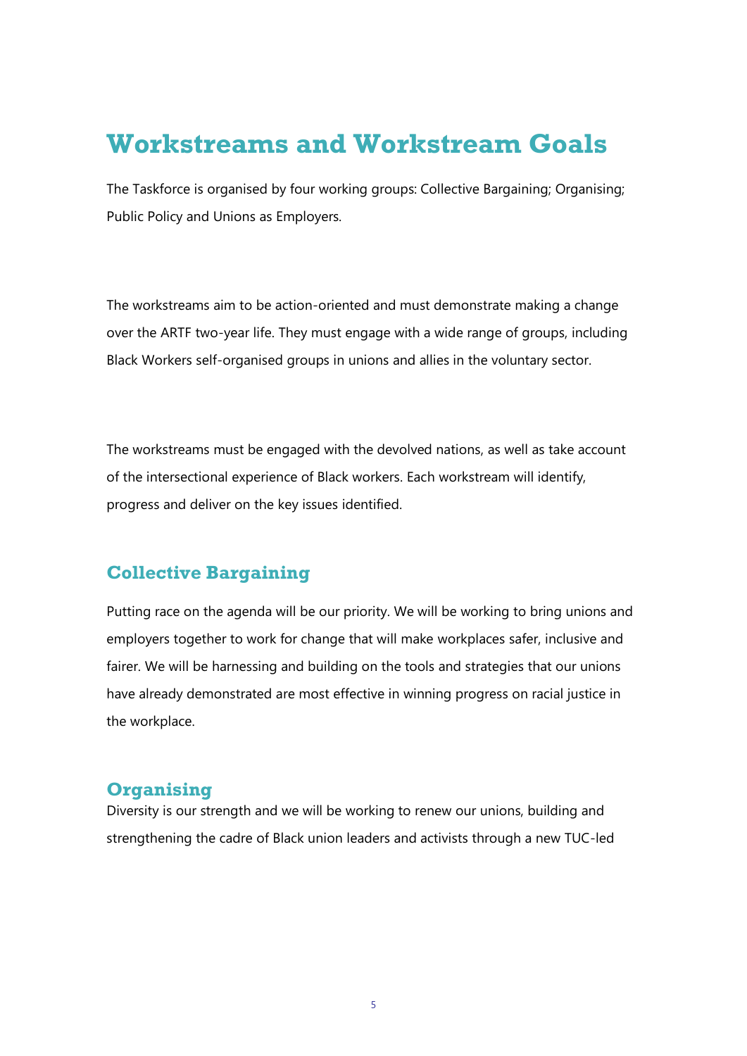# Workstreams and Workstream Goals

The Taskforce is organised by four working groups: Collective Bargaining; Organising; Public Policy and Unions as Employers.

The workstreams aim to be action-oriented and must demonstrate making a change over the ARTF two-year life. They must engage with a wide range of groups, including Black Workers self-organised groups in unions and allies in the voluntary sector.

The workstreams must be engaged with the devolved nations, as well as take account of the intersectional experience of Black workers. Each workstream will identify, progress and deliver on the key issues identified.

## Collective Bargaining

Putting race on the agenda will be our priority. We will be working to bring unions and employers together to work for change that will make workplaces safer, inclusive and fairer. We will be harnessing and building on the tools and strategies that our unions have already demonstrated are most effective in winning progress on racial justice in the workplace.

## Organising

Diversity is our strength and we will be working to renew our unions, building and strengthening the cadre of Black union leaders and activists through a new TUC-led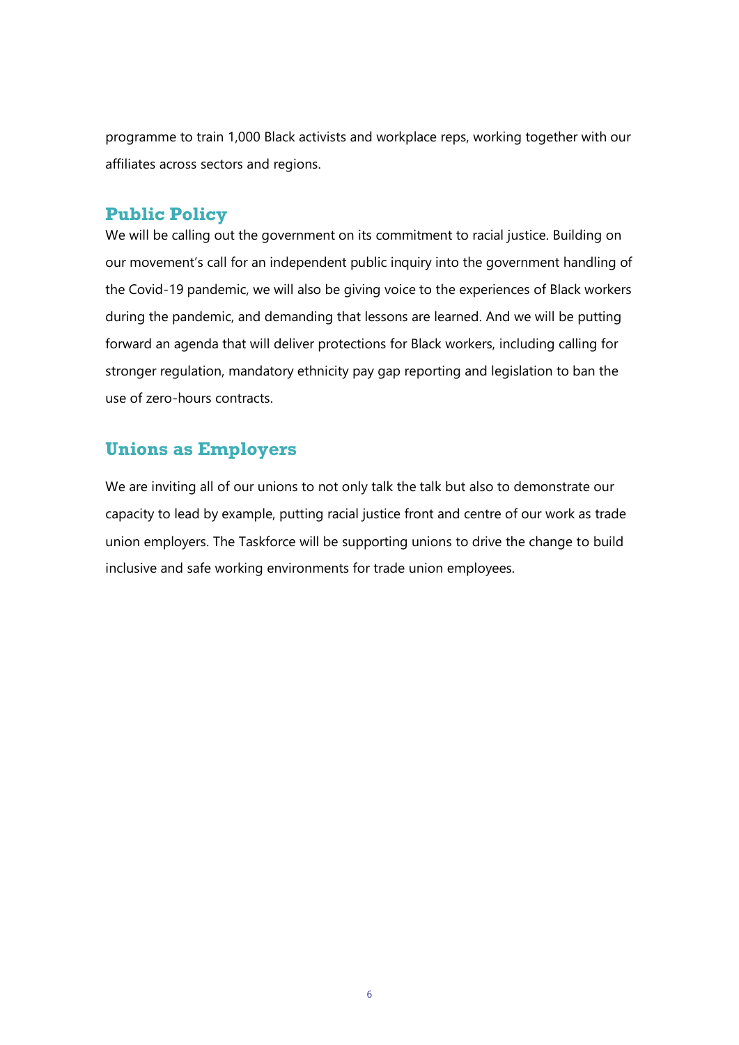programme to train 1,000 Black activists and workplace reps, working together with our affiliates across sectors and regions.

## Public Policy

We will be calling out the government on its commitment to racial justice. Building on our movement's call for an independent public inquiry into the government handling of the Covid-19 pandemic, we will also be giving voice to the experiences of Black workers during the pandemic, and demanding that lessons are learned. And we will be putting forward an agenda that will deliver protections for Black workers, including calling for stronger regulation, mandatory ethnicity pay gap reporting and legislation to ban the use of zero-hours contracts.

## Unions as Employers

We are inviting all of our unions to not only talk the talk but also to demonstrate our capacity to lead by example, putting racial justice front and centre of our work as trade union employers. The Taskforce will be supporting unions to drive the change to build inclusive and safe working environments for trade union employees.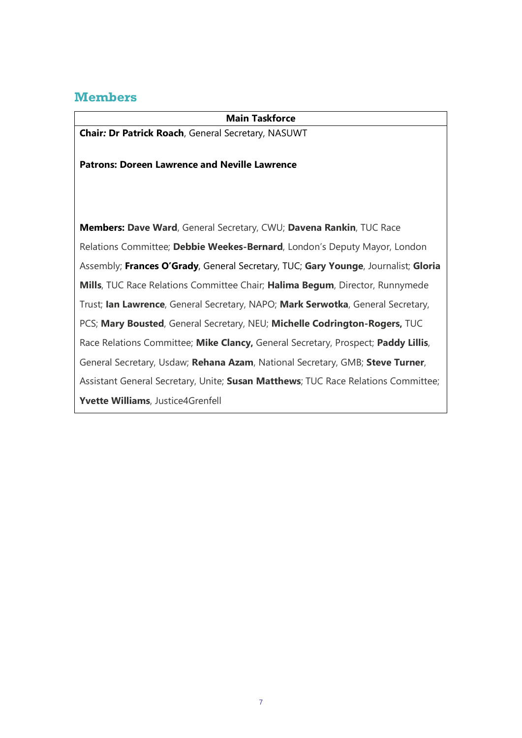## Members

| Main Taskforce |
| --- |
| **Chair*:* Dr Patrick Roach**, General Secretary, NASUWT<br><br>**Patrons: Doreen Lawrence and Neville Lawrence**<br><br>**Members: Dave Ward**, General Secretary, CWU; **Davena Rankin**, TUC Race Relations Committee; **Debbie Weekes-Bernard**, London's Deputy Mayor, London Assembly; **Frances O'Grady**, General Secretary, TUC; **Gary Younge**, Journalist; **Gloria Mills**, TUC Race Relations Committee Chair; **Halima Begum**, Director, Runnymede Trust; **Ian Lawrence**, General Secretary, NAPO; **Mark Serwotka**, General Secretary, PCS; **Mary Bousted**, General Secretary, NEU; **Michelle Codrington-Rogers,** TUC Race Relations Committee; **Mike Clancy,** General Secretary, Prospect; **Paddy Lillis**, General Secretary, Usdaw; **Rehana Azam**, National Secretary, GMB; **Steve Turner**, Assistant General Secretary, Unite; **Susan Matthews**; TUC Race Relations Committee; **Yvette Williams**, Justice4Grenfell |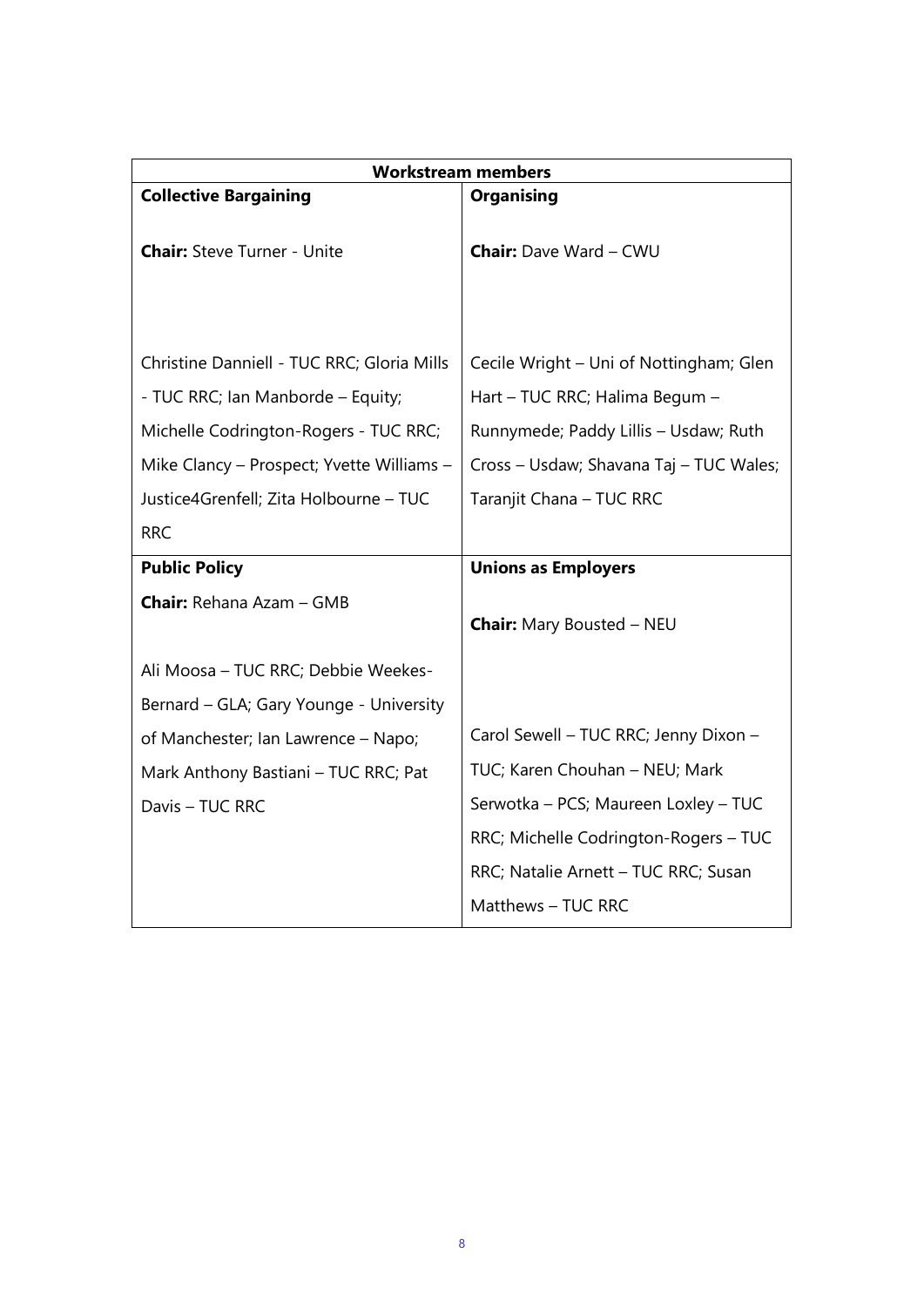| Workstream members | |
|---|---|
| **Collective Bargaining**<br><br>**Chair:** Steve Turner - Unite<br><br>Christine Danniell - TUC RRC; Gloria Mills - TUC RRC; Ian Manborde – Equity; Michelle Codrington-Rogers - TUC RRC; Mike Clancy – Prospect; Yvette Williams – Justice4Grenfell; Zita Holbourne – TUC RRC | **Organising**<br><br>**Chair:** Dave Ward – CWU<br><br>Cecile Wright – Uni of Nottingham; Glen Hart – TUC RRC; Halima Begum – Runnymede; Paddy Lillis – Usdaw; Ruth Cross – Usdaw; Shavana Taj – TUC Wales; Taranjit Chana – TUC RRC |
| **Public Policy**<br><br>**Chair:** Rehana Azam – GMB<br><br>Ali Moosa – TUC RRC; Debbie Weekes-Bernard – GLA; Gary Younge - University of Manchester; Ian Lawrence – Napo; Mark Anthony Bastiani – TUC RRC; Pat Davis – TUC RRC | **Unions as Employers**<br><br>**Chair:** Mary Bousted – NEU<br><br>Carol Sewell – TUC RRC; Jenny Dixon – TUC; Karen Chouhan – NEU; Mark Serwotka – PCS; Maureen Loxley – TUC RRC; Michelle Codrington-Rogers – TUC RRC; Natalie Arnett – TUC RRC; Susan Matthews – TUC RRC |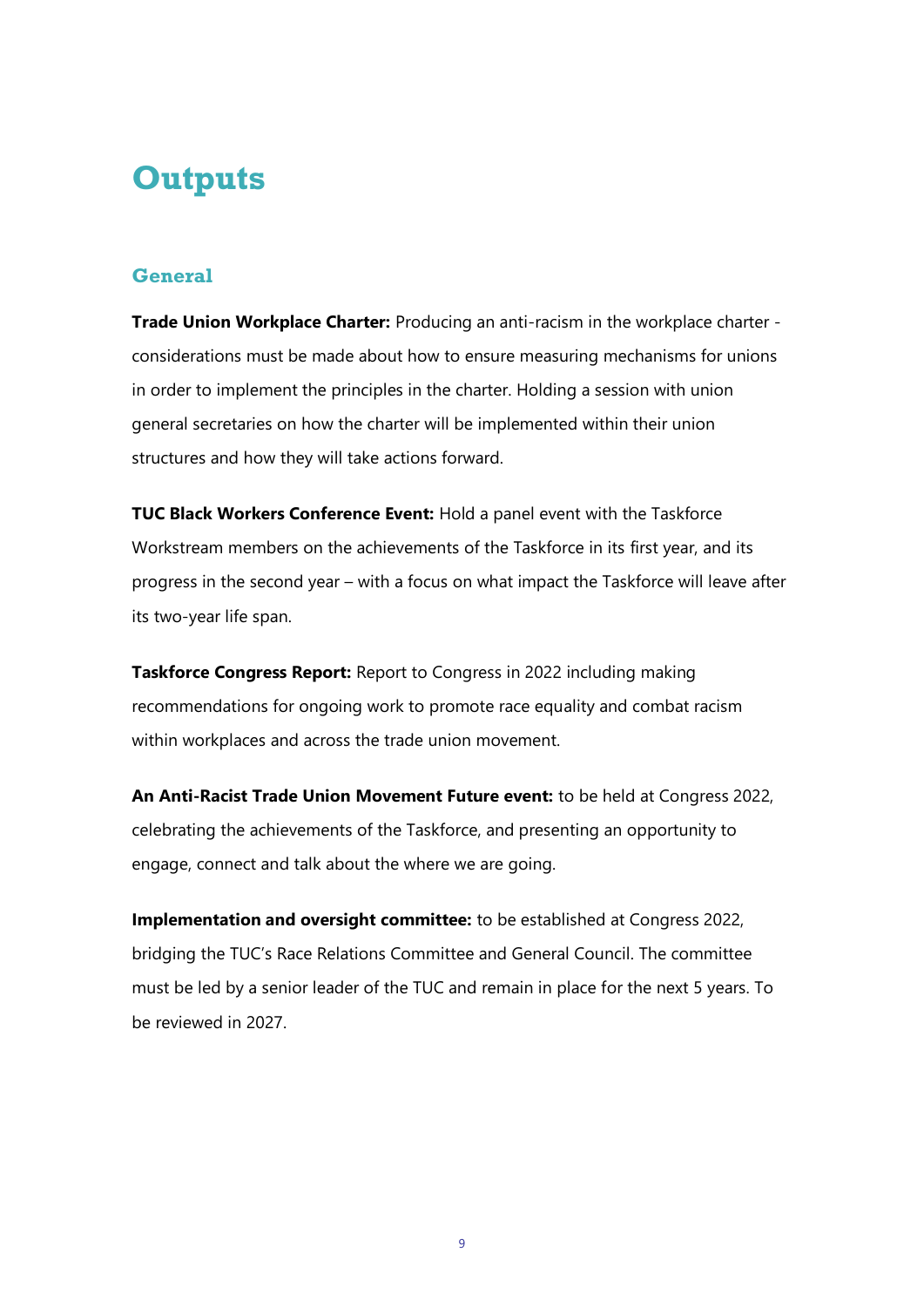# Outputs

## General

**Trade Union Workplace Charter:** Producing an anti-racism in the workplace charter - considerations must be made about how to ensure measuring mechanisms for unions in order to implement the principles in the charter. Holding a session with union general secretaries on how the charter will be implemented within their union structures and how they will take actions forward.

**TUC Black Workers Conference Event:** Hold a panel event with the Taskforce Workstream members on the achievements of the Taskforce in its first year, and its progress in the second year – with a focus on what impact the Taskforce will leave after its two-year life span.

**Taskforce Congress Report:** Report to Congress in 2022 including making recommendations for ongoing work to promote race equality and combat racism within workplaces and across the trade union movement.

**An Anti-Racist Trade Union Movement Future event:** to be held at Congress 2022, celebrating the achievements of the Taskforce, and presenting an opportunity to engage, connect and talk about the where we are going.

**Implementation and oversight committee:** to be established at Congress 2022, bridging the TUC's Race Relations Committee and General Council. The committee must be led by a senior leader of the TUC and remain in place for the next 5 years. To be reviewed in 2027.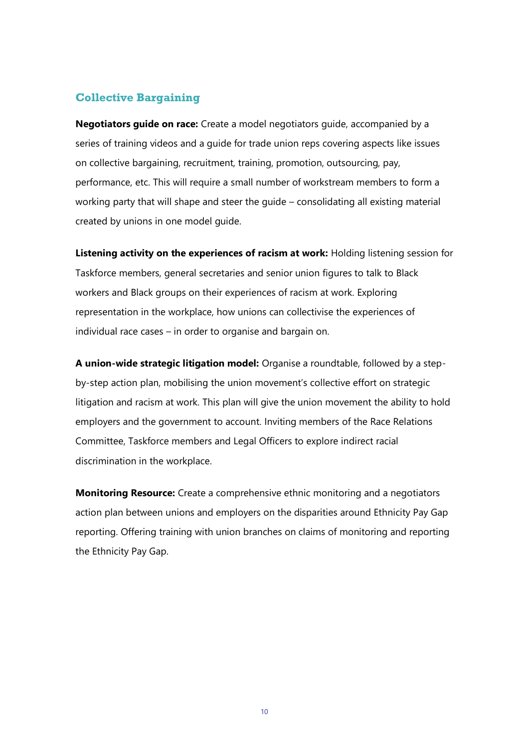## Collective Bargaining

**Negotiators guide on race:** Create a model negotiators guide, accompanied by a series of training videos and a guide for trade union reps covering aspects like issues on collective bargaining, recruitment, training, promotion, outsourcing, pay, performance, etc. This will require a small number of workstream members to form a working party that will shape and steer the guide – consolidating all existing material created by unions in one model guide.

**Listening activity on the experiences of racism at work:** Holding listening session for Taskforce members, general secretaries and senior union figures to talk to Black workers and Black groups on their experiences of racism at work. Exploring representation in the workplace, how unions can collectivise the experiences of individual race cases – in order to organise and bargain on.

**A union-wide strategic litigation model:** Organise a roundtable, followed by a step-by-step action plan, mobilising the union movement's collective effort on strategic litigation and racism at work. This plan will give the union movement the ability to hold employers and the government to account. Inviting members of the Race Relations Committee, Taskforce members and Legal Officers to explore indirect racial discrimination in the workplace.

**Monitoring Resource:** Create a comprehensive ethnic monitoring and a negotiators action plan between unions and employers on the disparities around Ethnicity Pay Gap reporting. Offering training with union branches on claims of monitoring and reporting the Ethnicity Pay Gap.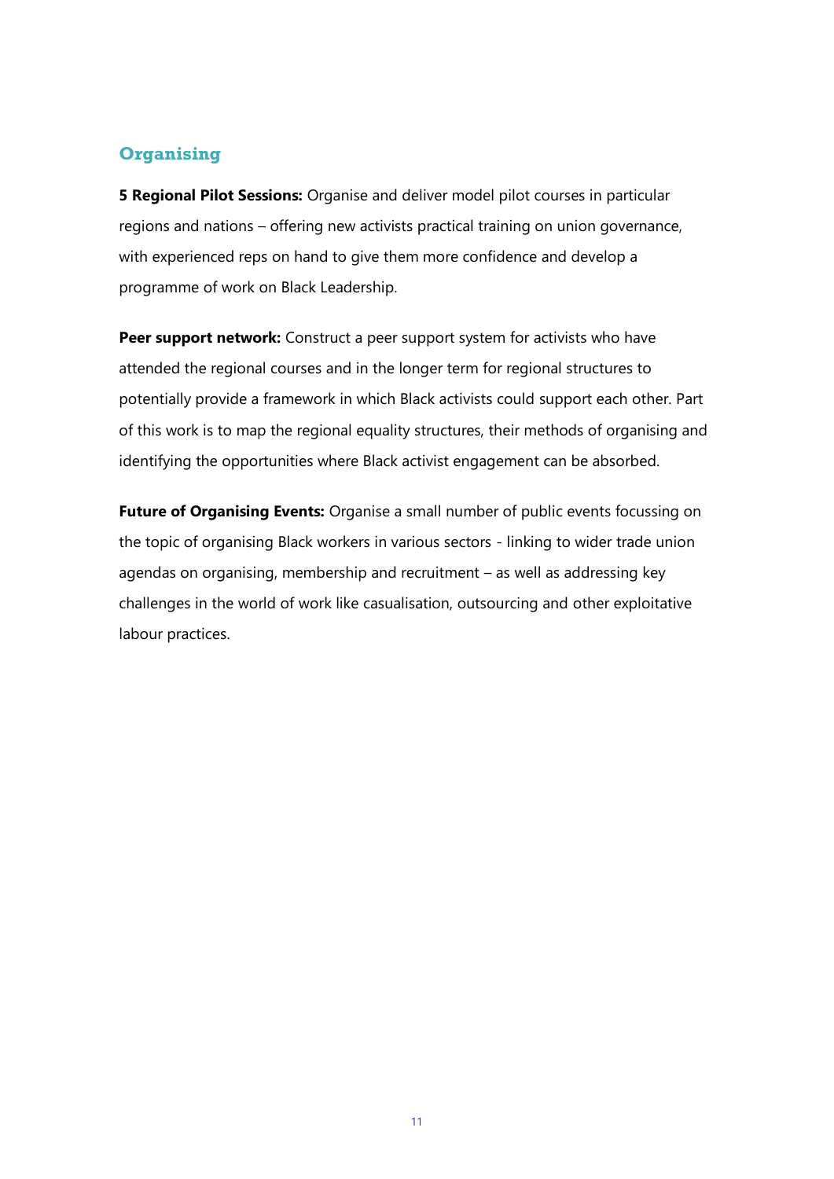## Organising

**5 Regional Pilot Sessions:** Organise and deliver model pilot courses in particular regions and nations – offering new activists practical training on union governance, with experienced reps on hand to give them more confidence and develop a programme of work on Black Leadership.

**Peer support network:** Construct a peer support system for activists who have attended the regional courses and in the longer term for regional structures to potentially provide a framework in which Black activists could support each other. Part of this work is to map the regional equality structures, their methods of organising and identifying the opportunities where Black activist engagement can be absorbed.

**Future of Organising Events:** Organise a small number of public events focussing on the topic of organising Black workers in various sectors - linking to wider trade union agendas on organising, membership and recruitment – as well as addressing key challenges in the world of work like casualisation, outsourcing and other exploitative labour practices.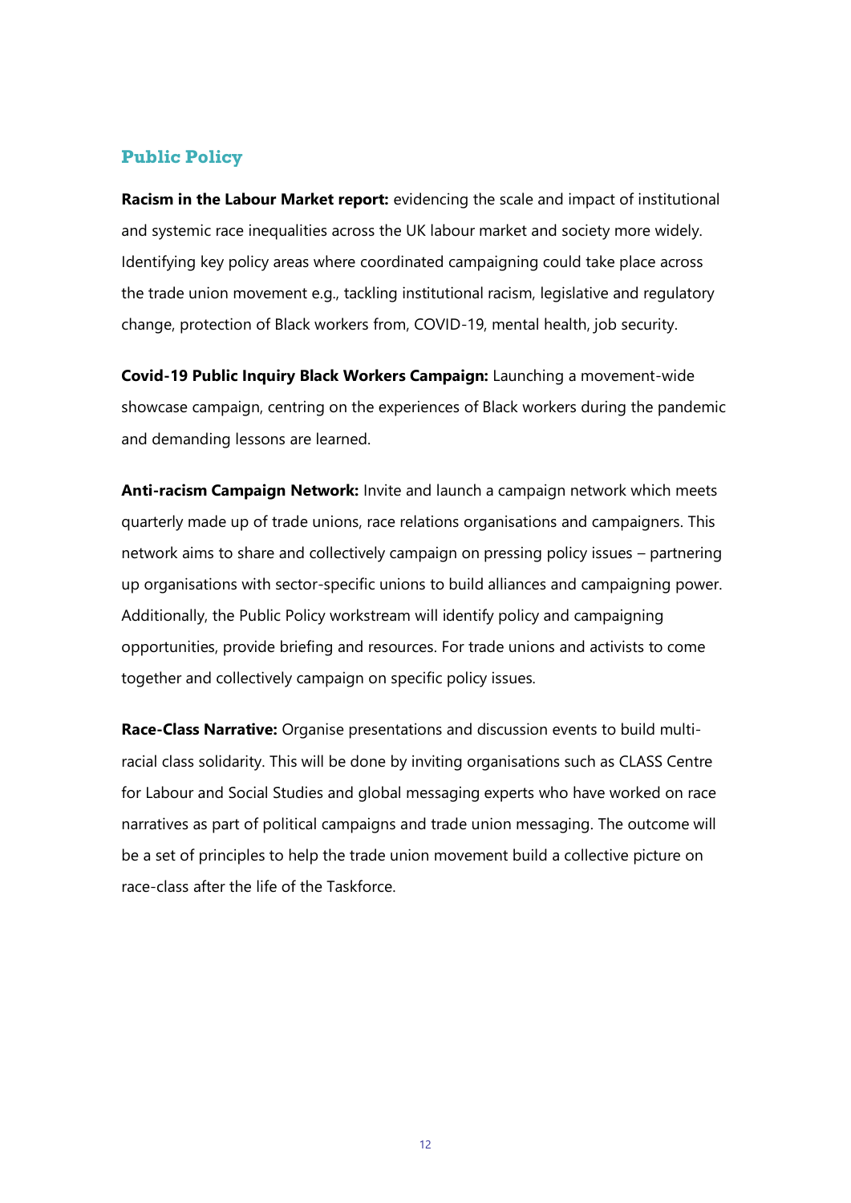## Public Policy

**Racism in the Labour Market report:** evidencing the scale and impact of institutional and systemic race inequalities across the UK labour market and society more widely. Identifying key policy areas where coordinated campaigning could take place across the trade union movement e.g., tackling institutional racism, legislative and regulatory change, protection of Black workers from, COVID-19, mental health, job security.

**Covid-19 Public Inquiry Black Workers Campaign:** Launching a movement-wide showcase campaign, centring on the experiences of Black workers during the pandemic and demanding lessons are learned.

**Anti-racism Campaign Network:** Invite and launch a campaign network which meets quarterly made up of trade unions, race relations organisations and campaigners. This network aims to share and collectively campaign on pressing policy issues – partnering up organisations with sector-specific unions to build alliances and campaigning power. Additionally, the Public Policy workstream will identify policy and campaigning opportunities, provide briefing and resources. For trade unions and activists to come together and collectively campaign on specific policy issues.

**Race-Class Narrative:** Organise presentations and discussion events to build multi-racial class solidarity. This will be done by inviting organisations such as CLASS Centre for Labour and Social Studies and global messaging experts who have worked on race narratives as part of political campaigns and trade union messaging. The outcome will be a set of principles to help the trade union movement build a collective picture on race-class after the life of the Taskforce.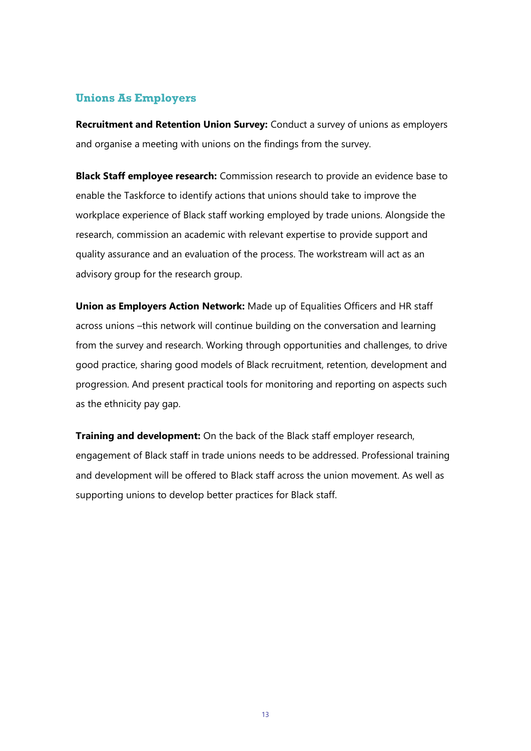## Unions As Employers

**Recruitment and Retention Union Survey:** Conduct a survey of unions as employers and organise a meeting with unions on the findings from the survey.

**Black Staff employee research:** Commission research to provide an evidence base to enable the Taskforce to identify actions that unions should take to improve the workplace experience of Black staff working employed by trade unions. Alongside the research, commission an academic with relevant expertise to provide support and quality assurance and an evaluation of the process. The workstream will act as an advisory group for the research group.

**Union as Employers Action Network:** Made up of Equalities Officers and HR staff across unions –this network will continue building on the conversation and learning from the survey and research. Working through opportunities and challenges, to drive good practice, sharing good models of Black recruitment, retention, development and progression. And present practical tools for monitoring and reporting on aspects such as the ethnicity pay gap.

**Training and development:** On the back of the Black staff employer research, engagement of Black staff in trade unions needs to be addressed. Professional training and development will be offered to Black staff across the union movement. As well as supporting unions to develop better practices for Black staff.